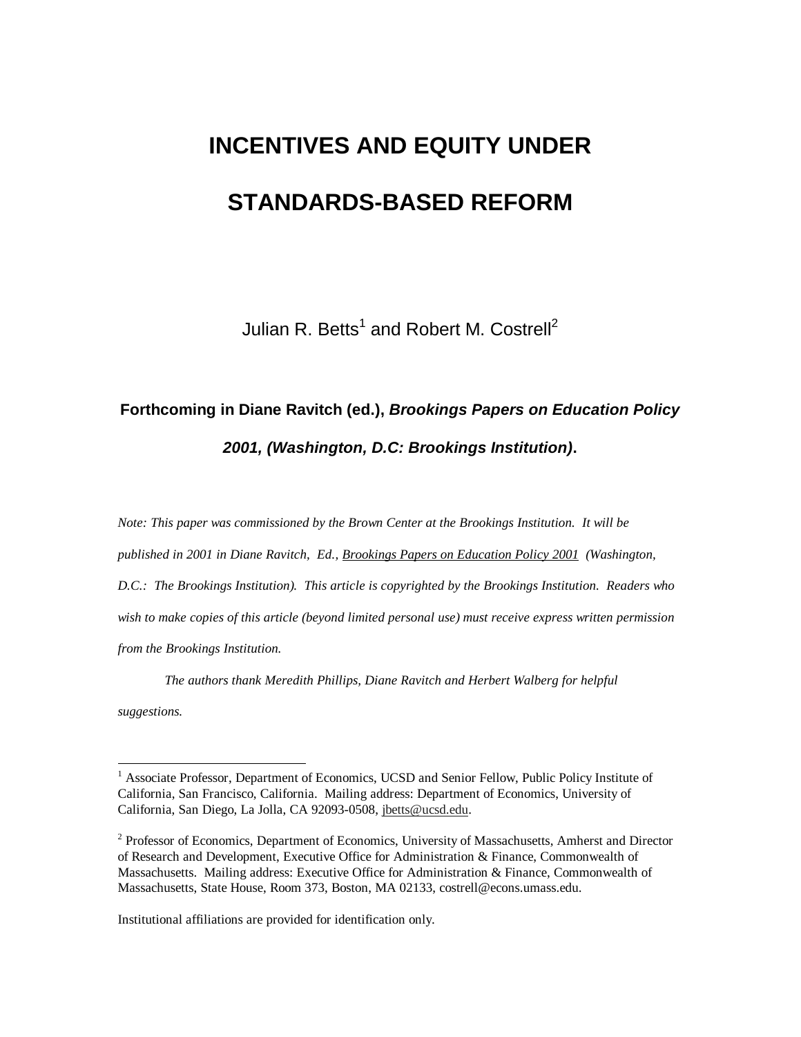# INCENTIVES AND EQUITY UNDER STANDARDS-BASED REFORM

Julian R. Betts[1] and Robert M. Costrell[2]

**Forthcoming in Diane Ravitch (ed.), *Brookings Papers on Education Policy 2001, (Washington, D.C: Brookings Institution)*.**

*Note: This paper was commissioned by the Brown Center at the Brookings Institution. It will be published in 2001 in Diane Ravitch, Ed., Brookings Papers on Education Policy 2001 (Washington, D.C.: The Brookings Institution). This article is copyrighted by the Brookings Institution. Readers who wish to make copies of this article (beyond limited personal use) must receive express written permission from the Brookings Institution.*

*The authors thank Meredith Phillips, Diane Ravitch and Herbert Walberg for helpful suggestions.*

---

[1] Associate Professor, Department of Economics, UCSD and Senior Fellow, Public Policy Institute of California, San Francisco, California. Mailing address: Department of Economics, University of California, San Diego, La Jolla, CA 92093-0508, jbetts@ucsd.edu.

[2] Professor of Economics, Department of Economics, University of Massachusetts, Amherst and Director of Research and Development, Executive Office for Administration & Finance, Commonwealth of Massachusetts. Mailing address: Executive Office for Administration & Finance, Commonwealth of Massachusetts, State House, Room 373, Boston, MA 02133, costrell@econs.umass.edu.

Institutional affiliations are provided for identification only.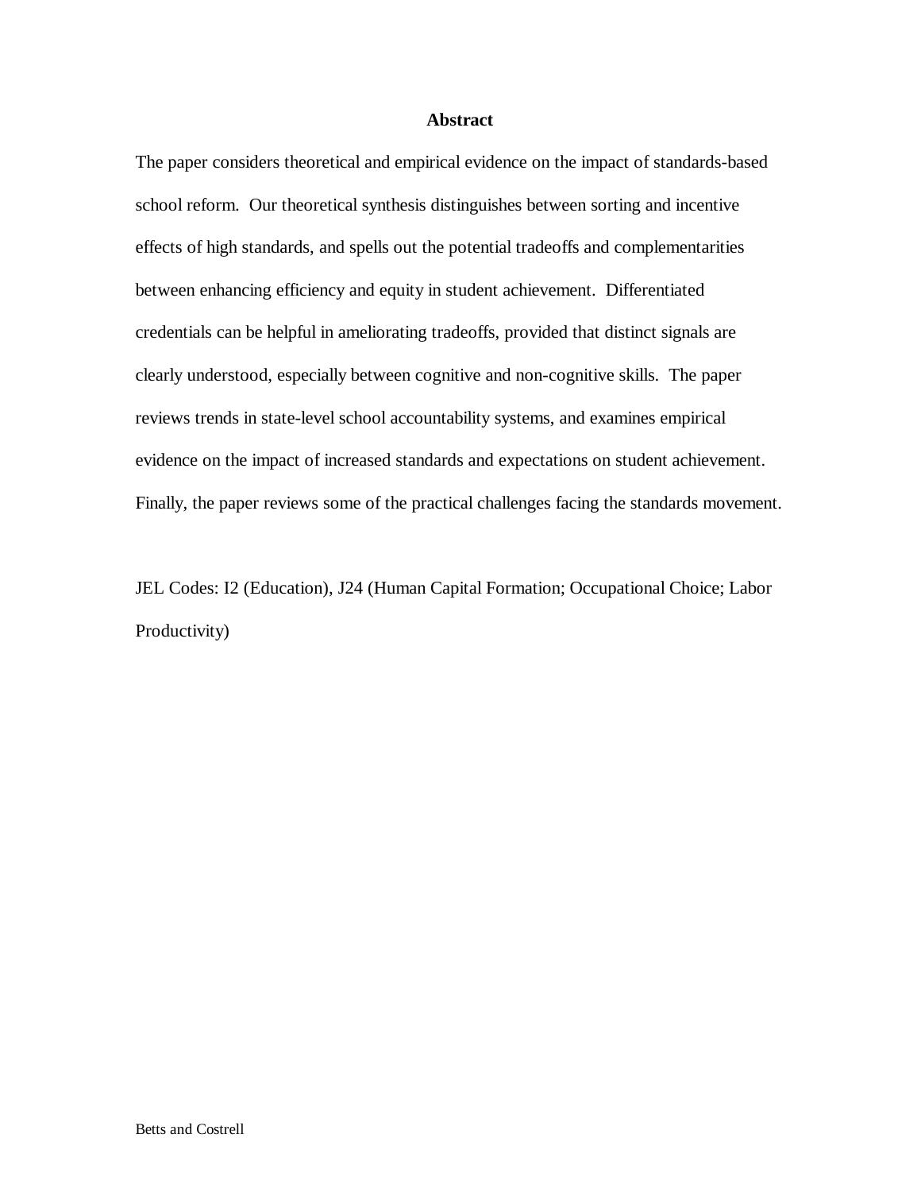## Abstract

The paper considers theoretical and empirical evidence on the impact of standards-based school reform. Our theoretical synthesis distinguishes between sorting and incentive effects of high standards, and spells out the potential tradeoffs and complementarities between enhancing efficiency and equity in student achievement. Differentiated credentials can be helpful in ameliorating tradeoffs, provided that distinct signals are clearly understood, especially between cognitive and non-cognitive skills. The paper reviews trends in state-level school accountability systems, and examines empirical evidence on the impact of increased standards and expectations on student achievement. Finally, the paper reviews some of the practical challenges facing the standards movement.

JEL Codes: I2 (Education), J24 (Human Capital Formation; Occupational Choice; Labor Productivity)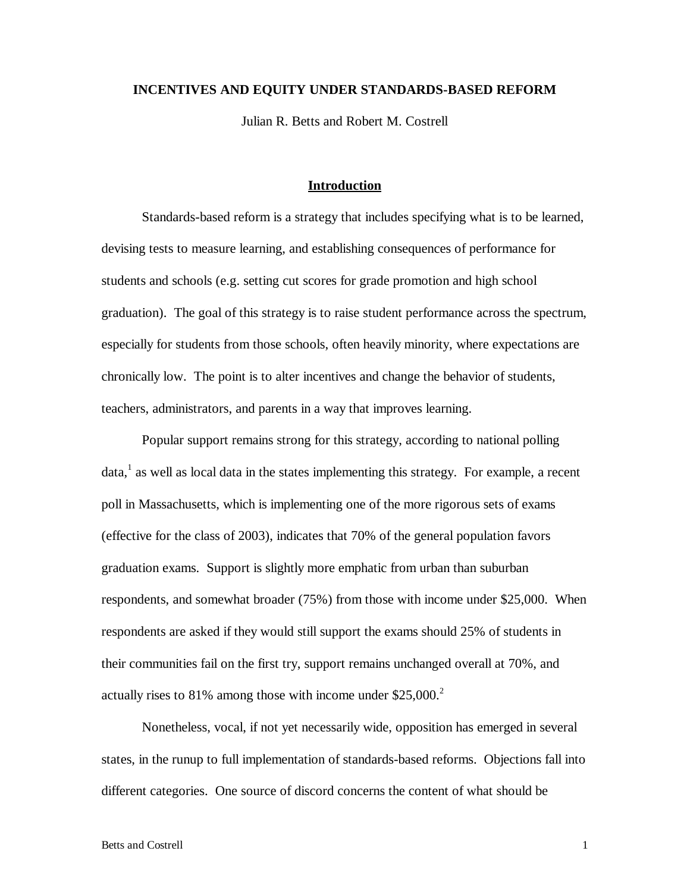**INCENTIVES AND EQUITY UNDER STANDARDS-BASED REFORM**

Julian R. Betts and Robert M. Costrell

## Introduction

Standards-based reform is a strategy that includes specifying what is to be learned, devising tests to measure learning, and establishing consequences of performance for students and schools (e.g. setting cut scores for grade promotion and high school graduation). The goal of this strategy is to raise student performance across the spectrum, especially for students from those schools, often heavily minority, where expectations are chronically low. The point is to alter incentives and change the behavior of students, teachers, administrators, and parents in a way that improves learning.

Popular support remains strong for this strategy, according to national polling data,[1] as well as local data in the states implementing this strategy. For example, a recent poll in Massachusetts, which is implementing one of the more rigorous sets of exams (effective for the class of 2003), indicates that 70% of the general population favors graduation exams. Support is slightly more emphatic from urban than suburban respondents, and somewhat broader (75%) from those with income under $25,000. When respondents are asked if they would still support the exams should 25% of students in their communities fail on the first try, support remains unchanged overall at 70%, and actually rises to 81% among those with income under $25,000.[2]

Nonetheless, vocal, if not yet necessarily wide, opposition has emerged in several states, in the runup to full implementation of standards-based reforms. Objections fall into different categories. One source of discord concerns the content of what should be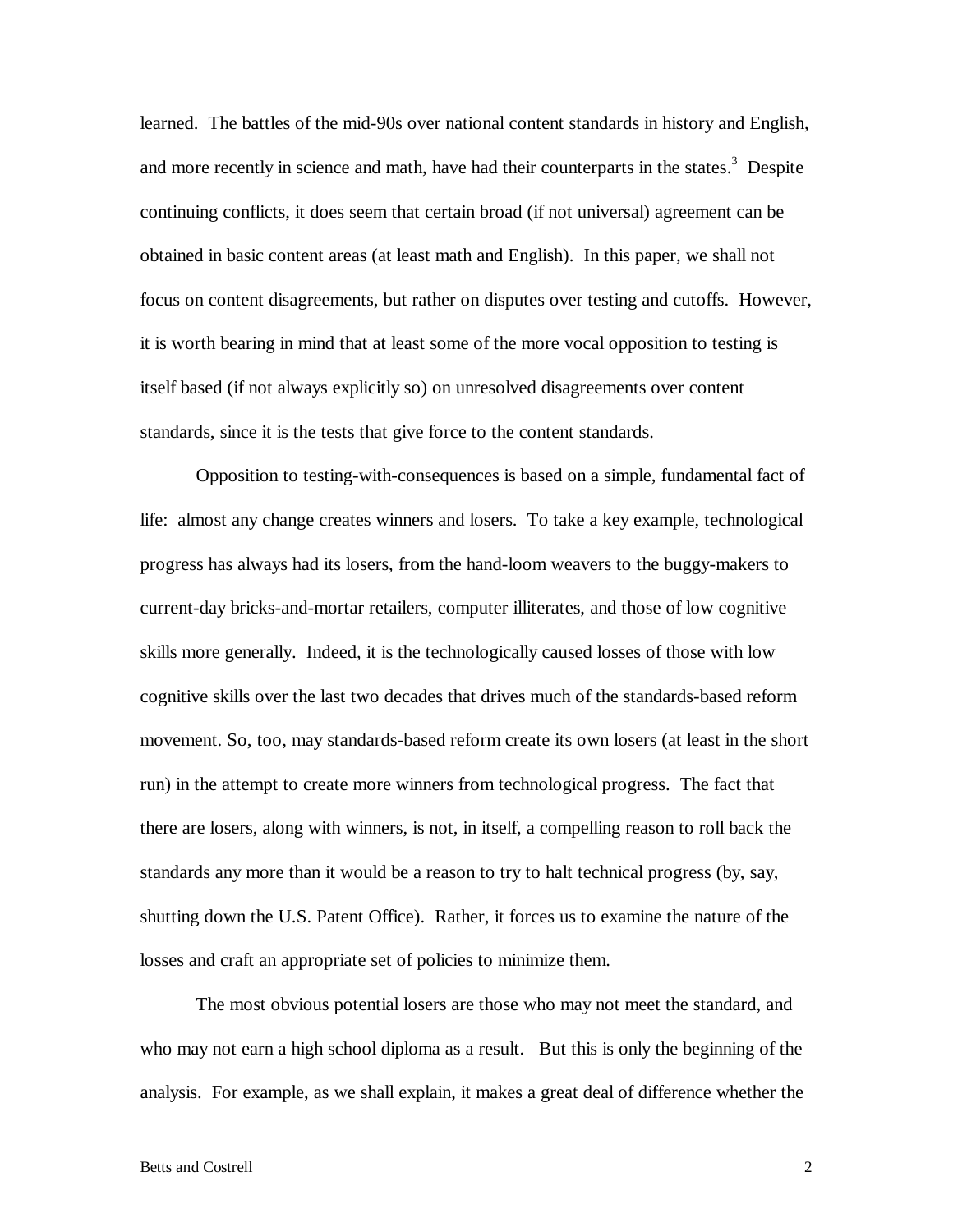learned. The battles of the mid-90s over national content standards in history and English, and more recently in science and math, have had their counterparts in the states.[3] Despite continuing conflicts, it does seem that certain broad (if not universal) agreement can be obtained in basic content areas (at least math and English). In this paper, we shall not focus on content disagreements, but rather on disputes over testing and cutoffs. However, it is worth bearing in mind that at least some of the more vocal opposition to testing is itself based (if not always explicitly so) on unresolved disagreements over content standards, since it is the tests that give force to the content standards.

Opposition to testing-with-consequences is based on a simple, fundamental fact of life: almost any change creates winners and losers. To take a key example, technological progress has always had its losers, from the hand-loom weavers to the buggy-makers to current-day bricks-and-mortar retailers, computer illiterates, and those of low cognitive skills more generally. Indeed, it is the technologically caused losses of those with low cognitive skills over the last two decades that drives much of the standards-based reform movement. So, too, may standards-based reform create its own losers (at least in the short run) in the attempt to create more winners from technological progress. The fact that there are losers, along with winners, is not, in itself, a compelling reason to roll back the standards any more than it would be a reason to try to halt technical progress (by, say, shutting down the U.S. Patent Office). Rather, it forces us to examine the nature of the losses and craft an appropriate set of policies to minimize them.

The most obvious potential losers are those who may not meet the standard, and who may not earn a high school diploma as a result. But this is only the beginning of the analysis. For example, as we shall explain, it makes a great deal of difference whether the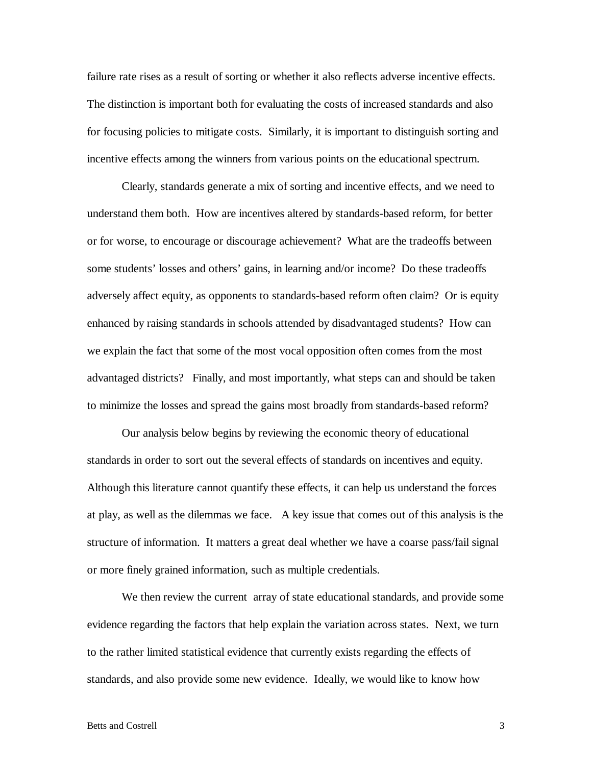failure rate rises as a result of sorting or whether it also reflects adverse incentive effects. The distinction is important both for evaluating the costs of increased standards and also for focusing policies to mitigate costs. Similarly, it is important to distinguish sorting and incentive effects among the winners from various points on the educational spectrum.

Clearly, standards generate a mix of sorting and incentive effects, and we need to understand them both. How are incentives altered by standards-based reform, for better or for worse, to encourage or discourage achievement? What are the tradeoffs between some students' losses and others' gains, in learning and/or income? Do these tradeoffs adversely affect equity, as opponents to standards-based reform often claim? Or is equity enhanced by raising standards in schools attended by disadvantaged students? How can we explain the fact that some of the most vocal opposition often comes from the most advantaged districts? Finally, and most importantly, what steps can and should be taken to minimize the losses and spread the gains most broadly from standards-based reform?

Our analysis below begins by reviewing the economic theory of educational standards in order to sort out the several effects of standards on incentives and equity. Although this literature cannot quantify these effects, it can help us understand the forces at play, as well as the dilemmas we face. A key issue that comes out of this analysis is the structure of information. It matters a great deal whether we have a coarse pass/fail signal or more finely grained information, such as multiple credentials.

We then review the current array of state educational standards, and provide some evidence regarding the factors that help explain the variation across states. Next, we turn to the rather limited statistical evidence that currently exists regarding the effects of standards, and also provide some new evidence. Ideally, we would like to know how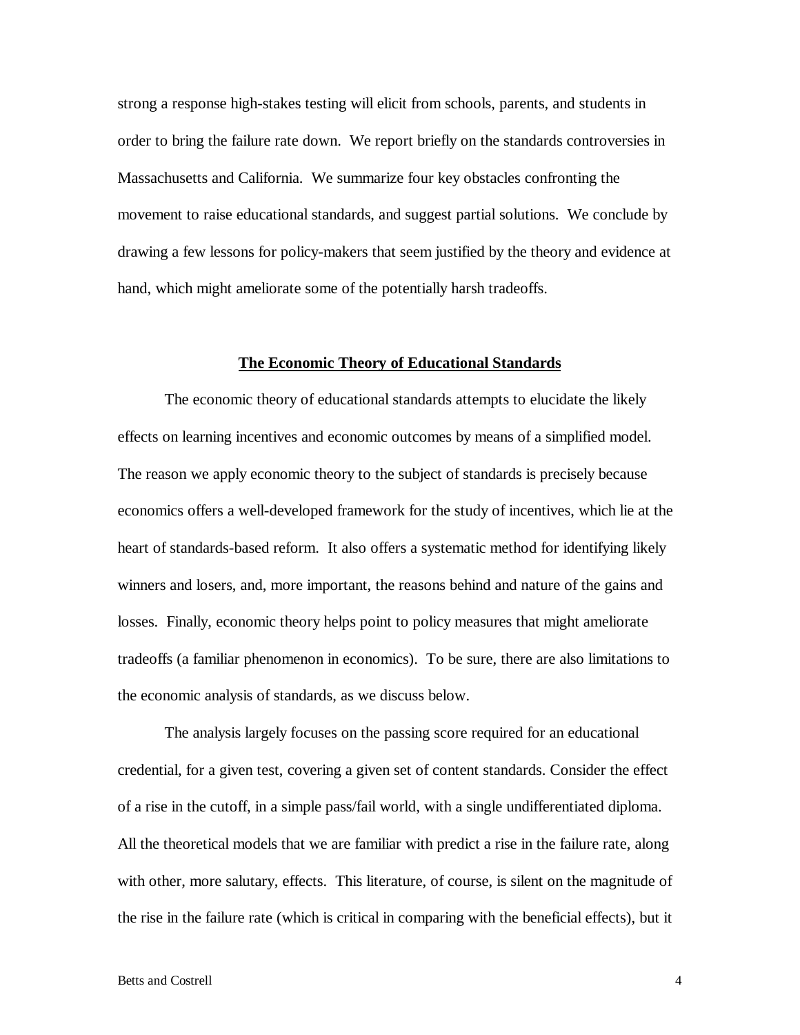strong a response high-stakes testing will elicit from schools, parents, and students in order to bring the failure rate down. We report briefly on the standards controversies in Massachusetts and California. We summarize four key obstacles confronting the movement to raise educational standards, and suggest partial solutions. We conclude by drawing a few lessons for policy-makers that seem justified by the theory and evidence at hand, which might ameliorate some of the potentially harsh tradeoffs.

## The Economic Theory of Educational Standards

The economic theory of educational standards attempts to elucidate the likely effects on learning incentives and economic outcomes by means of a simplified model. The reason we apply economic theory to the subject of standards is precisely because economics offers a well-developed framework for the study of incentives, which lie at the heart of standards-based reform. It also offers a systematic method for identifying likely winners and losers, and, more important, the reasons behind and nature of the gains and losses. Finally, economic theory helps point to policy measures that might ameliorate tradeoffs (a familiar phenomenon in economics). To be sure, there are also limitations to the economic analysis of standards, as we discuss below.

The analysis largely focuses on the passing score required for an educational credential, for a given test, covering a given set of content standards. Consider the effect of a rise in the cutoff, in a simple pass/fail world, with a single undifferentiated diploma. All the theoretical models that we are familiar with predict a rise in the failure rate, along with other, more salutary, effects. This literature, of course, is silent on the magnitude of the rise in the failure rate (which is critical in comparing with the beneficial effects), but it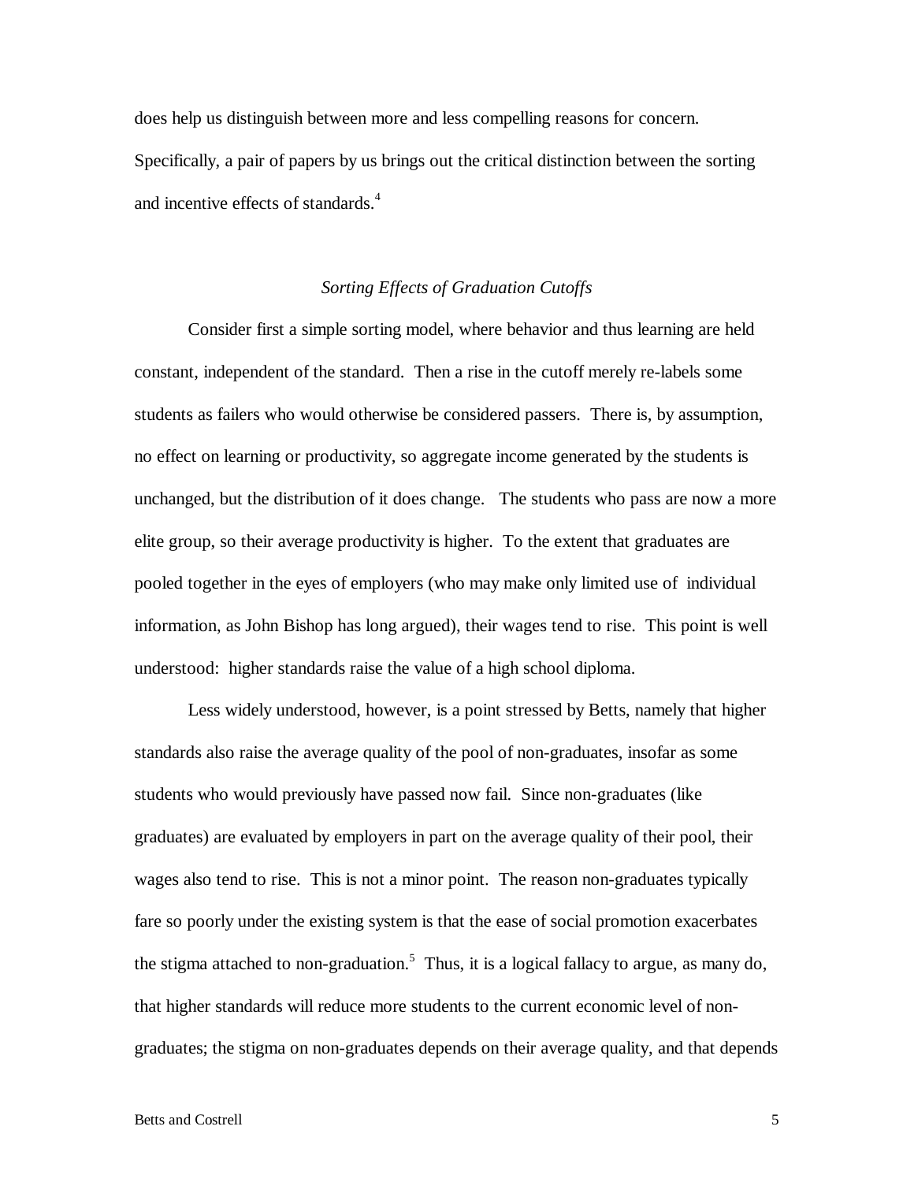does help us distinguish between more and less compelling reasons for concern. Specifically, a pair of papers by us brings out the critical distinction between the sorting and incentive effects of standards.[4]

### *Sorting Effects of Graduation Cutoffs*

Consider first a simple sorting model, where behavior and thus learning are held constant, independent of the standard. Then a rise in the cutoff merely re-labels some students as failers who would otherwise be considered passers. There is, by assumption, no effect on learning or productivity, so aggregate income generated by the students is unchanged, but the distribution of it does change. The students who pass are now a more elite group, so their average productivity is higher. To the extent that graduates are pooled together in the eyes of employers (who may make only limited use of individual information, as John Bishop has long argued), their wages tend to rise. This point is well understood: higher standards raise the value of a high school diploma.

Less widely understood, however, is a point stressed by Betts, namely that higher standards also raise the average quality of the pool of non-graduates, insofar as some students who would previously have passed now fail. Since non-graduates (like graduates) are evaluated by employers in part on the average quality of their pool, their wages also tend to rise. This is not a minor point. The reason non-graduates typically fare so poorly under the existing system is that the ease of social promotion exacerbates the stigma attached to non-graduation.[5] Thus, it is a logical fallacy to argue, as many do, that higher standards will reduce more students to the current economic level of non-graduates; the stigma on non-graduates depends on their average quality, and that depends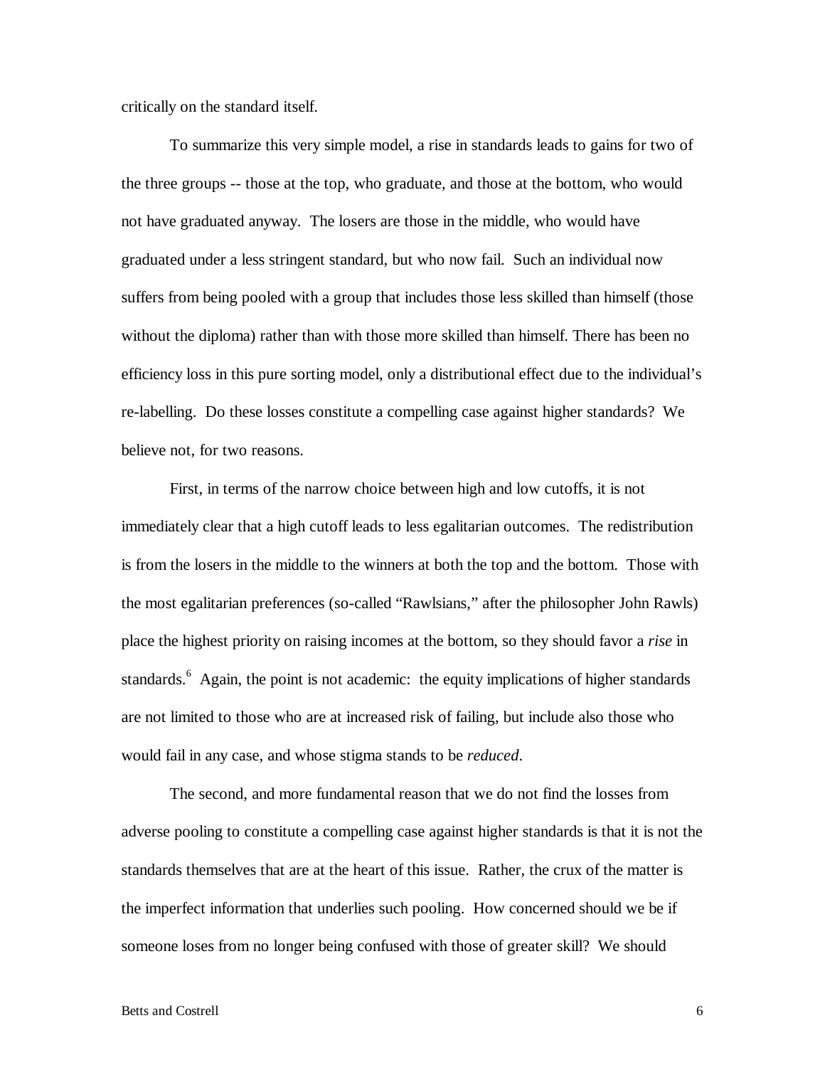critically on the standard itself.

To summarize this very simple model, a rise in standards leads to gains for two of the three groups -- those at the top, who graduate, and those at the bottom, who would not have graduated anyway. The losers are those in the middle, who would have graduated under a less stringent standard, but who now fail. Such an individual now suffers from being pooled with a group that includes those less skilled than himself (those without the diploma) rather than with those more skilled than himself. There has been no efficiency loss in this pure sorting model, only a distributional effect due to the individual's re-labelling. Do these losses constitute a compelling case against higher standards? We believe not, for two reasons.

First, in terms of the narrow choice between high and low cutoffs, it is not immediately clear that a high cutoff leads to less egalitarian outcomes. The redistribution is from the losers in the middle to the winners at both the top and the bottom. Those with the most egalitarian preferences (so-called "Rawlsians," after the philosopher John Rawls) place the highest priority on raising incomes at the bottom, so they should favor a *rise* in standards.[6] Again, the point is not academic: the equity implications of higher standards are not limited to those who are at increased risk of failing, but include also those who would fail in any case, and whose stigma stands to be *reduced*.

The second, and more fundamental reason that we do not find the losses from adverse pooling to constitute a compelling case against higher standards is that it is not the standards themselves that are at the heart of this issue. Rather, the crux of the matter is the imperfect information that underlies such pooling. How concerned should we be if someone loses from no longer being confused with those of greater skill? We should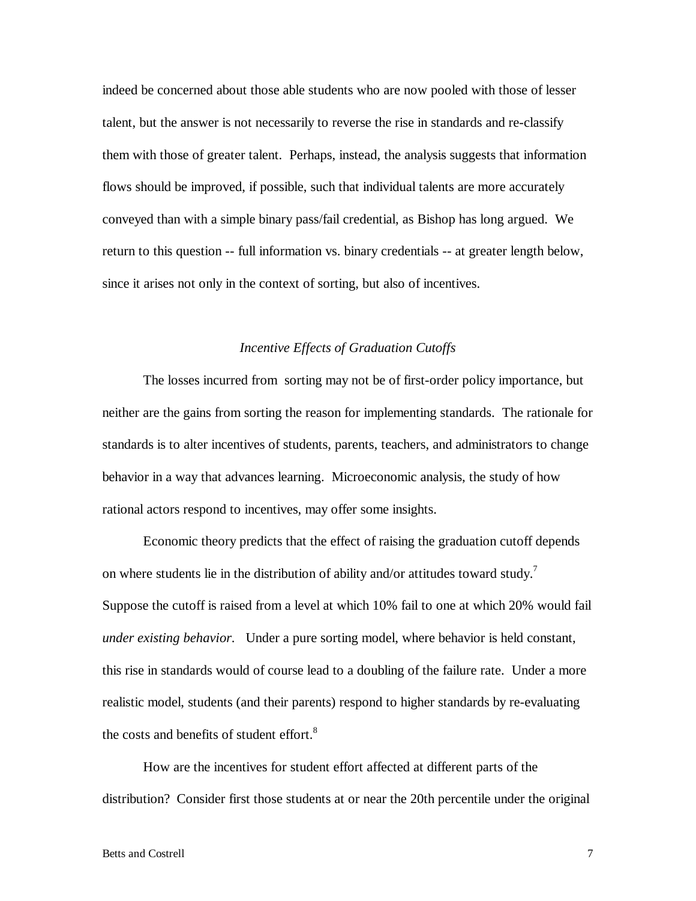indeed be concerned about those able students who are now pooled with those of lesser talent, but the answer is not necessarily to reverse the rise in standards and re-classify them with those of greater talent. Perhaps, instead, the analysis suggests that information flows should be improved, if possible, such that individual talents are more accurately conveyed than with a simple binary pass/fail credential, as Bishop has long argued. We return to this question -- full information vs. binary credentials -- at greater length below, since it arises not only in the context of sorting, but also of incentives.

### *Incentive Effects of Graduation Cutoffs*

The losses incurred from sorting may not be of first-order policy importance, but neither are the gains from sorting the reason for implementing standards. The rationale for standards is to alter incentives of students, parents, teachers, and administrators to change behavior in a way that advances learning. Microeconomic analysis, the study of how rational actors respond to incentives, may offer some insights.

Economic theory predicts that the effect of raising the graduation cutoff depends on where students lie in the distribution of ability and/or attitudes toward study.[7] Suppose the cutoff is raised from a level at which 10% fail to one at which 20% would fail *under existing behavior*. Under a pure sorting model, where behavior is held constant, this rise in standards would of course lead to a doubling of the failure rate. Under a more realistic model, students (and their parents) respond to higher standards by re-evaluating the costs and benefits of student effort.[8]

How are the incentives for student effort affected at different parts of the distribution? Consider first those students at or near the 20th percentile under the original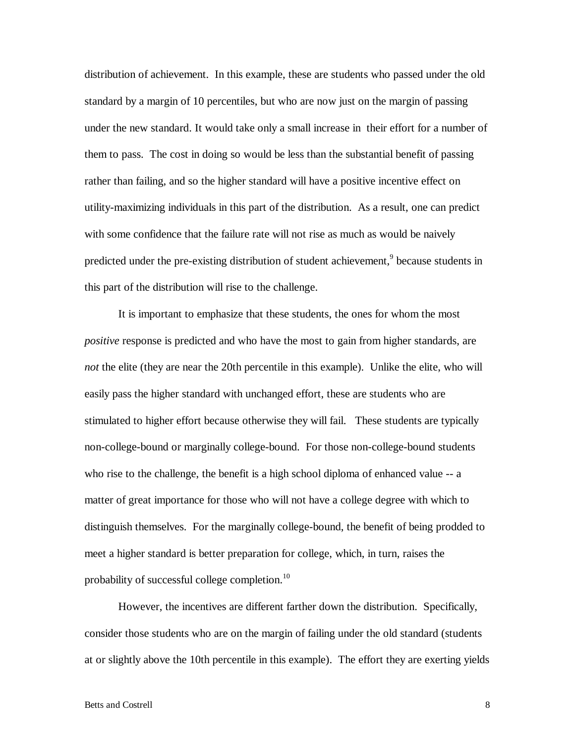distribution of achievement. In this example, these are students who passed under the old standard by a margin of 10 percentiles, but who are now just on the margin of passing under the new standard. It would take only a small increase in their effort for a number of them to pass. The cost in doing so would be less than the substantial benefit of passing rather than failing, and so the higher standard will have a positive incentive effect on utility-maximizing individuals in this part of the distribution. As a result, one can predict with some confidence that the failure rate will not rise as much as would be naively predicted under the pre-existing distribution of student achievement,[9] because students in this part of the distribution will rise to the challenge.

It is important to emphasize that these students, the ones for whom the most *positive* response is predicted and who have the most to gain from higher standards, are *not* the elite (they are near the 20th percentile in this example). Unlike the elite, who will easily pass the higher standard with unchanged effort, these are students who are stimulated to higher effort because otherwise they will fail. These students are typically non-college-bound or marginally college-bound. For those non-college-bound students who rise to the challenge, the benefit is a high school diploma of enhanced value -- a matter of great importance for those who will not have a college degree with which to distinguish themselves. For the marginally college-bound, the benefit of being prodded to meet a higher standard is better preparation for college, which, in turn, raises the probability of successful college completion.[10]

However, the incentives are different farther down the distribution. Specifically, consider those students who are on the margin of failing under the old standard (students at or slightly above the 10th percentile in this example). The effort they are exerting yields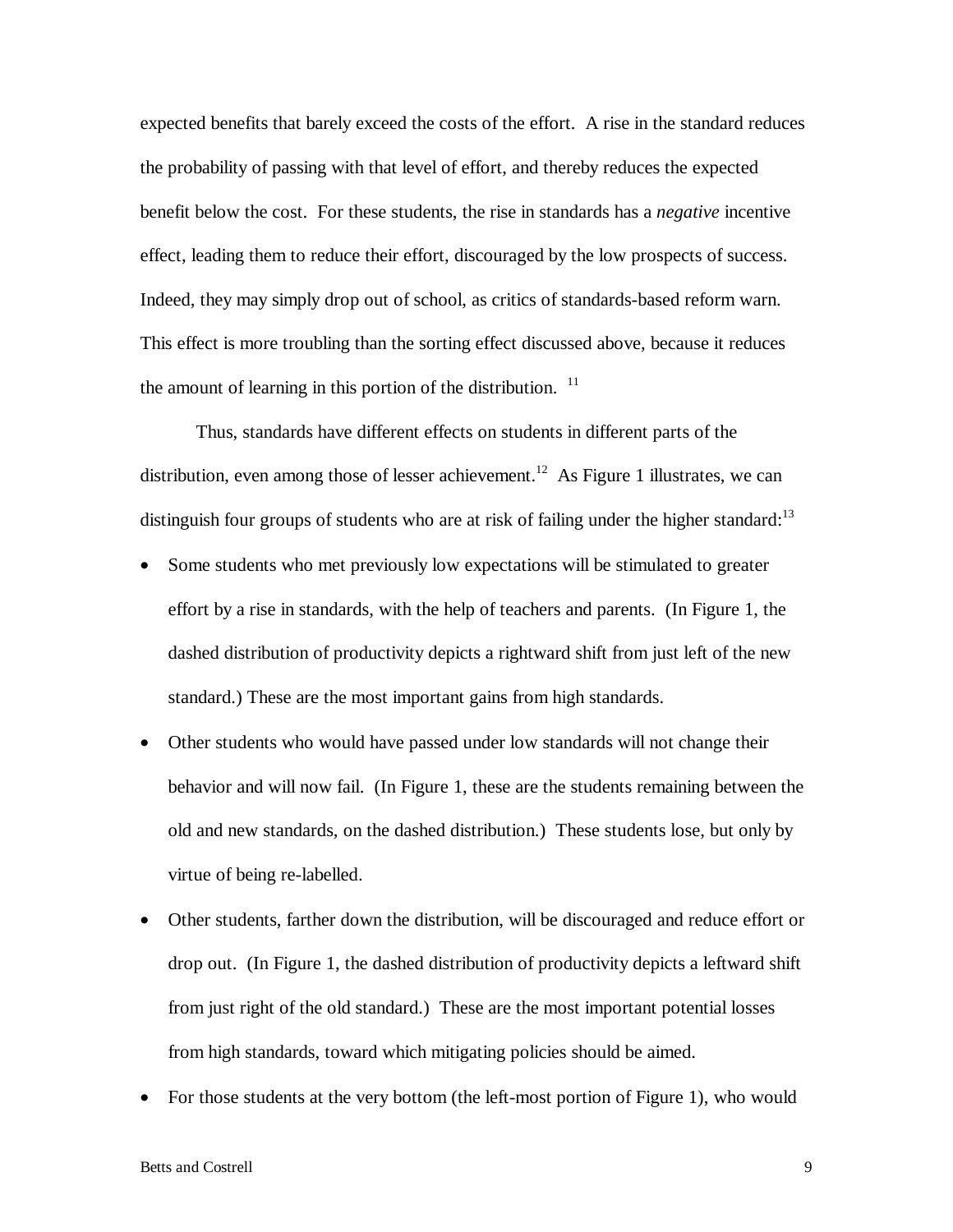expected benefits that barely exceed the costs of the effort. A rise in the standard reduces the probability of passing with that level of effort, and thereby reduces the expected benefit below the cost. For these students, the rise in standards has a *negative* incentive effect, leading them to reduce their effort, discouraged by the low prospects of success. Indeed, they may simply drop out of school, as critics of standards-based reform warn. This effect is more troubling than the sorting effect discussed above, because it reduces the amount of learning in this portion of the distribution. [11]

Thus, standards have different effects on students in different parts of the distribution, even among those of lesser achievement.[12] As Figure 1 illustrates, we can distinguish four groups of students who are at risk of failing under the higher standard:[13]

- Some students who met previously low expectations will be stimulated to greater effort by a rise in standards, with the help of teachers and parents. (In Figure 1, the dashed distribution of productivity depicts a rightward shift from just left of the new standard.) These are the most important gains from high standards.
- Other students who would have passed under low standards will not change their behavior and will now fail. (In Figure 1, these are the students remaining between the old and new standards, on the dashed distribution.) These students lose, but only by virtue of being re-labelled.
- Other students, farther down the distribution, will be discouraged and reduce effort or drop out. (In Figure 1, the dashed distribution of productivity depicts a leftward shift from just right of the old standard.) These are the most important potential losses from high standards, toward which mitigating policies should be aimed.
- For those students at the very bottom (the left-most portion of Figure 1), who would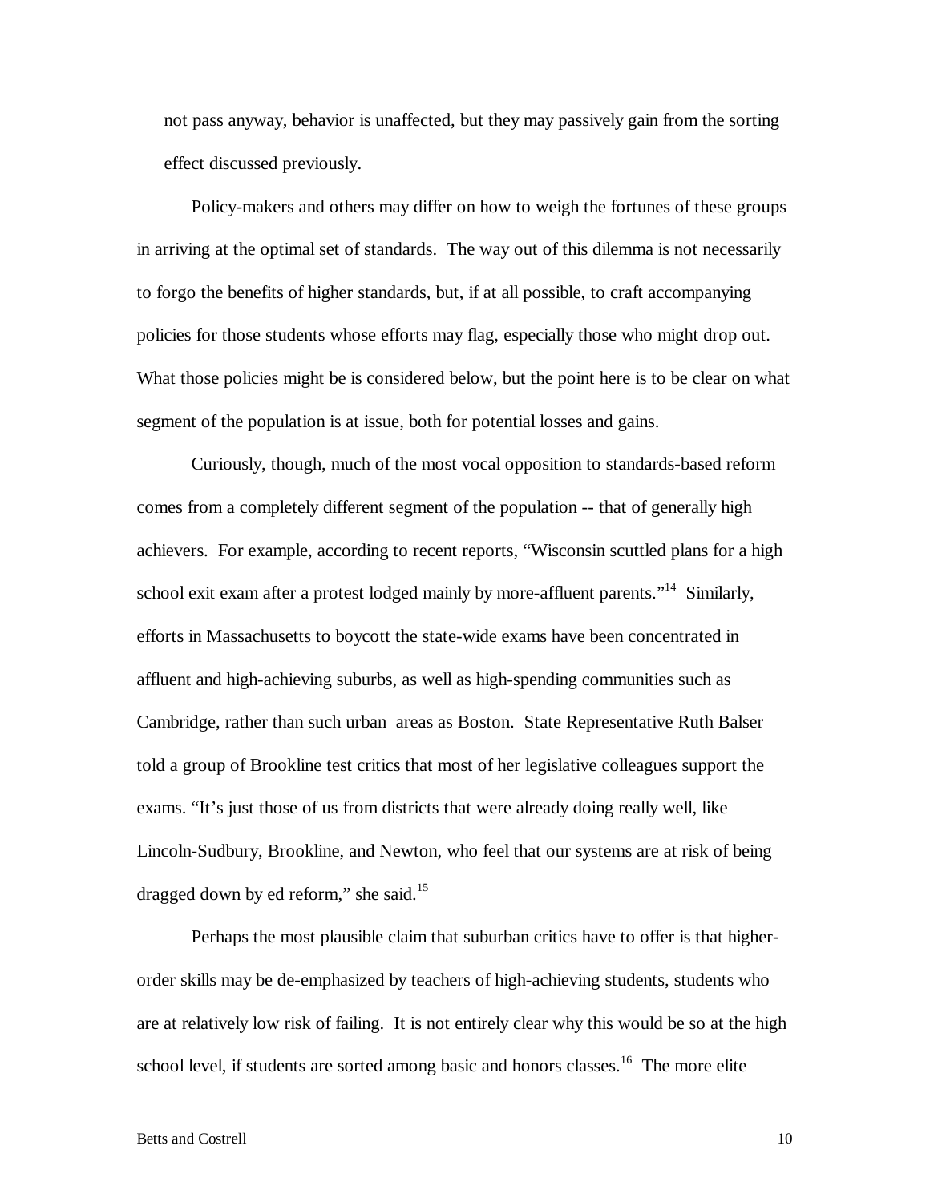not pass anyway, behavior is unaffected, but they may passively gain from the sorting effect discussed previously.

Policy-makers and others may differ on how to weigh the fortunes of these groups in arriving at the optimal set of standards. The way out of this dilemma is not necessarily to forgo the benefits of higher standards, but, if at all possible, to craft accompanying policies for those students whose efforts may flag, especially those who might drop out. What those policies might be is considered below, but the point here is to be clear on what segment of the population is at issue, both for potential losses and gains.

Curiously, though, much of the most vocal opposition to standards-based reform comes from a completely different segment of the population -- that of generally high achievers. For example, according to recent reports, "Wisconsin scuttled plans for a high school exit exam after a protest lodged mainly by more-affluent parents."[14] Similarly, efforts in Massachusetts to boycott the state-wide exams have been concentrated in affluent and high-achieving suburbs, as well as high-spending communities such as Cambridge, rather than such urban areas as Boston. State Representative Ruth Balser told a group of Brookline test critics that most of her legislative colleagues support the exams. "It's just those of us from districts that were already doing really well, like Lincoln-Sudbury, Brookline, and Newton, who feel that our systems are at risk of being dragged down by ed reform," she said.[15]

Perhaps the most plausible claim that suburban critics have to offer is that higher-order skills may be de-emphasized by teachers of high-achieving students, students who are at relatively low risk of failing. It is not entirely clear why this would be so at the high school level, if students are sorted among basic and honors classes.[16] The more elite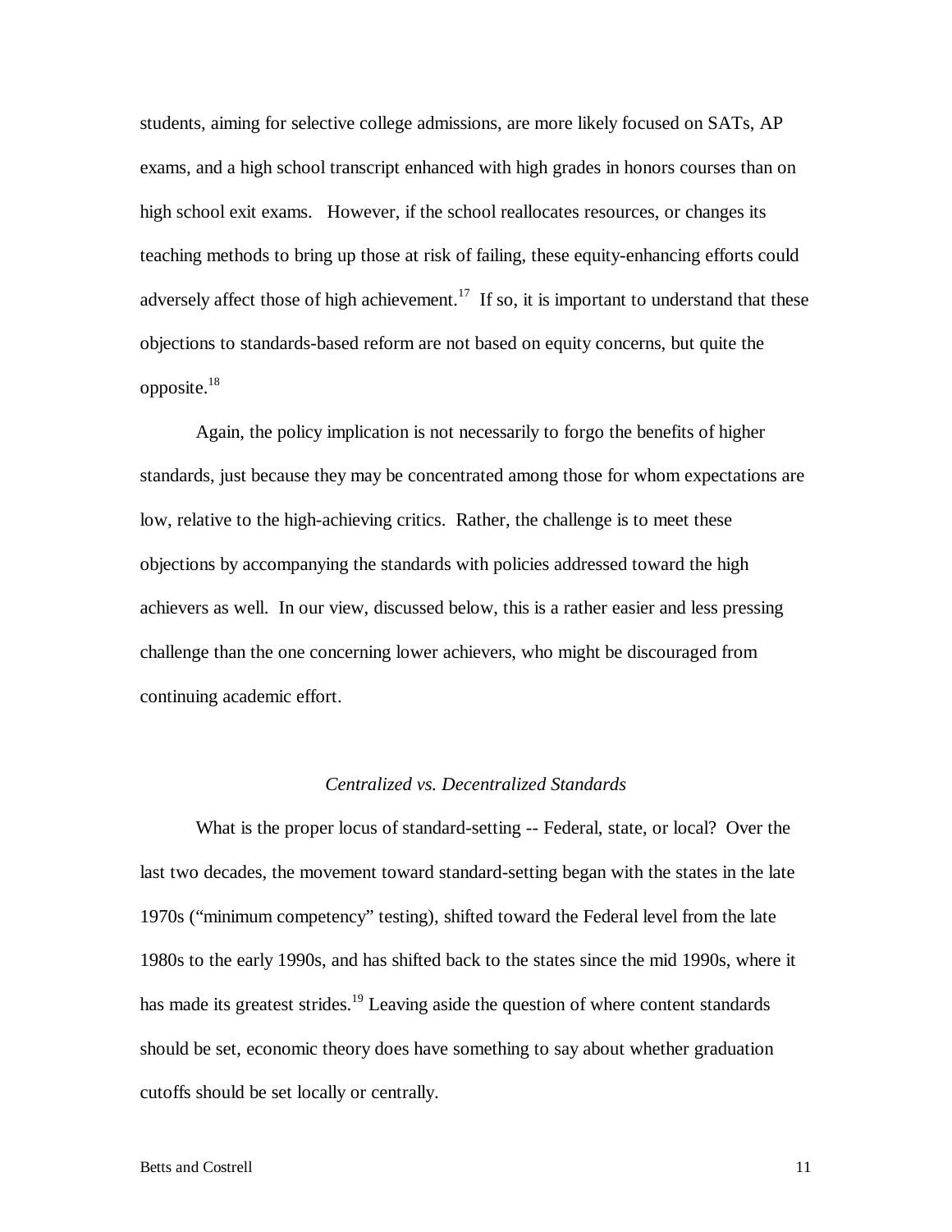students, aiming for selective college admissions, are more likely focused on SATs, AP exams, and a high school transcript enhanced with high grades in honors courses than on high school exit exams. However, if the school reallocates resources, or changes its teaching methods to bring up those at risk of failing, these equity-enhancing efforts could adversely affect those of high achievement.[17] If so, it is important to understand that these objections to standards-based reform are not based on equity concerns, but quite the opposite.[18]

Again, the policy implication is not necessarily to forgo the benefits of higher standards, just because they may be concentrated among those for whom expectations are low, relative to the high-achieving critics. Rather, the challenge is to meet these objections by accompanying the standards with policies addressed toward the high achievers as well. In our view, discussed below, this is a rather easier and less pressing challenge than the one concerning lower achievers, who might be discouraged from continuing academic effort.

### *Centralized vs. Decentralized Standards*

What is the proper locus of standard-setting -- Federal, state, or local? Over the last two decades, the movement toward standard-setting began with the states in the late 1970s ("minimum competency" testing), shifted toward the Federal level from the late 1980s to the early 1990s, and has shifted back to the states since the mid 1990s, where it has made its greatest strides.[19] Leaving aside the question of where content standards should be set, economic theory does have something to say about whether graduation cutoffs should be set locally or centrally.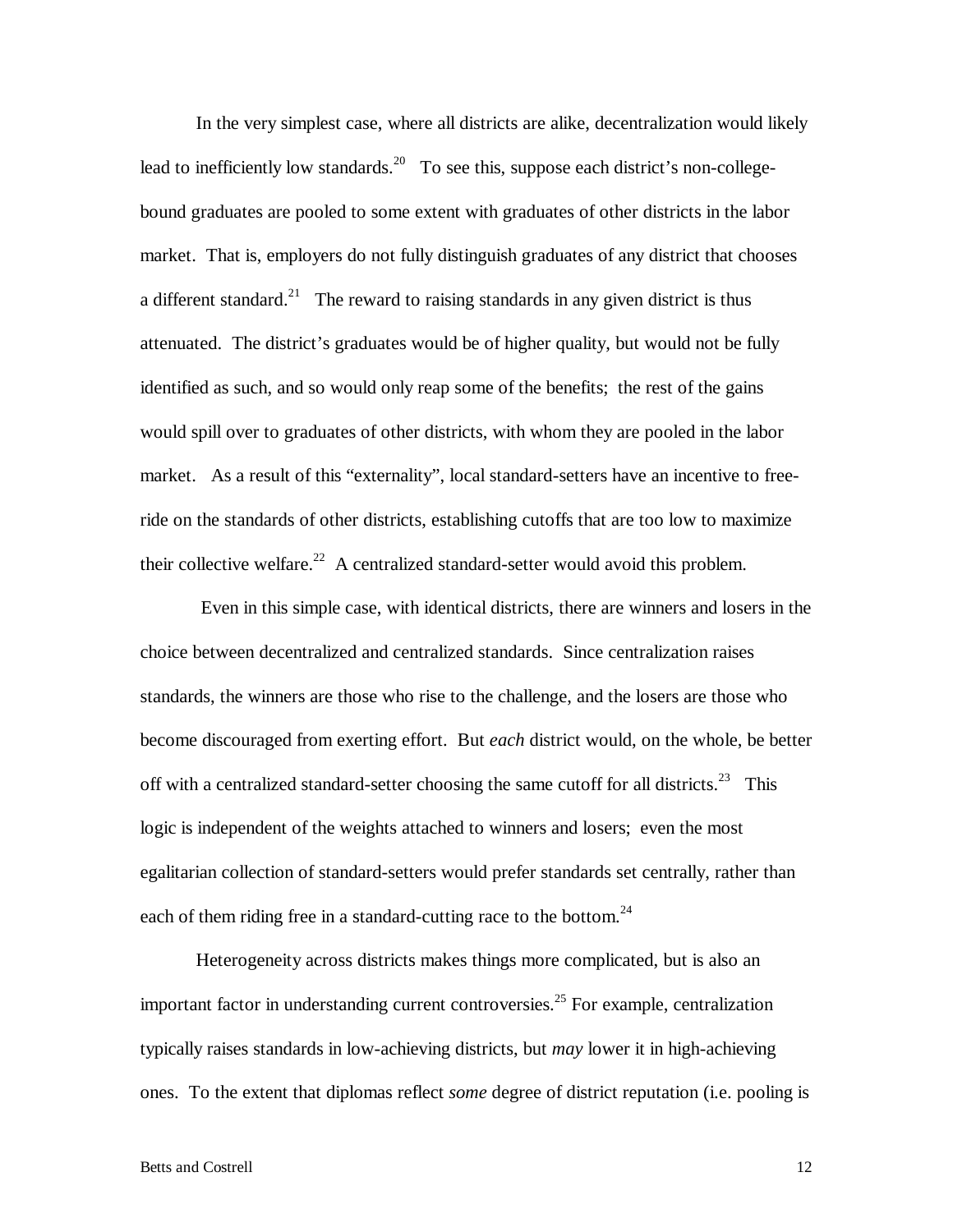In the very simplest case, where all districts are alike, decentralization would likely lead to inefficiently low standards.[20] To see this, suppose each district's non-college-bound graduates are pooled to some extent with graduates of other districts in the labor market. That is, employers do not fully distinguish graduates of any district that chooses a different standard.[21] The reward to raising standards in any given district is thus attenuated. The district's graduates would be of higher quality, but would not be fully identified as such, and so would only reap some of the benefits; the rest of the gains would spill over to graduates of other districts, with whom they are pooled in the labor market. As a result of this "externality", local standard-setters have an incentive to free-ride on the standards of other districts, establishing cutoffs that are too low to maximize their collective welfare.[22] A centralized standard-setter would avoid this problem.

Even in this simple case, with identical districts, there are winners and losers in the choice between decentralized and centralized standards. Since centralization raises standards, the winners are those who rise to the challenge, and the losers are those who become discouraged from exerting effort. But *each* district would, on the whole, be better off with a centralized standard-setter choosing the same cutoff for all districts.[23] This logic is independent of the weights attached to winners and losers; even the most egalitarian collection of standard-setters would prefer standards set centrally, rather than each of them riding free in a standard-cutting race to the bottom.[24]

Heterogeneity across districts makes things more complicated, but is also an important factor in understanding current controversies.[25] For example, centralization typically raises standards in low-achieving districts, but *may* lower it in high-achieving ones. To the extent that diplomas reflect *some* degree of district reputation (i.e. pooling is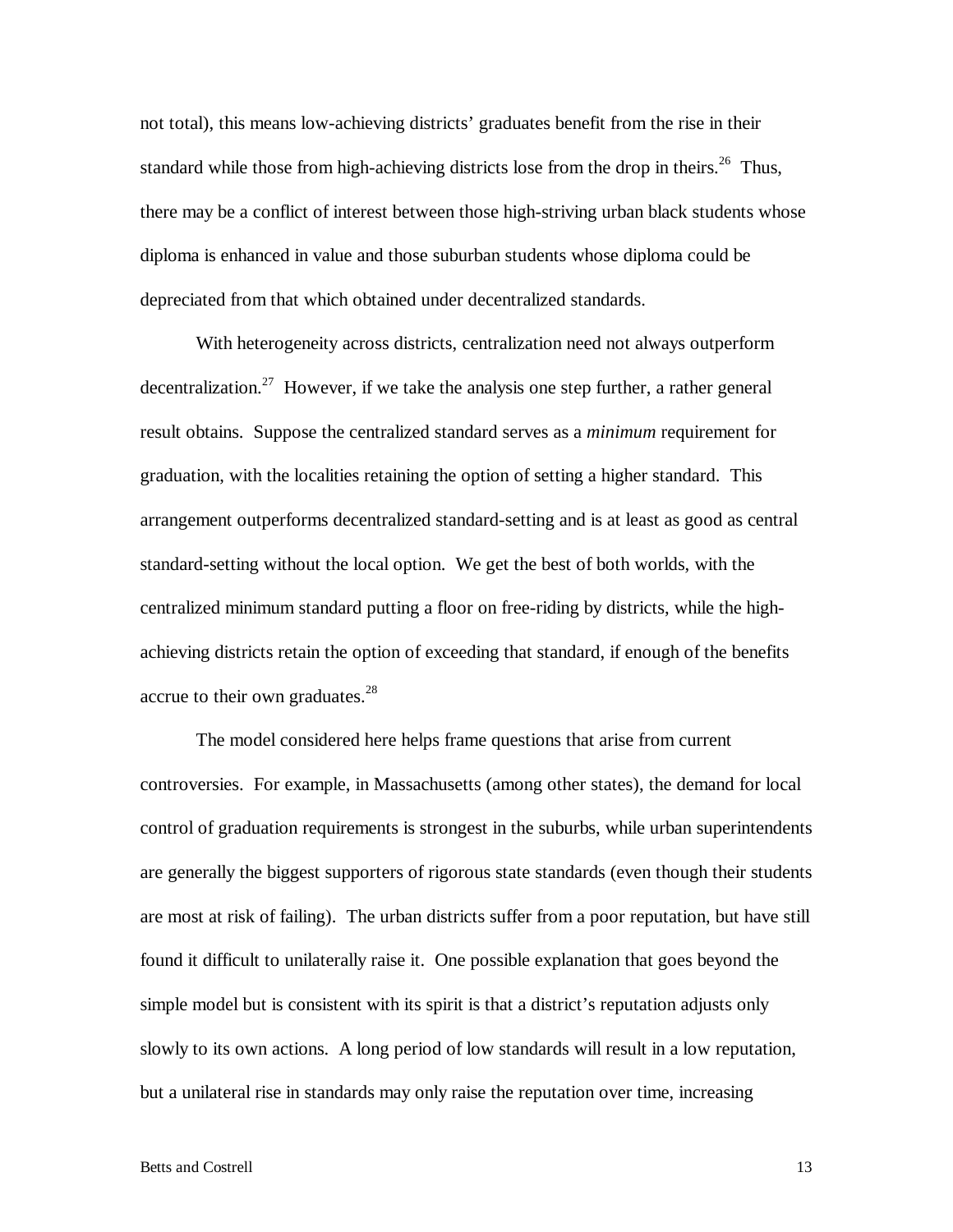not total), this means low-achieving districts' graduates benefit from the rise in their standard while those from high-achieving districts lose from the drop in theirs.[26] Thus, there may be a conflict of interest between those high-striving urban black students whose diploma is enhanced in value and those suburban students whose diploma could be depreciated from that which obtained under decentralized standards.

With heterogeneity across districts, centralization need not always outperform decentralization.[27] However, if we take the analysis one step further, a rather general result obtains. Suppose the centralized standard serves as a *minimum* requirement for graduation, with the localities retaining the option of setting a higher standard. This arrangement outperforms decentralized standard-setting and is at least as good as central standard-setting without the local option. We get the best of both worlds, with the centralized minimum standard putting a floor on free-riding by districts, while the high-achieving districts retain the option of exceeding that standard, if enough of the benefits accrue to their own graduates.[28]

The model considered here helps frame questions that arise from current controversies. For example, in Massachusetts (among other states), the demand for local control of graduation requirements is strongest in the suburbs, while urban superintendents are generally the biggest supporters of rigorous state standards (even though their students are most at risk of failing). The urban districts suffer from a poor reputation, but have still found it difficult to unilaterally raise it. One possible explanation that goes beyond the simple model but is consistent with its spirit is that a district's reputation adjusts only slowly to its own actions. A long period of low standards will result in a low reputation, but a unilateral rise in standards may only raise the reputation over time, increasing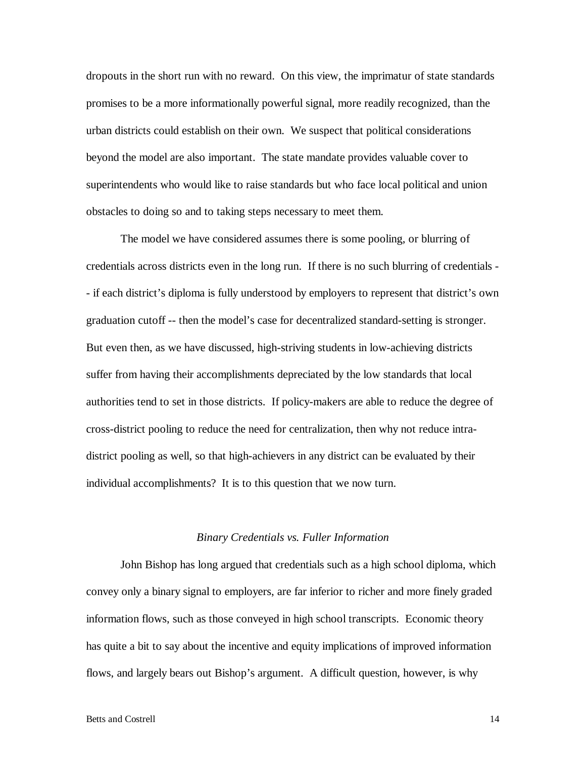dropouts in the short run with no reward. On this view, the imprimatur of state standards promises to be a more informationally powerful signal, more readily recognized, than the urban districts could establish on their own. We suspect that political considerations beyond the model are also important. The state mandate provides valuable cover to superintendents who would like to raise standards but who face local political and union obstacles to doing so and to taking steps necessary to meet them.

The model we have considered assumes there is some pooling, or blurring of credentials across districts even in the long run. If there is no such blurring of credentials -- if each district's diploma is fully understood by employers to represent that district's own graduation cutoff -- then the model's case for decentralized standard-setting is stronger. But even then, as we have discussed, high-striving students in low-achieving districts suffer from having their accomplishments depreciated by the low standards that local authorities tend to set in those districts. If policy-makers are able to reduce the degree of cross-district pooling to reduce the need for centralization, then why not reduce intra-district pooling as well, so that high-achievers in any district can be evaluated by their individual accomplishments? It is to this question that we now turn.

### *Binary Credentials vs. Fuller Information*

John Bishop has long argued that credentials such as a high school diploma, which convey only a binary signal to employers, are far inferior to richer and more finely graded information flows, such as those conveyed in high school transcripts. Economic theory has quite a bit to say about the incentive and equity implications of improved information flows, and largely bears out Bishop's argument. A difficult question, however, is why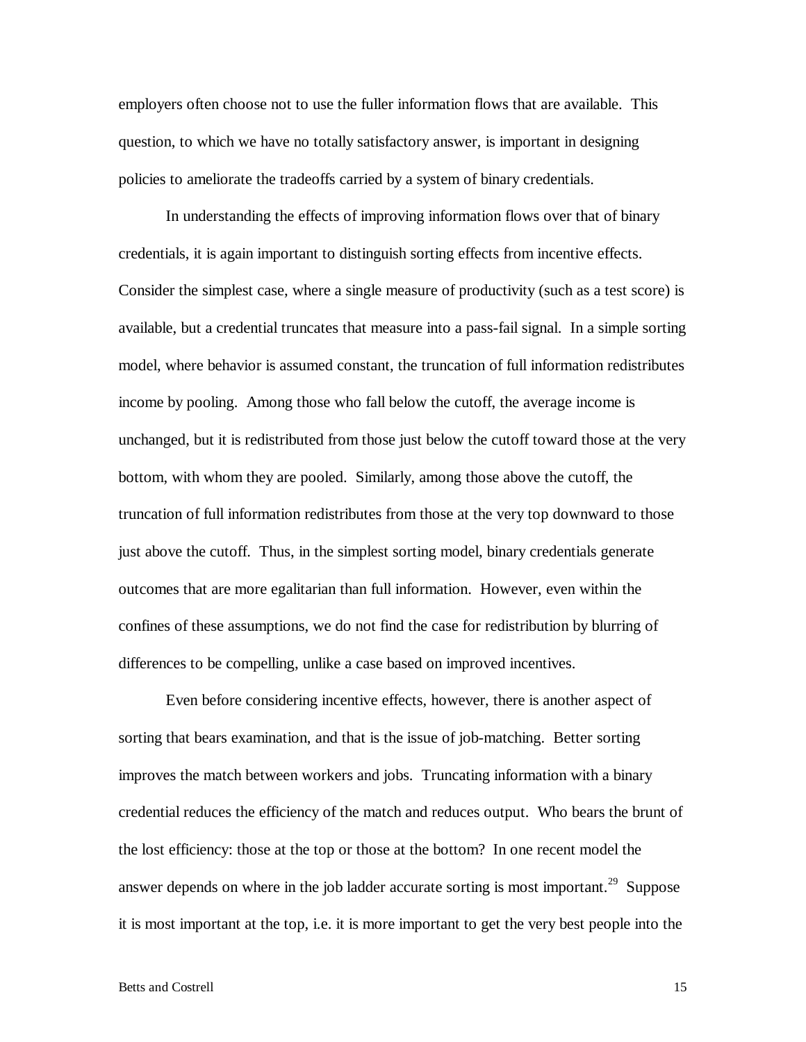employers often choose not to use the fuller information flows that are available. This question, to which we have no totally satisfactory answer, is important in designing policies to ameliorate the tradeoffs carried by a system of binary credentials.

In understanding the effects of improving information flows over that of binary credentials, it is again important to distinguish sorting effects from incentive effects. Consider the simplest case, where a single measure of productivity (such as a test score) is available, but a credential truncates that measure into a pass-fail signal. In a simple sorting model, where behavior is assumed constant, the truncation of full information redistributes income by pooling. Among those who fall below the cutoff, the average income is unchanged, but it is redistributed from those just below the cutoff toward those at the very bottom, with whom they are pooled. Similarly, among those above the cutoff, the truncation of full information redistributes from those at the very top downward to those just above the cutoff. Thus, in the simplest sorting model, binary credentials generate outcomes that are more egalitarian than full information. However, even within the confines of these assumptions, we do not find the case for redistribution by blurring of differences to be compelling, unlike a case based on improved incentives.

Even before considering incentive effects, however, there is another aspect of sorting that bears examination, and that is the issue of job-matching. Better sorting improves the match between workers and jobs. Truncating information with a binary credential reduces the efficiency of the match and reduces output. Who bears the brunt of the lost efficiency: those at the top or those at the bottom? In one recent model the answer depends on where in the job ladder accurate sorting is most important.[29] Suppose it is most important at the top, i.e. it is more important to get the very best people into the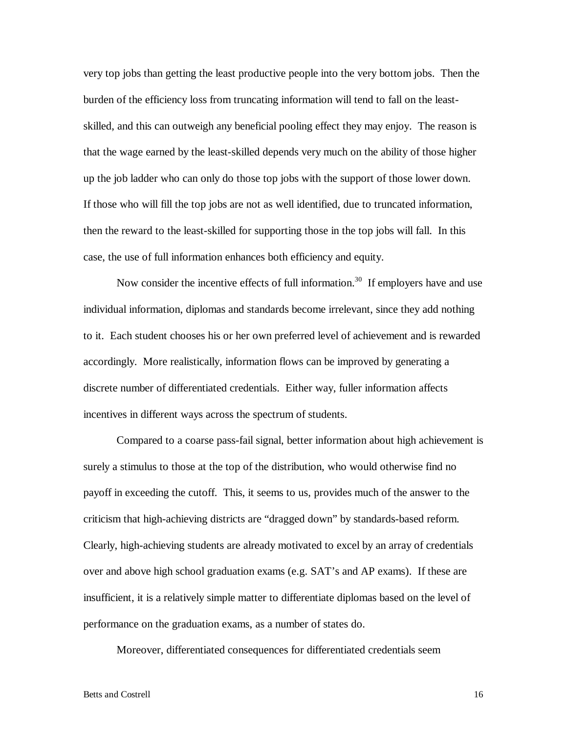very top jobs than getting the least productive people into the very bottom jobs. Then the burden of the efficiency loss from truncating information will tend to fall on the least-skilled, and this can outweigh any beneficial pooling effect they may enjoy. The reason is that the wage earned by the least-skilled depends very much on the ability of those higher up the job ladder who can only do those top jobs with the support of those lower down. If those who will fill the top jobs are not as well identified, due to truncated information, then the reward to the least-skilled for supporting those in the top jobs will fall. In this case, the use of full information enhances both efficiency and equity.

Now consider the incentive effects of full information.[30] If employers have and use individual information, diplomas and standards become irrelevant, since they add nothing to it. Each student chooses his or her own preferred level of achievement and is rewarded accordingly. More realistically, information flows can be improved by generating a discrete number of differentiated credentials. Either way, fuller information affects incentives in different ways across the spectrum of students.

Compared to a coarse pass-fail signal, better information about high achievement is surely a stimulus to those at the top of the distribution, who would otherwise find no payoff in exceeding the cutoff. This, it seems to us, provides much of the answer to the criticism that high-achieving districts are "dragged down" by standards-based reform. Clearly, high-achieving students are already motivated to excel by an array of credentials over and above high school graduation exams (e.g. SAT's and AP exams). If these are insufficient, it is a relatively simple matter to differentiate diplomas based on the level of performance on the graduation exams, as a number of states do.

Moreover, differentiated consequences for differentiated credentials seem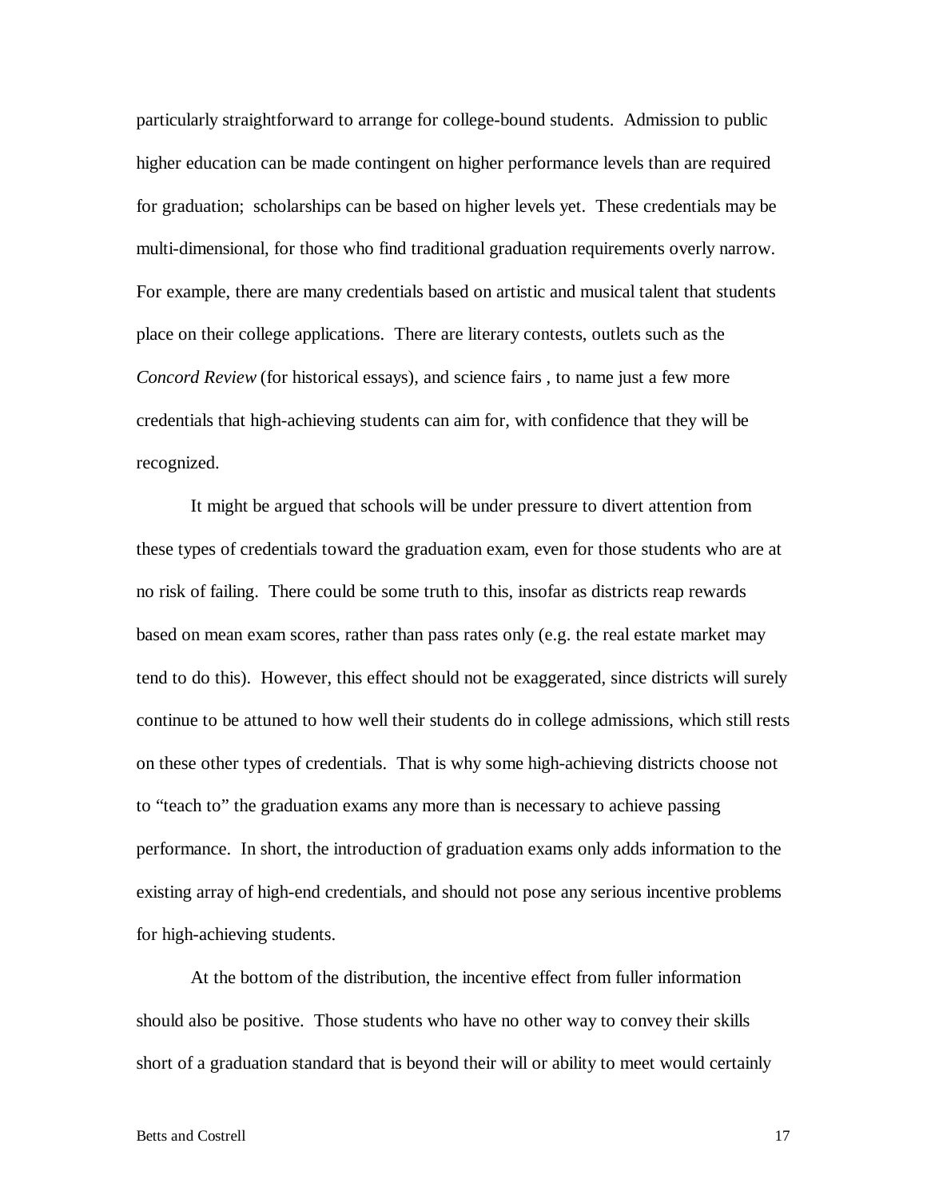particularly straightforward to arrange for college-bound students. Admission to public higher education can be made contingent on higher performance levels than are required for graduation; scholarships can be based on higher levels yet. These credentials may be multi-dimensional, for those who find traditional graduation requirements overly narrow. For example, there are many credentials based on artistic and musical talent that students place on their college applications. There are literary contests, outlets such as the *Concord Review* (for historical essays), and science fairs , to name just a few more credentials that high-achieving students can aim for, with confidence that they will be recognized.

It might be argued that schools will be under pressure to divert attention from these types of credentials toward the graduation exam, even for those students who are at no risk of failing. There could be some truth to this, insofar as districts reap rewards based on mean exam scores, rather than pass rates only (e.g. the real estate market may tend to do this). However, this effect should not be exaggerated, since districts will surely continue to be attuned to how well their students do in college admissions, which still rests on these other types of credentials. That is why some high-achieving districts choose not to "teach to" the graduation exams any more than is necessary to achieve passing performance. In short, the introduction of graduation exams only adds information to the existing array of high-end credentials, and should not pose any serious incentive problems for high-achieving students.

At the bottom of the distribution, the incentive effect from fuller information should also be positive. Those students who have no other way to convey their skills short of a graduation standard that is beyond their will or ability to meet would certainly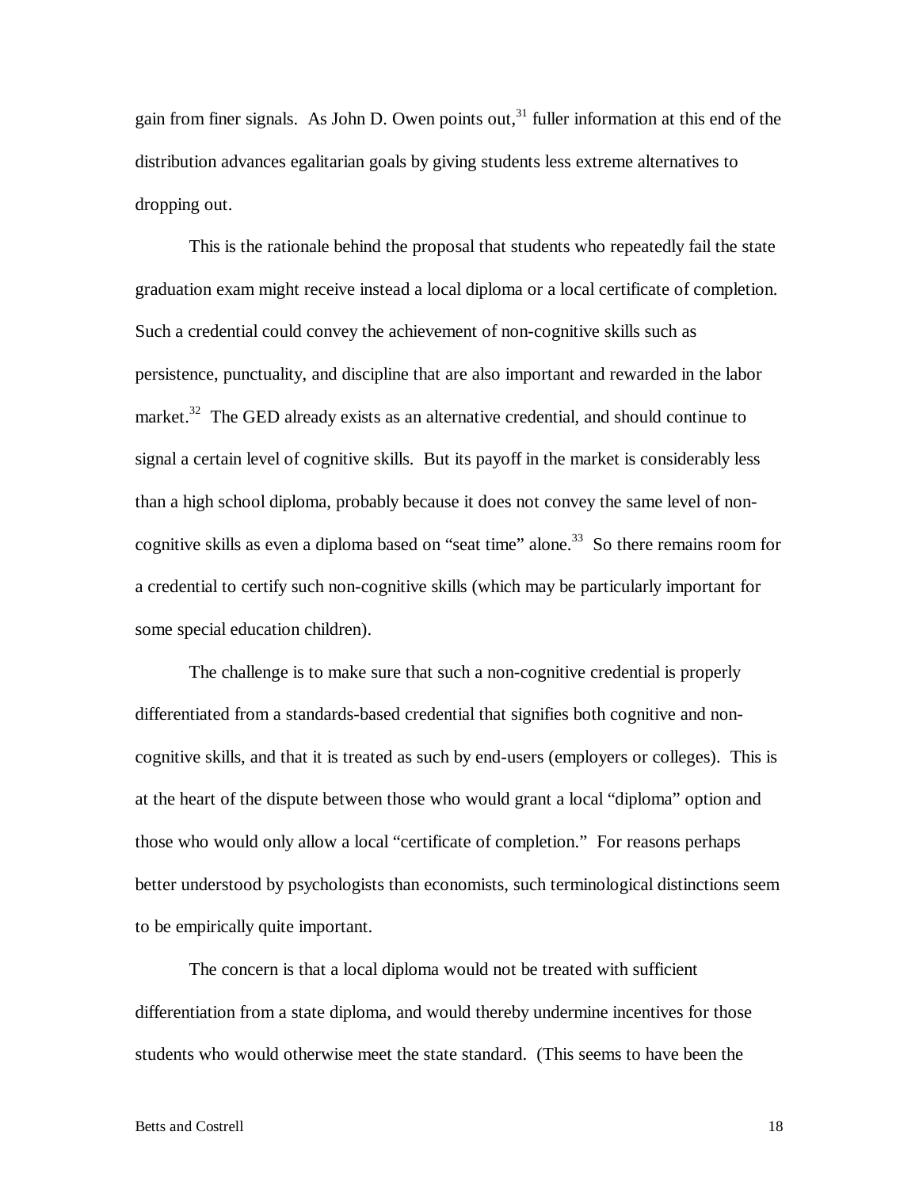gain from finer signals. As John D. Owen points out,[31] fuller information at this end of the distribution advances egalitarian goals by giving students less extreme alternatives to dropping out.

This is the rationale behind the proposal that students who repeatedly fail the state graduation exam might receive instead a local diploma or a local certificate of completion. Such a credential could convey the achievement of non-cognitive skills such as persistence, punctuality, and discipline that are also important and rewarded in the labor market.[32] The GED already exists as an alternative credential, and should continue to signal a certain level of cognitive skills. But its payoff in the market is considerably less than a high school diploma, probably because it does not convey the same level of non-cognitive skills as even a diploma based on "seat time" alone.[33] So there remains room for a credential to certify such non-cognitive skills (which may be particularly important for some special education children).

The challenge is to make sure that such a non-cognitive credential is properly differentiated from a standards-based credential that signifies both cognitive and non-cognitive skills, and that it is treated as such by end-users (employers or colleges). This is at the heart of the dispute between those who would grant a local "diploma" option and those who would only allow a local "certificate of completion." For reasons perhaps better understood by psychologists than economists, such terminological distinctions seem to be empirically quite important.

The concern is that a local diploma would not be treated with sufficient differentiation from a state diploma, and would thereby undermine incentives for those students who would otherwise meet the state standard. (This seems to have been the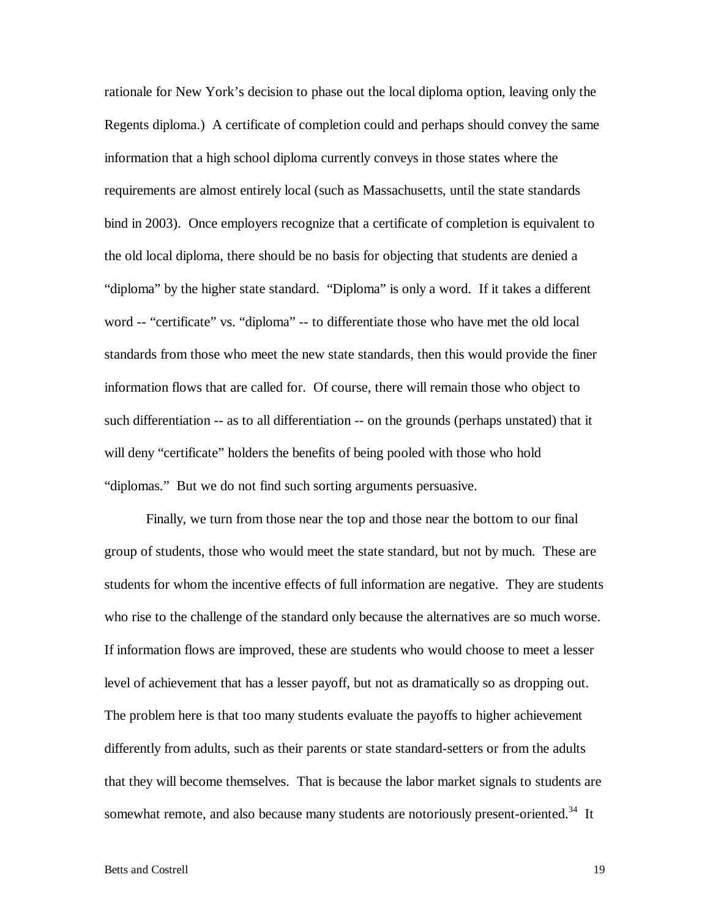rationale for New York's decision to phase out the local diploma option, leaving only the Regents diploma.) A certificate of completion could and perhaps should convey the same information that a high school diploma currently conveys in those states where the requirements are almost entirely local (such as Massachusetts, until the state standards bind in 2003). Once employers recognize that a certificate of completion is equivalent to the old local diploma, there should be no basis for objecting that students are denied a "diploma" by the higher state standard. "Diploma" is only a word. If it takes a different word -- "certificate" vs. "diploma" -- to differentiate those who have met the old local standards from those who meet the new state standards, then this would provide the finer information flows that are called for. Of course, there will remain those who object to such differentiation -- as to all differentiation -- on the grounds (perhaps unstated) that it will deny "certificate" holders the benefits of being pooled with those who hold "diplomas." But we do not find such sorting arguments persuasive.

Finally, we turn from those near the top and those near the bottom to our final group of students, those who would meet the state standard, but not by much. These are students for whom the incentive effects of full information are negative. They are students who rise to the challenge of the standard only because the alternatives are so much worse. If information flows are improved, these are students who would choose to meet a lesser level of achievement that has a lesser payoff, but not as dramatically so as dropping out. The problem here is that too many students evaluate the payoffs to higher achievement differently from adults, such as their parents or state standard-setters or from the adults that they will become themselves. That is because the labor market signals to students are somewhat remote, and also because many students are notoriously present-oriented.[34] It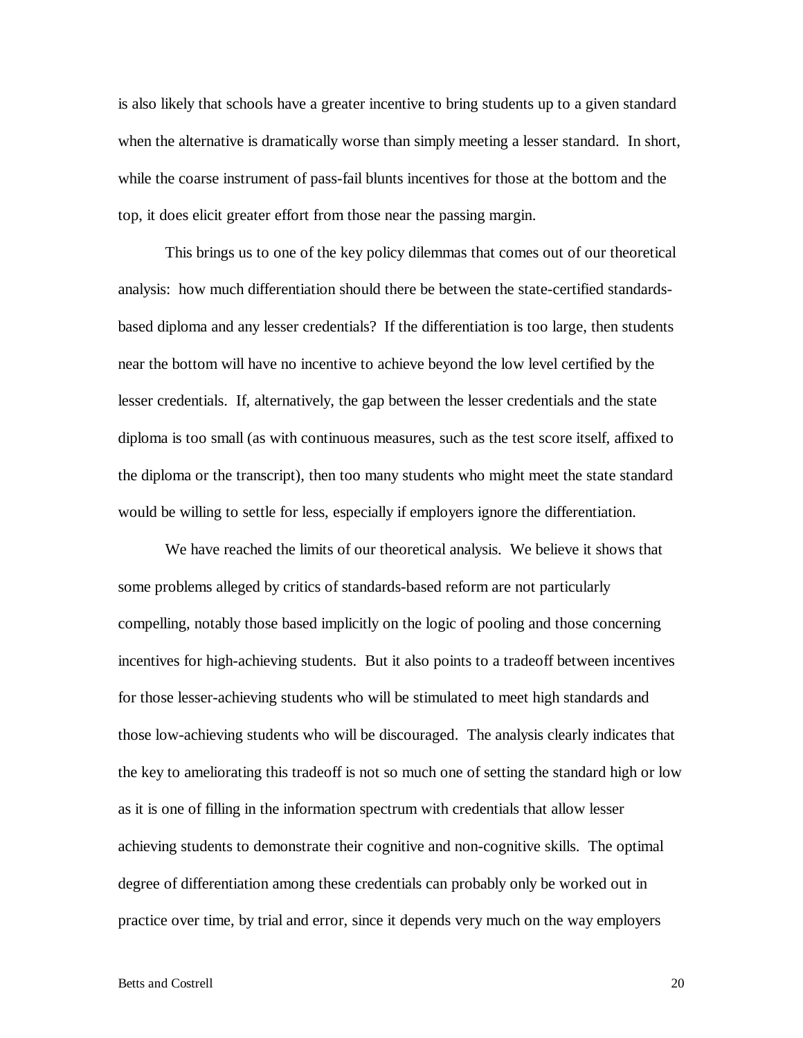is also likely that schools have a greater incentive to bring students up to a given standard when the alternative is dramatically worse than simply meeting a lesser standard. In short, while the coarse instrument of pass-fail blunts incentives for those at the bottom and the top, it does elicit greater effort from those near the passing margin.

This brings us to one of the key policy dilemmas that comes out of our theoretical analysis: how much differentiation should there be between the state-certified standards-based diploma and any lesser credentials? If the differentiation is too large, then students near the bottom will have no incentive to achieve beyond the low level certified by the lesser credentials. If, alternatively, the gap between the lesser credentials and the state diploma is too small (as with continuous measures, such as the test score itself, affixed to the diploma or the transcript), then too many students who might meet the state standard would be willing to settle for less, especially if employers ignore the differentiation.

We have reached the limits of our theoretical analysis. We believe it shows that some problems alleged by critics of standards-based reform are not particularly compelling, notably those based implicitly on the logic of pooling and those concerning incentives for high-achieving students. But it also points to a tradeoff between incentives for those lesser-achieving students who will be stimulated to meet high standards and those low-achieving students who will be discouraged. The analysis clearly indicates that the key to ameliorating this tradeoff is not so much one of setting the standard high or low as it is one of filling in the information spectrum with credentials that allow lesser achieving students to demonstrate their cognitive and non-cognitive skills. The optimal degree of differentiation among these credentials can probably only be worked out in practice over time, by trial and error, since it depends very much on the way employers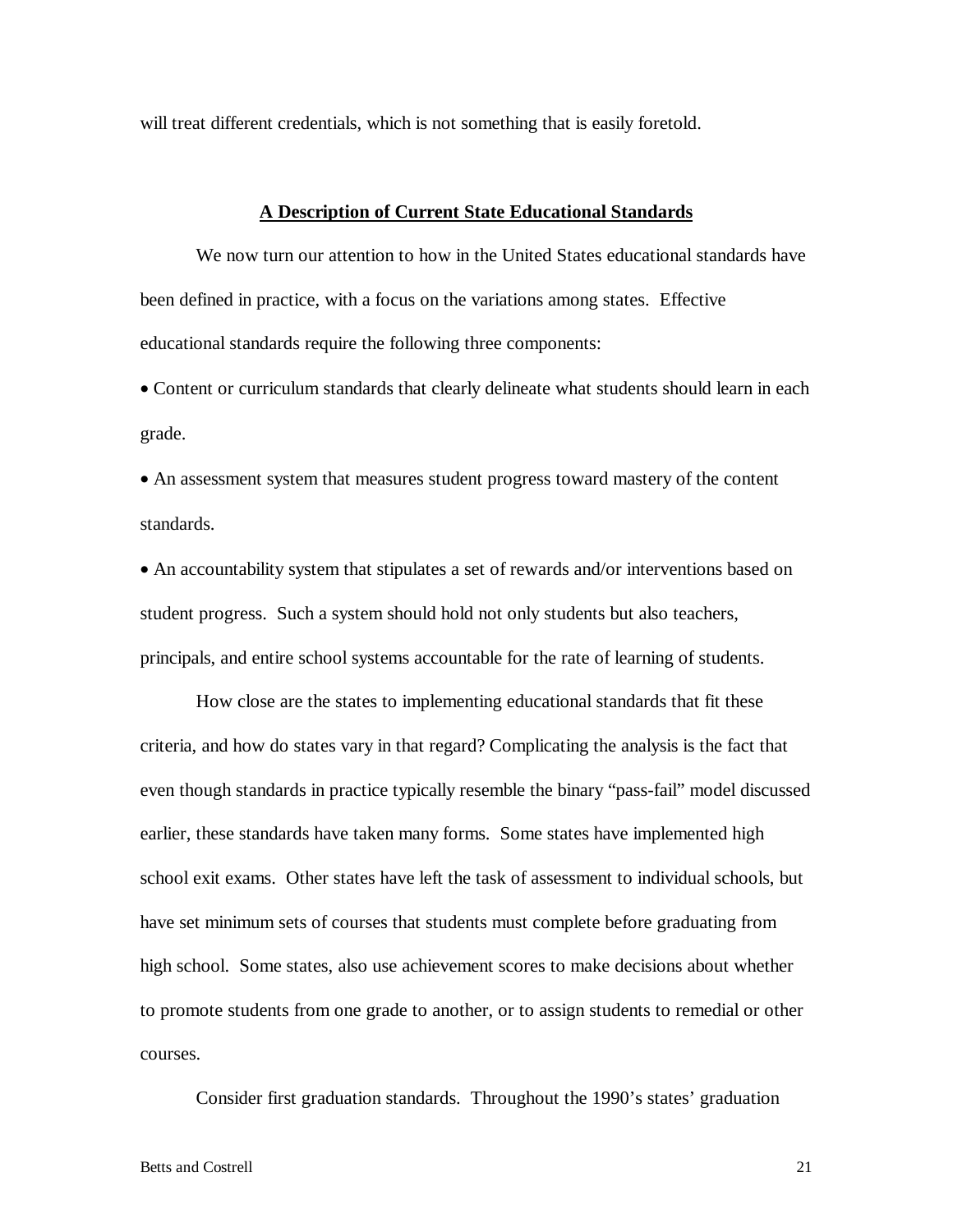will treat different credentials, which is not something that is easily foretold.

## A Description of Current State Educational Standards

We now turn our attention to how in the United States educational standards have been defined in practice, with a focus on the variations among states. Effective educational standards require the following three components:

- Content or curriculum standards that clearly delineate what students should learn in each grade.
- An assessment system that measures student progress toward mastery of the content standards.
- An accountability system that stipulates a set of rewards and/or interventions based on student progress. Such a system should hold not only students but also teachers, principals, and entire school systems accountable for the rate of learning of students.

How close are the states to implementing educational standards that fit these criteria, and how do states vary in that regard? Complicating the analysis is the fact that even though standards in practice typically resemble the binary "pass-fail" model discussed earlier, these standards have taken many forms. Some states have implemented high school exit exams. Other states have left the task of assessment to individual schools, but have set minimum sets of courses that students must complete before graduating from high school. Some states, also use achievement scores to make decisions about whether to promote students from one grade to another, or to assign students to remedial or other courses.

Consider first graduation standards. Throughout the 1990's states' graduation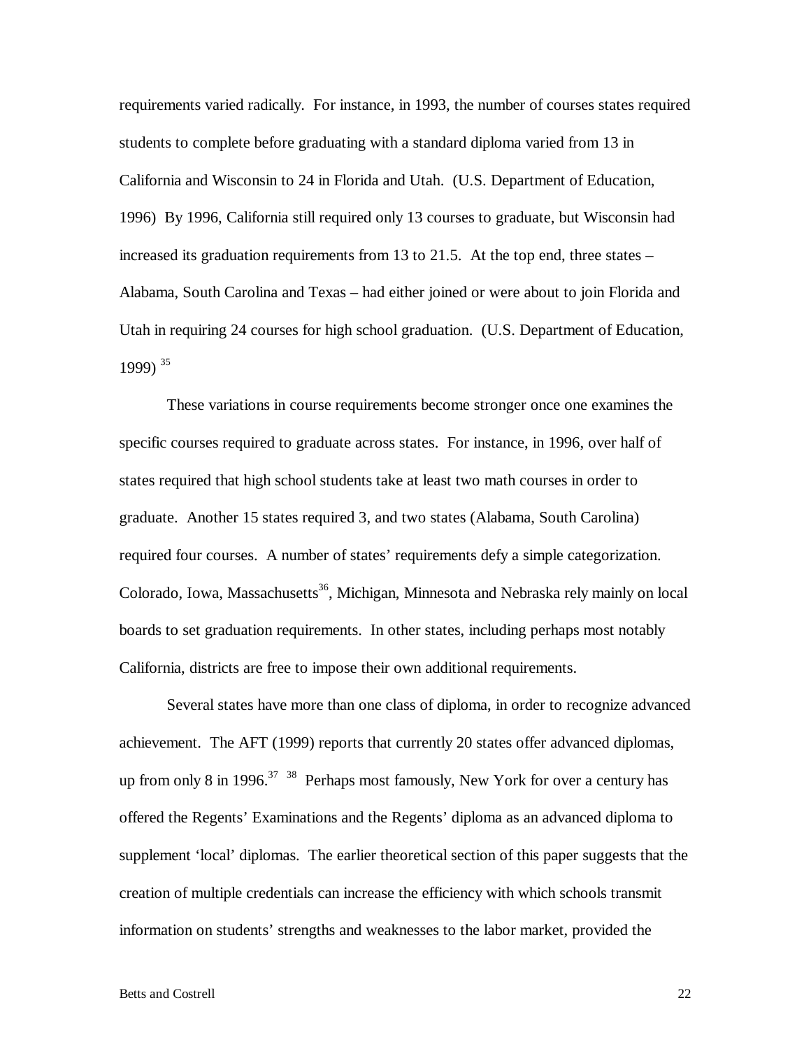requirements varied radically. For instance, in 1993, the number of courses states required students to complete before graduating with a standard diploma varied from 13 in California and Wisconsin to 24 in Florida and Utah. (U.S. Department of Education, 1996) By 1996, California still required only 13 courses to graduate, but Wisconsin had increased its graduation requirements from 13 to 21.5. At the top end, three states – Alabama, South Carolina and Texas – had either joined or were about to join Florida and Utah in requiring 24 courses for high school graduation. (U.S. Department of Education, 1999) [35]

These variations in course requirements become stronger once one examines the specific courses required to graduate across states. For instance, in 1996, over half of states required that high school students take at least two math courses in order to graduate. Another 15 states required 3, and two states (Alabama, South Carolina) required four courses. A number of states' requirements defy a simple categorization. Colorado, Iowa, Massachusetts[36], Michigan, Minnesota and Nebraska rely mainly on local boards to set graduation requirements. In other states, including perhaps most notably California, districts are free to impose their own additional requirements.

Several states have more than one class of diploma, in order to recognize advanced achievement. The AFT (1999) reports that currently 20 states offer advanced diplomas, up from only 8 in 1996.[37] [38] Perhaps most famously, New York for over a century has offered the Regents' Examinations and the Regents' diploma as an advanced diploma to supplement 'local' diplomas. The earlier theoretical section of this paper suggests that the creation of multiple credentials can increase the efficiency with which schools transmit information on students' strengths and weaknesses to the labor market, provided the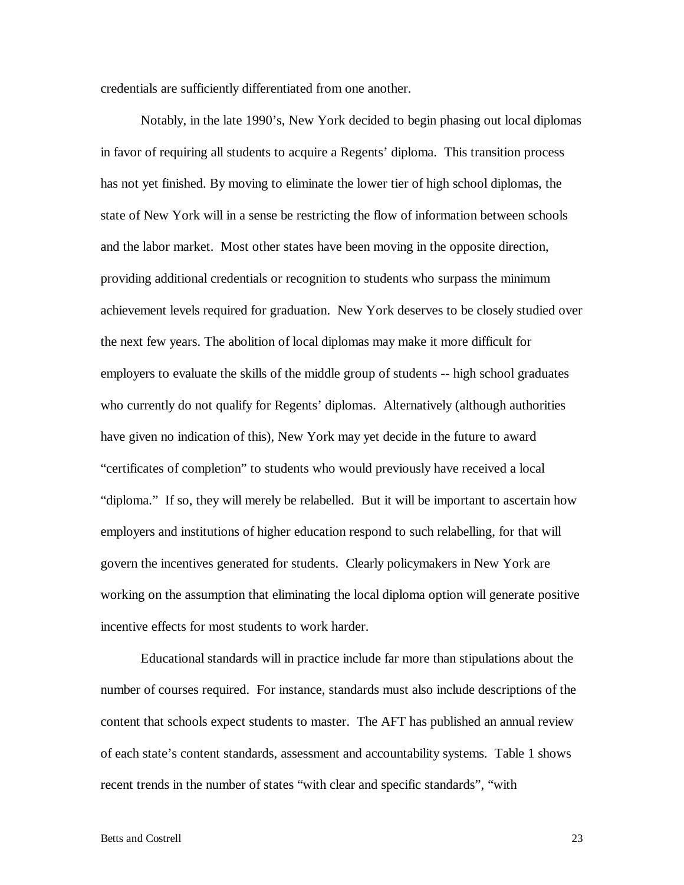credentials are sufficiently differentiated from one another.

Notably, in the late 1990's, New York decided to begin phasing out local diplomas in favor of requiring all students to acquire a Regents' diploma. This transition process has not yet finished. By moving to eliminate the lower tier of high school diplomas, the state of New York will in a sense be restricting the flow of information between schools and the labor market. Most other states have been moving in the opposite direction, providing additional credentials or recognition to students who surpass the minimum achievement levels required for graduation. New York deserves to be closely studied over the next few years. The abolition of local diplomas may make it more difficult for employers to evaluate the skills of the middle group of students -- high school graduates who currently do not qualify for Regents' diplomas. Alternatively (although authorities have given no indication of this), New York may yet decide in the future to award "certificates of completion" to students who would previously have received a local "diploma." If so, they will merely be relabelled. But it will be important to ascertain how employers and institutions of higher education respond to such relabelling, for that will govern the incentives generated for students. Clearly policymakers in New York are working on the assumption that eliminating the local diploma option will generate positive incentive effects for most students to work harder.

Educational standards will in practice include far more than stipulations about the number of courses required. For instance, standards must also include descriptions of the content that schools expect students to master. The AFT has published an annual review of each state's content standards, assessment and accountability systems. Table 1 shows recent trends in the number of states "with clear and specific standards", "with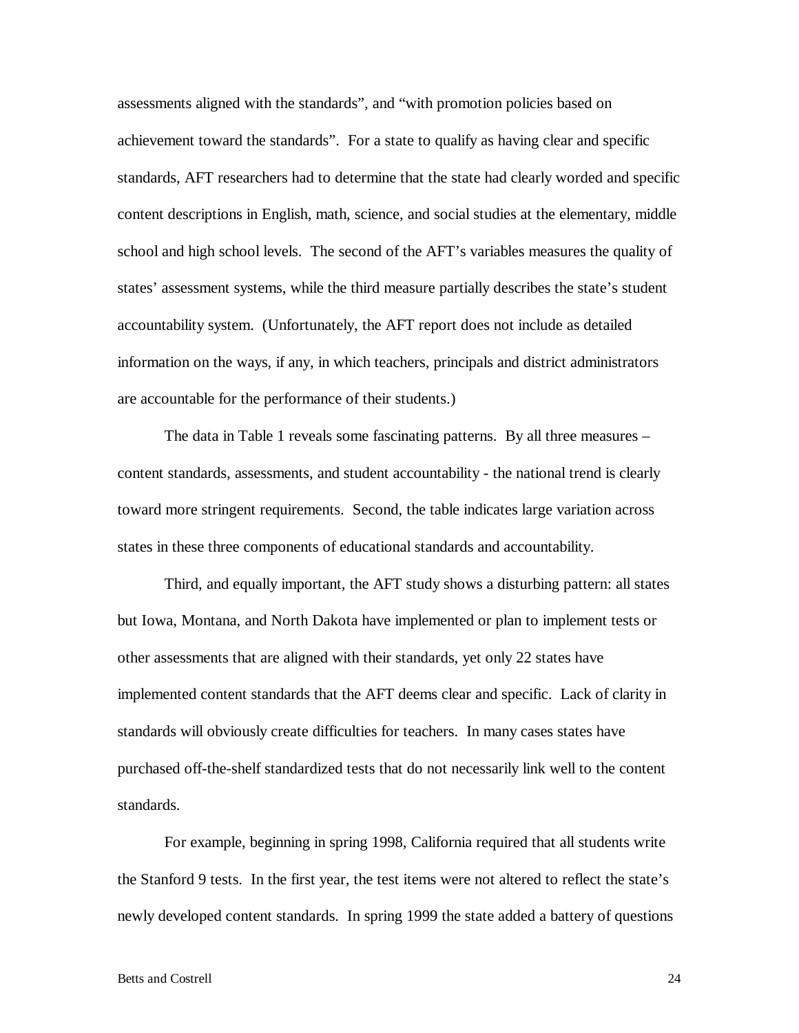assessments aligned with the standards", and "with promotion policies based on achievement toward the standards". For a state to qualify as having clear and specific standards, AFT researchers had to determine that the state had clearly worded and specific content descriptions in English, math, science, and social studies at the elementary, middle school and high school levels. The second of the AFT's variables measures the quality of states' assessment systems, while the third measure partially describes the state's student accountability system. (Unfortunately, the AFT report does not include as detailed information on the ways, if any, in which teachers, principals and district administrators are accountable for the performance of their students.)

The data in Table 1 reveals some fascinating patterns. By all three measures – content standards, assessments, and student accountability - the national trend is clearly toward more stringent requirements. Second, the table indicates large variation across states in these three components of educational standards and accountability.

Third, and equally important, the AFT study shows a disturbing pattern: all states but Iowa, Montana, and North Dakota have implemented or plan to implement tests or other assessments that are aligned with their standards, yet only 22 states have implemented content standards that the AFT deems clear and specific. Lack of clarity in standards will obviously create difficulties for teachers. In many cases states have purchased off-the-shelf standardized tests that do not necessarily link well to the content standards.

For example, beginning in spring 1998, California required that all students write the Stanford 9 tests. In the first year, the test items were not altered to reflect the state's newly developed content standards. In spring 1999 the state added a battery of questions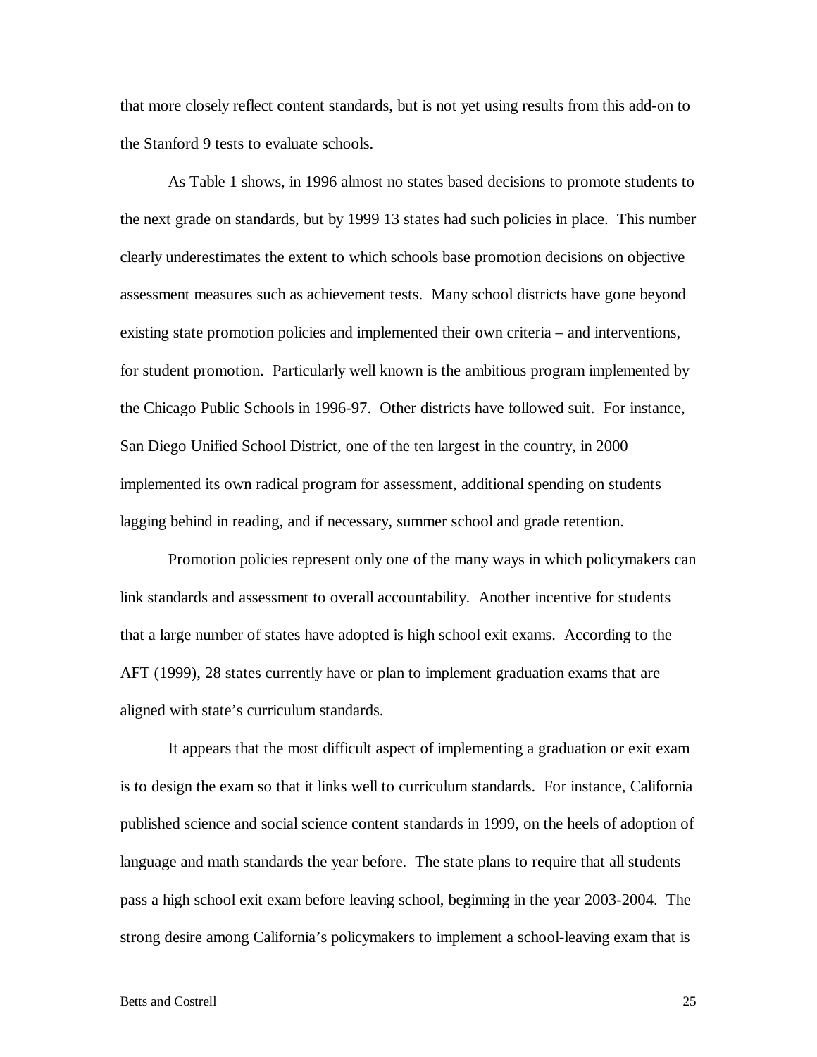that more closely reflect content standards, but is not yet using results from this add-on to the Stanford 9 tests to evaluate schools.

As Table 1 shows, in 1996 almost no states based decisions to promote students to the next grade on standards, but by 1999 13 states had such policies in place. This number clearly underestimates the extent to which schools base promotion decisions on objective assessment measures such as achievement tests. Many school districts have gone beyond existing state promotion policies and implemented their own criteria – and interventions, for student promotion. Particularly well known is the ambitious program implemented by the Chicago Public Schools in 1996-97. Other districts have followed suit. For instance, San Diego Unified School District, one of the ten largest in the country, in 2000 implemented its own radical program for assessment, additional spending on students lagging behind in reading, and if necessary, summer school and grade retention.

Promotion policies represent only one of the many ways in which policymakers can link standards and assessment to overall accountability. Another incentive for students that a large number of states have adopted is high school exit exams. According to the AFT (1999), 28 states currently have or plan to implement graduation exams that are aligned with state's curriculum standards.

It appears that the most difficult aspect of implementing a graduation or exit exam is to design the exam so that it links well to curriculum standards. For instance, California published science and social science content standards in 1999, on the heels of adoption of language and math standards the year before. The state plans to require that all students pass a high school exit exam before leaving school, beginning in the year 2003-2004. The strong desire among California's policymakers to implement a school-leaving exam that is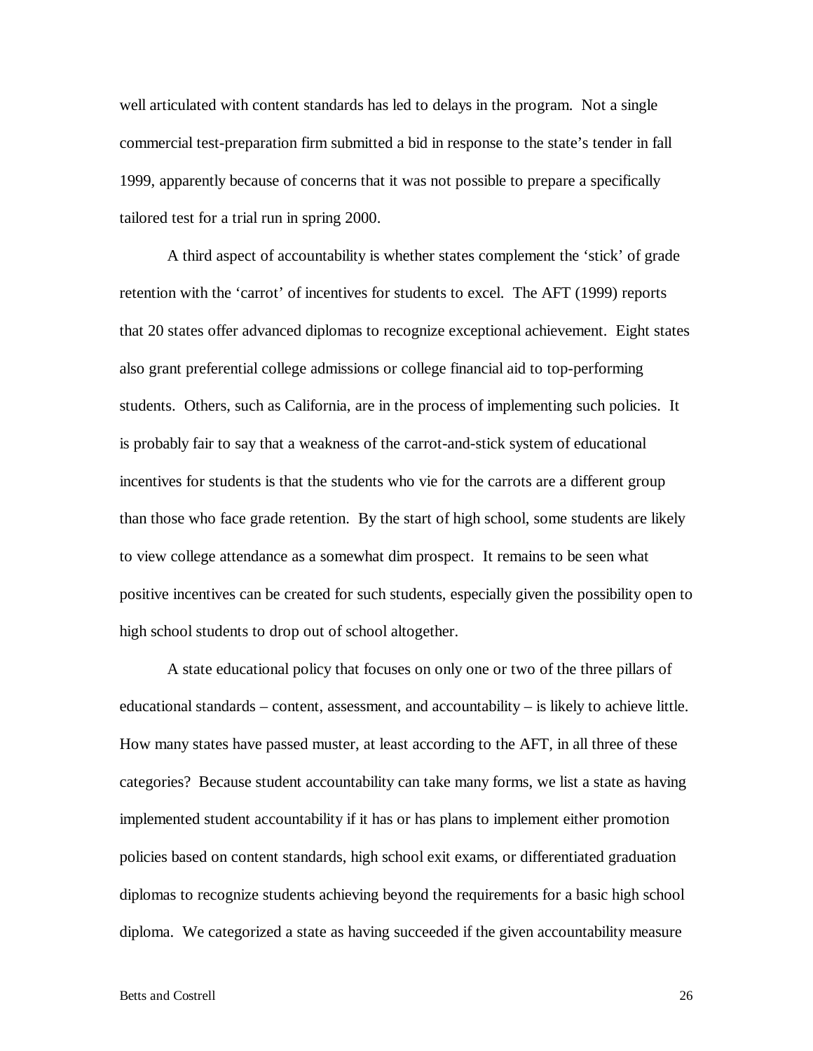well articulated with content standards has led to delays in the program. Not a single commercial test-preparation firm submitted a bid in response to the state's tender in fall 1999, apparently because of concerns that it was not possible to prepare a specifically tailored test for a trial run in spring 2000.

A third aspect of accountability is whether states complement the 'stick' of grade retention with the 'carrot' of incentives for students to excel. The AFT (1999) reports that 20 states offer advanced diplomas to recognize exceptional achievement. Eight states also grant preferential college admissions or college financial aid to top-performing students. Others, such as California, are in the process of implementing such policies. It is probably fair to say that a weakness of the carrot-and-stick system of educational incentives for students is that the students who vie for the carrots are a different group than those who face grade retention. By the start of high school, some students are likely to view college attendance as a somewhat dim prospect. It remains to be seen what positive incentives can be created for such students, especially given the possibility open to high school students to drop out of school altogether.

A state educational policy that focuses on only one or two of the three pillars of educational standards – content, assessment, and accountability – is likely to achieve little. How many states have passed muster, at least according to the AFT, in all three of these categories? Because student accountability can take many forms, we list a state as having implemented student accountability if it has or has plans to implement either promotion policies based on content standards, high school exit exams, or differentiated graduation diplomas to recognize students achieving beyond the requirements for a basic high school diploma. We categorized a state as having succeeded if the given accountability measure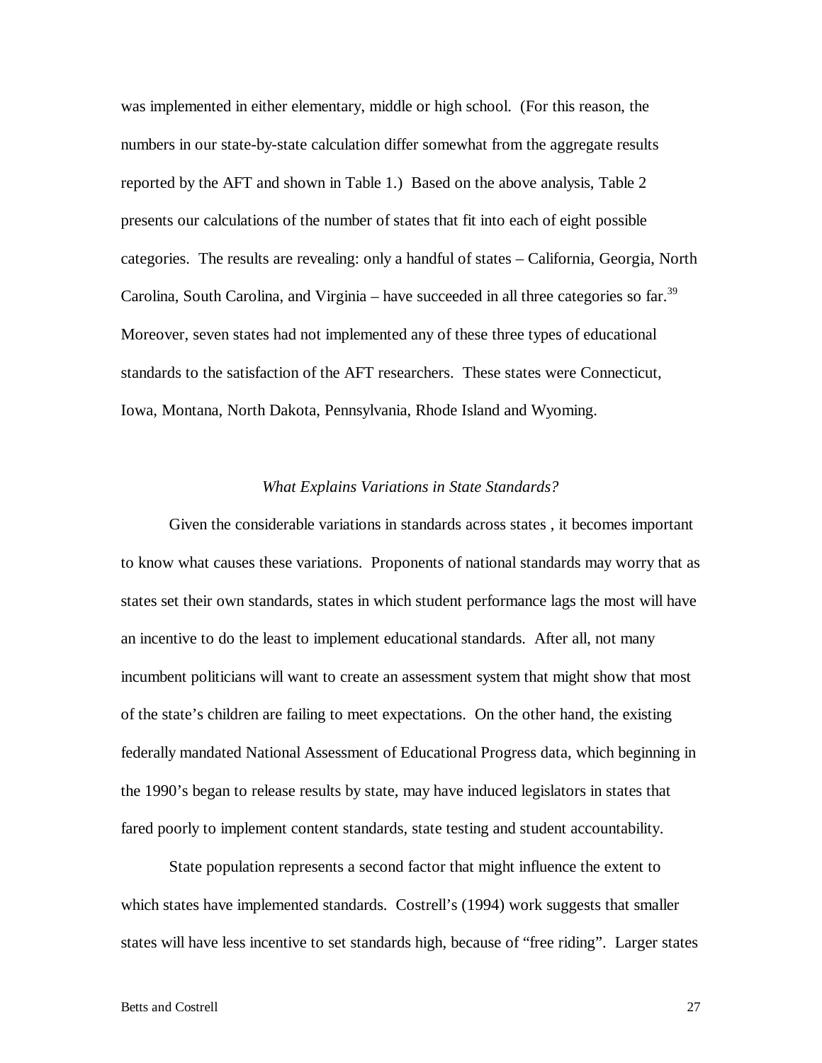was implemented in either elementary, middle or high school. (For this reason, the numbers in our state-by-state calculation differ somewhat from the aggregate results reported by the AFT and shown in Table 1.) Based on the above analysis, Table 2 presents our calculations of the number of states that fit into each of eight possible categories. The results are revealing: only a handful of states – California, Georgia, North Carolina, South Carolina, and Virginia – have succeeded in all three categories so far.[39] Moreover, seven states had not implemented any of these three types of educational standards to the satisfaction of the AFT researchers. These states were Connecticut, Iowa, Montana, North Dakota, Pennsylvania, Rhode Island and Wyoming.

### *What Explains Variations in State Standards?*

Given the considerable variations in standards across states , it becomes important to know what causes these variations. Proponents of national standards may worry that as states set their own standards, states in which student performance lags the most will have an incentive to do the least to implement educational standards. After all, not many incumbent politicians will want to create an assessment system that might show that most of the state's children are failing to meet expectations. On the other hand, the existing federally mandated National Assessment of Educational Progress data, which beginning in the 1990's began to release results by state, may have induced legislators in states that fared poorly to implement content standards, state testing and student accountability.

State population represents a second factor that might influence the extent to which states have implemented standards. Costrell's (1994) work suggests that smaller states will have less incentive to set standards high, because of "free riding". Larger states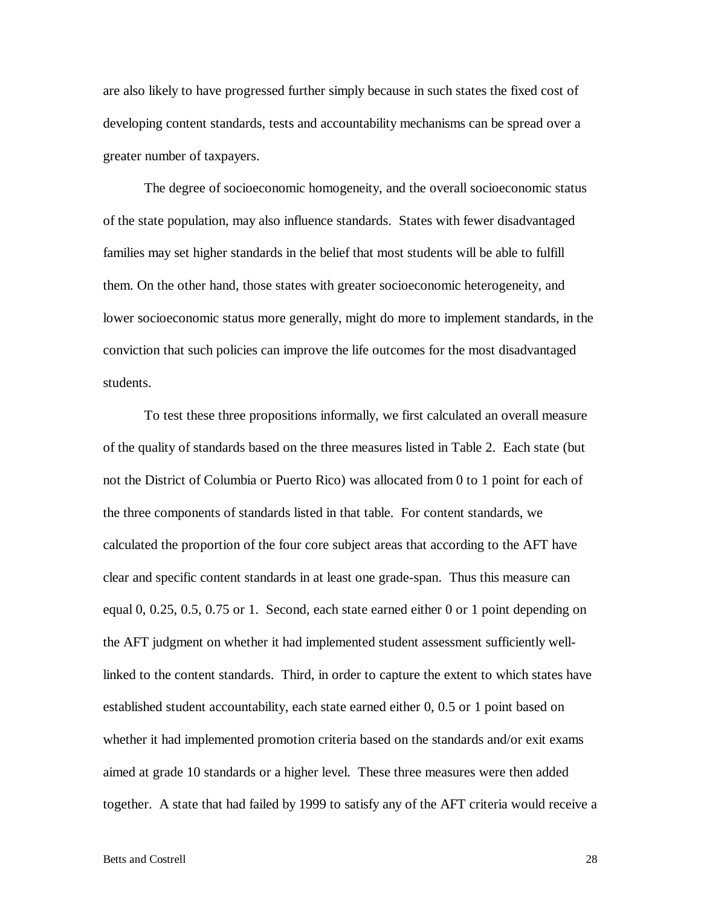are also likely to have progressed further simply because in such states the fixed cost of developing content standards, tests and accountability mechanisms can be spread over a greater number of taxpayers.

The degree of socioeconomic homogeneity, and the overall socioeconomic status of the state population, may also influence standards. States with fewer disadvantaged families may set higher standards in the belief that most students will be able to fulfill them. On the other hand, those states with greater socioeconomic heterogeneity, and lower socioeconomic status more generally, might do more to implement standards, in the conviction that such policies can improve the life outcomes for the most disadvantaged students.

To test these three propositions informally, we first calculated an overall measure of the quality of standards based on the three measures listed in Table 2. Each state (but not the District of Columbia or Puerto Rico) was allocated from 0 to 1 point for each of the three components of standards listed in that table. For content standards, we calculated the proportion of the four core subject areas that according to the AFT have clear and specific content standards in at least one grade-span. Thus this measure can equal 0, 0.25, 0.5, 0.75 or 1. Second, each state earned either 0 or 1 point depending on the AFT judgment on whether it had implemented student assessment sufficiently well-linked to the content standards. Third, in order to capture the extent to which states have established student accountability, each state earned either 0, 0.5 or 1 point based on whether it had implemented promotion criteria based on the standards and/or exit exams aimed at grade 10 standards or a higher level. These three measures were then added together. A state that had failed by 1999 to satisfy any of the AFT criteria would receive a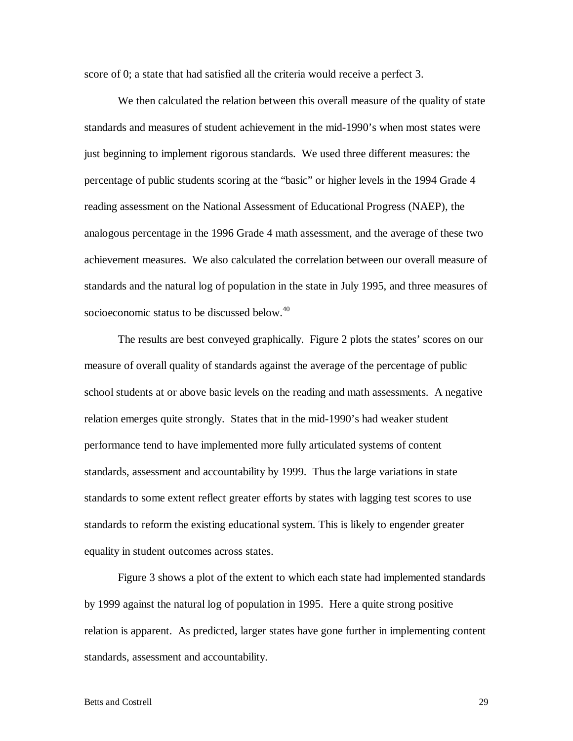score of 0; a state that had satisfied all the criteria would receive a perfect 3.

We then calculated the relation between this overall measure of the quality of state standards and measures of student achievement in the mid-1990's when most states were just beginning to implement rigorous standards. We used three different measures: the percentage of public students scoring at the "basic" or higher levels in the 1994 Grade 4 reading assessment on the National Assessment of Educational Progress (NAEP), the analogous percentage in the 1996 Grade 4 math assessment, and the average of these two achievement measures. We also calculated the correlation between our overall measure of standards and the natural log of population in the state in July 1995, and three measures of socioeconomic status to be discussed below.[40]

The results are best conveyed graphically. Figure 2 plots the states' scores on our measure of overall quality of standards against the average of the percentage of public school students at or above basic levels on the reading and math assessments. A negative relation emerges quite strongly. States that in the mid-1990's had weaker student performance tend to have implemented more fully articulated systems of content standards, assessment and accountability by 1999. Thus the large variations in state standards to some extent reflect greater efforts by states with lagging test scores to use standards to reform the existing educational system. This is likely to engender greater equality in student outcomes across states.

Figure 3 shows a plot of the extent to which each state had implemented standards by 1999 against the natural log of population in 1995. Here a quite strong positive relation is apparent. As predicted, larger states have gone further in implementing content standards, assessment and accountability.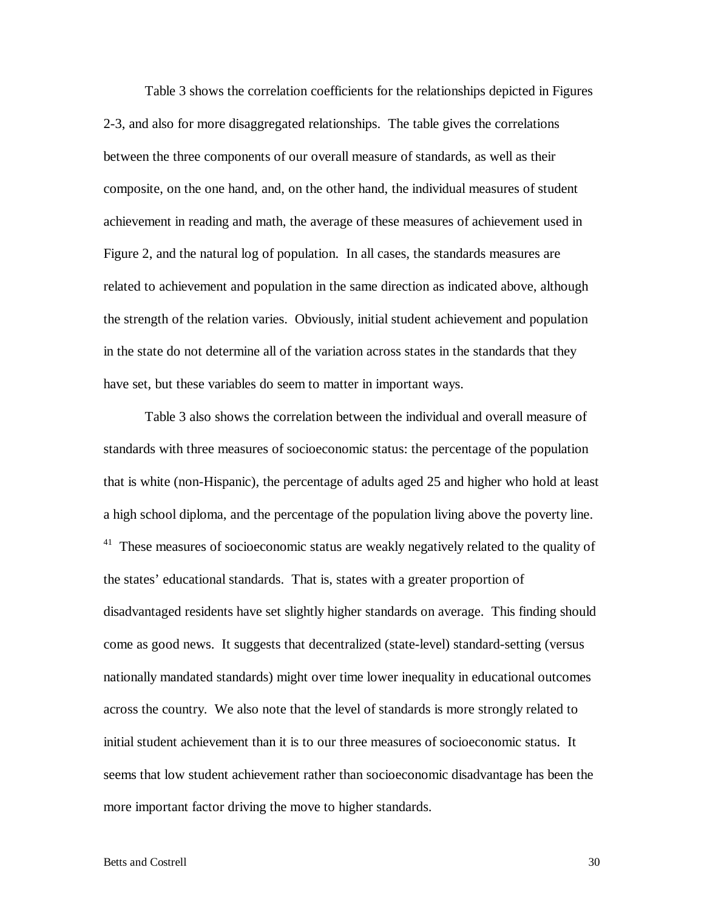Table 3 shows the correlation coefficients for the relationships depicted in Figures 2-3, and also for more disaggregated relationships. The table gives the correlations between the three components of our overall measure of standards, as well as their composite, on the one hand, and, on the other hand, the individual measures of student achievement in reading and math, the average of these measures of achievement used in Figure 2, and the natural log of population. In all cases, the standards measures are related to achievement and population in the same direction as indicated above, although the strength of the relation varies. Obviously, initial student achievement and population in the state do not determine all of the variation across states in the standards that they have set, but these variables do seem to matter in important ways.

Table 3 also shows the correlation between the individual and overall measure of standards with three measures of socioeconomic status: the percentage of the population that is white (non-Hispanic), the percentage of adults aged 25 and higher who hold at least a high school diploma, and the percentage of the population living above the poverty line. [41] These measures of socioeconomic status are weakly negatively related to the quality of the states' educational standards. That is, states with a greater proportion of disadvantaged residents have set slightly higher standards on average. This finding should come as good news. It suggests that decentralized (state-level) standard-setting (versus nationally mandated standards) might over time lower inequality in educational outcomes across the country. We also note that the level of standards is more strongly related to initial student achievement than it is to our three measures of socioeconomic status. It seems that low student achievement rather than socioeconomic disadvantage has been the more important factor driving the move to higher standards.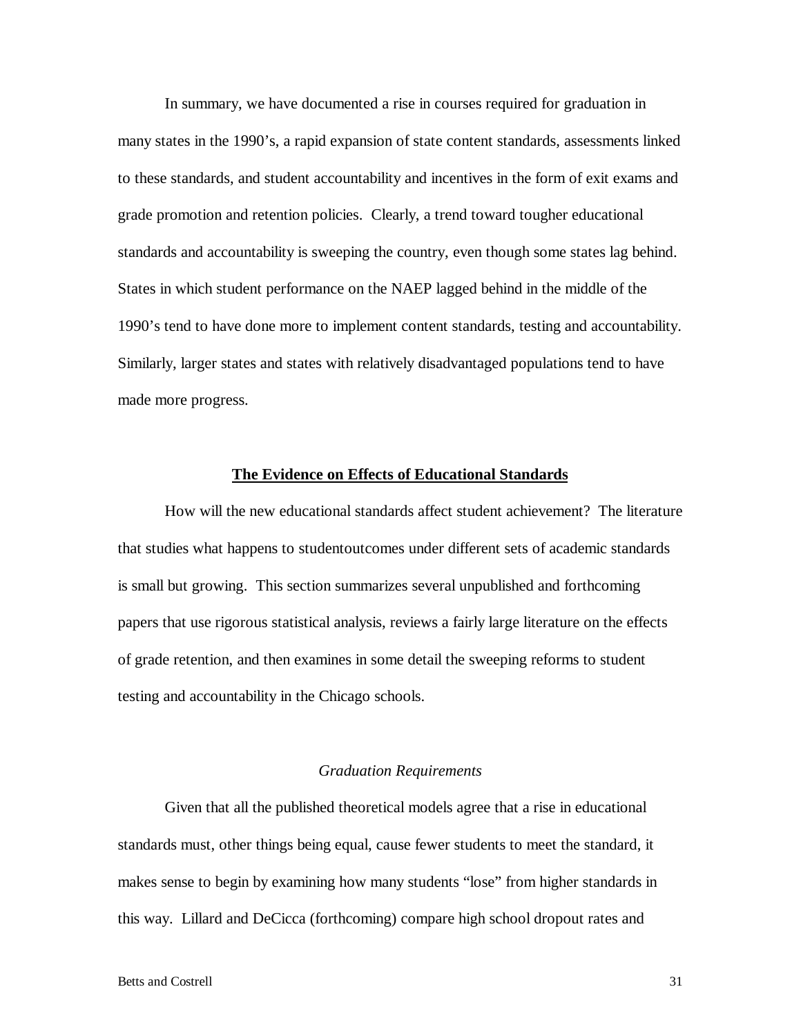In summary, we have documented a rise in courses required for graduation in many states in the 1990's, a rapid expansion of state content standards, assessments linked to these standards, and student accountability and incentives in the form of exit exams and grade promotion and retention policies. Clearly, a trend toward tougher educational standards and accountability is sweeping the country, even though some states lag behind. States in which student performance on the NAEP lagged behind in the middle of the 1990's tend to have done more to implement content standards, testing and accountability. Similarly, larger states and states with relatively disadvantaged populations tend to have made more progress.

## The Evidence on Effects of Educational Standards

How will the new educational standards affect student achievement? The literature that studies what happens to studentoutcomes under different sets of academic standards is small but growing. This section summarizes several unpublished and forthcoming papers that use rigorous statistical analysis, reviews a fairly large literature on the effects of grade retention, and then examines in some detail the sweeping reforms to student testing and accountability in the Chicago schools.

### *Graduation Requirements*

Given that all the published theoretical models agree that a rise in educational standards must, other things being equal, cause fewer students to meet the standard, it makes sense to begin by examining how many students "lose" from higher standards in this way. Lillard and DeCicca (forthcoming) compare high school dropout rates and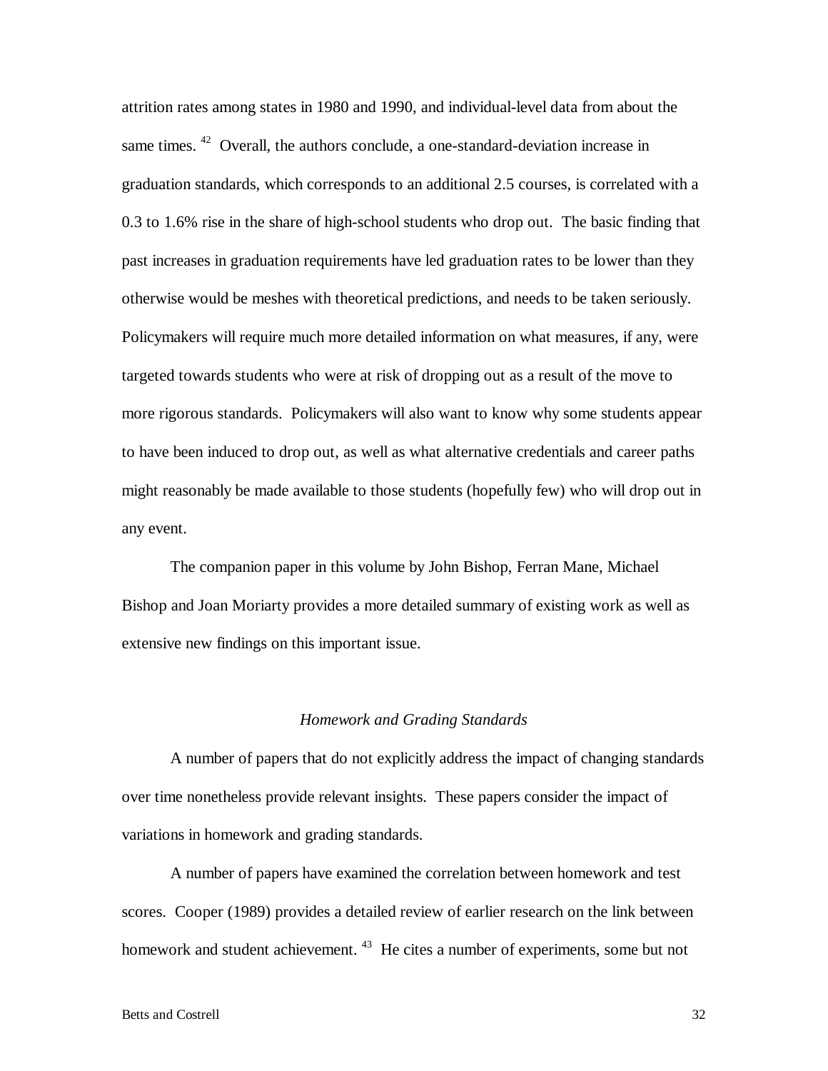attrition rates among states in 1980 and 1990, and individual-level data from about the same times. [42] Overall, the authors conclude, a one-standard-deviation increase in graduation standards, which corresponds to an additional 2.5 courses, is correlated with a 0.3 to 1.6% rise in the share of high-school students who drop out. The basic finding that past increases in graduation requirements have led graduation rates to be lower than they otherwise would be meshes with theoretical predictions, and needs to be taken seriously. Policymakers will require much more detailed information on what measures, if any, were targeted towards students who were at risk of dropping out as a result of the move to more rigorous standards. Policymakers will also want to know why some students appear to have been induced to drop out, as well as what alternative credentials and career paths might reasonably be made available to those students (hopefully few) who will drop out in any event.

The companion paper in this volume by John Bishop, Ferran Mane, Michael Bishop and Joan Moriarty provides a more detailed summary of existing work as well as extensive new findings on this important issue.

### *Homework and Grading Standards*

A number of papers that do not explicitly address the impact of changing standards over time nonetheless provide relevant insights. These papers consider the impact of variations in homework and grading standards.

A number of papers have examined the correlation between homework and test scores. Cooper (1989) provides a detailed review of earlier research on the link between homework and student achievement. [43] He cites a number of experiments, some but not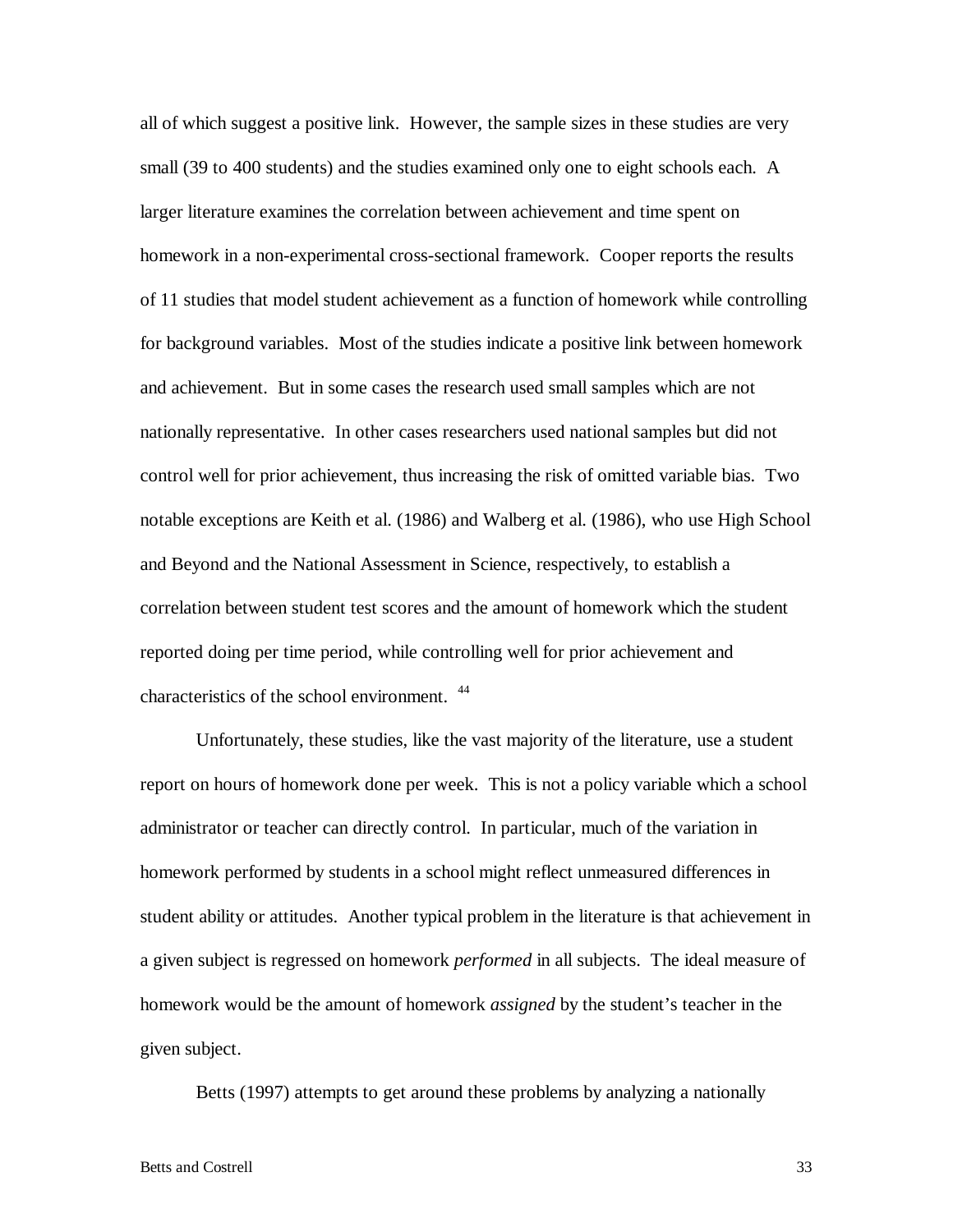all of which suggest a positive link. However, the sample sizes in these studies are very small (39 to 400 students) and the studies examined only one to eight schools each. A larger literature examines the correlation between achievement and time spent on homework in a non-experimental cross-sectional framework. Cooper reports the results of 11 studies that model student achievement as a function of homework while controlling for background variables. Most of the studies indicate a positive link between homework and achievement. But in some cases the research used small samples which are not nationally representative. In other cases researchers used national samples but did not control well for prior achievement, thus increasing the risk of omitted variable bias. Two notable exceptions are Keith et al. (1986) and Walberg et al. (1986), who use High School and Beyond and the National Assessment in Science, respectively, to establish a correlation between student test scores and the amount of homework which the student reported doing per time period, while controlling well for prior achievement and characteristics of the school environment. [44]

Unfortunately, these studies, like the vast majority of the literature, use a student report on hours of homework done per week. This is not a policy variable which a school administrator or teacher can directly control. In particular, much of the variation in homework performed by students in a school might reflect unmeasured differences in student ability or attitudes. Another typical problem in the literature is that achievement in a given subject is regressed on homework *performed* in all subjects. The ideal measure of homework would be the amount of homework *assigned* by the student's teacher in the given subject.

Betts (1997) attempts to get around these problems by analyzing a nationally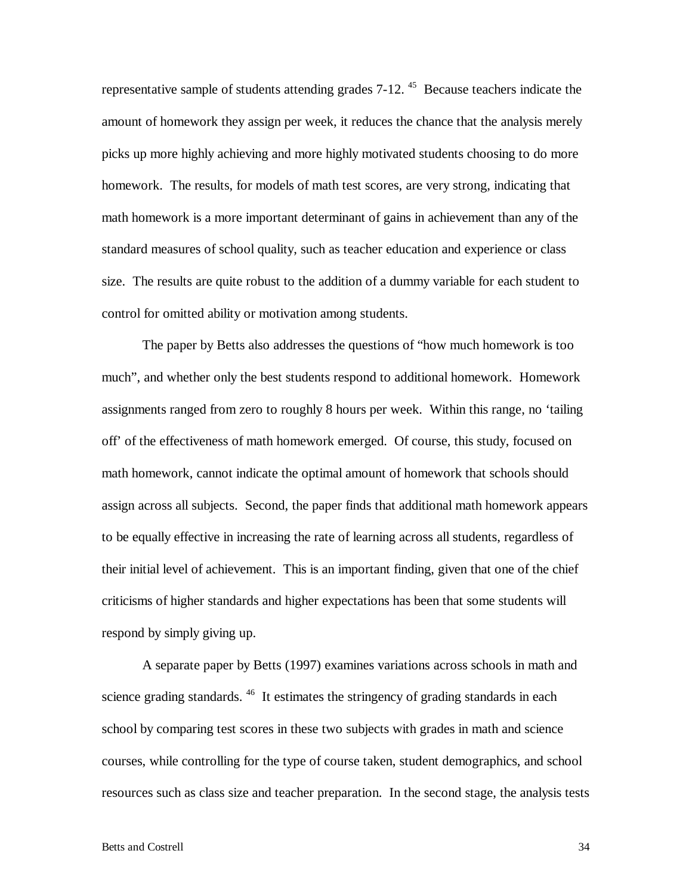representative sample of students attending grades 7-12. [45] Because teachers indicate the amount of homework they assign per week, it reduces the chance that the analysis merely picks up more highly achieving and more highly motivated students choosing to do more homework. The results, for models of math test scores, are very strong, indicating that math homework is a more important determinant of gains in achievement than any of the standard measures of school quality, such as teacher education and experience or class size. The results are quite robust to the addition of a dummy variable for each student to control for omitted ability or motivation among students.

The paper by Betts also addresses the questions of "how much homework is too much", and whether only the best students respond to additional homework. Homework assignments ranged from zero to roughly 8 hours per week. Within this range, no 'tailing off' of the effectiveness of math homework emerged. Of course, this study, focused on math homework, cannot indicate the optimal amount of homework that schools should assign across all subjects. Second, the paper finds that additional math homework appears to be equally effective in increasing the rate of learning across all students, regardless of their initial level of achievement. This is an important finding, given that one of the chief criticisms of higher standards and higher expectations has been that some students will respond by simply giving up.

A separate paper by Betts (1997) examines variations across schools in math and science grading standards. [46] It estimates the stringency of grading standards in each school by comparing test scores in these two subjects with grades in math and science courses, while controlling for the type of course taken, student demographics, and school resources such as class size and teacher preparation. In the second stage, the analysis tests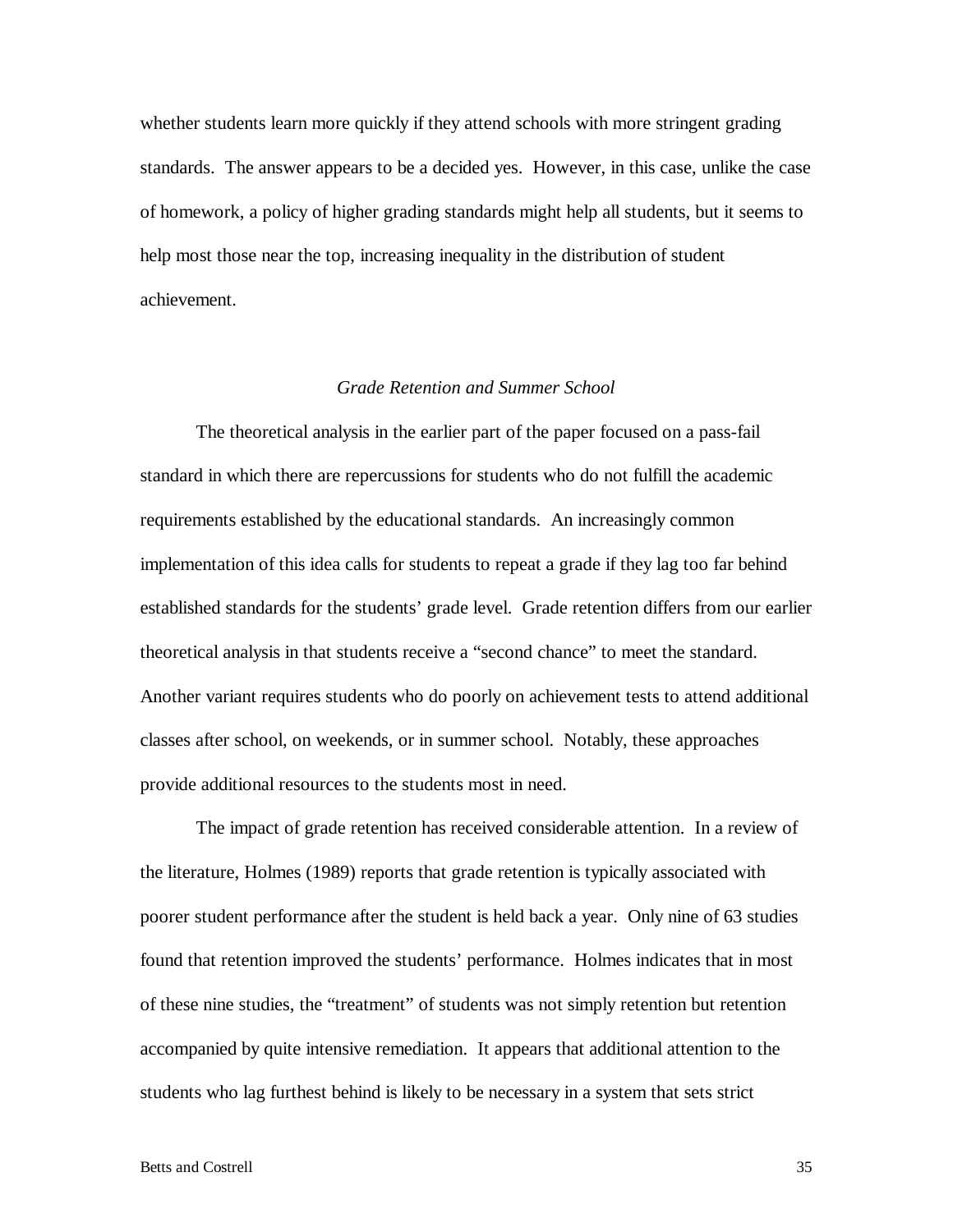whether students learn more quickly if they attend schools with more stringent grading standards. The answer appears to be a decided yes. However, in this case, unlike the case of homework, a policy of higher grading standards might help all students, but it seems to help most those near the top, increasing inequality in the distribution of student achievement.

### *Grade Retention and Summer School*

The theoretical analysis in the earlier part of the paper focused on a pass-fail standard in which there are repercussions for students who do not fulfill the academic requirements established by the educational standards. An increasingly common implementation of this idea calls for students to repeat a grade if they lag too far behind established standards for the students' grade level. Grade retention differs from our earlier theoretical analysis in that students receive a "second chance" to meet the standard. Another variant requires students who do poorly on achievement tests to attend additional classes after school, on weekends, or in summer school. Notably, these approaches provide additional resources to the students most in need.

The impact of grade retention has received considerable attention. In a review of the literature, Holmes (1989) reports that grade retention is typically associated with poorer student performance after the student is held back a year. Only nine of 63 studies found that retention improved the students' performance. Holmes indicates that in most of these nine studies, the "treatment" of students was not simply retention but retention accompanied by quite intensive remediation. It appears that additional attention to the students who lag furthest behind is likely to be necessary in a system that sets strict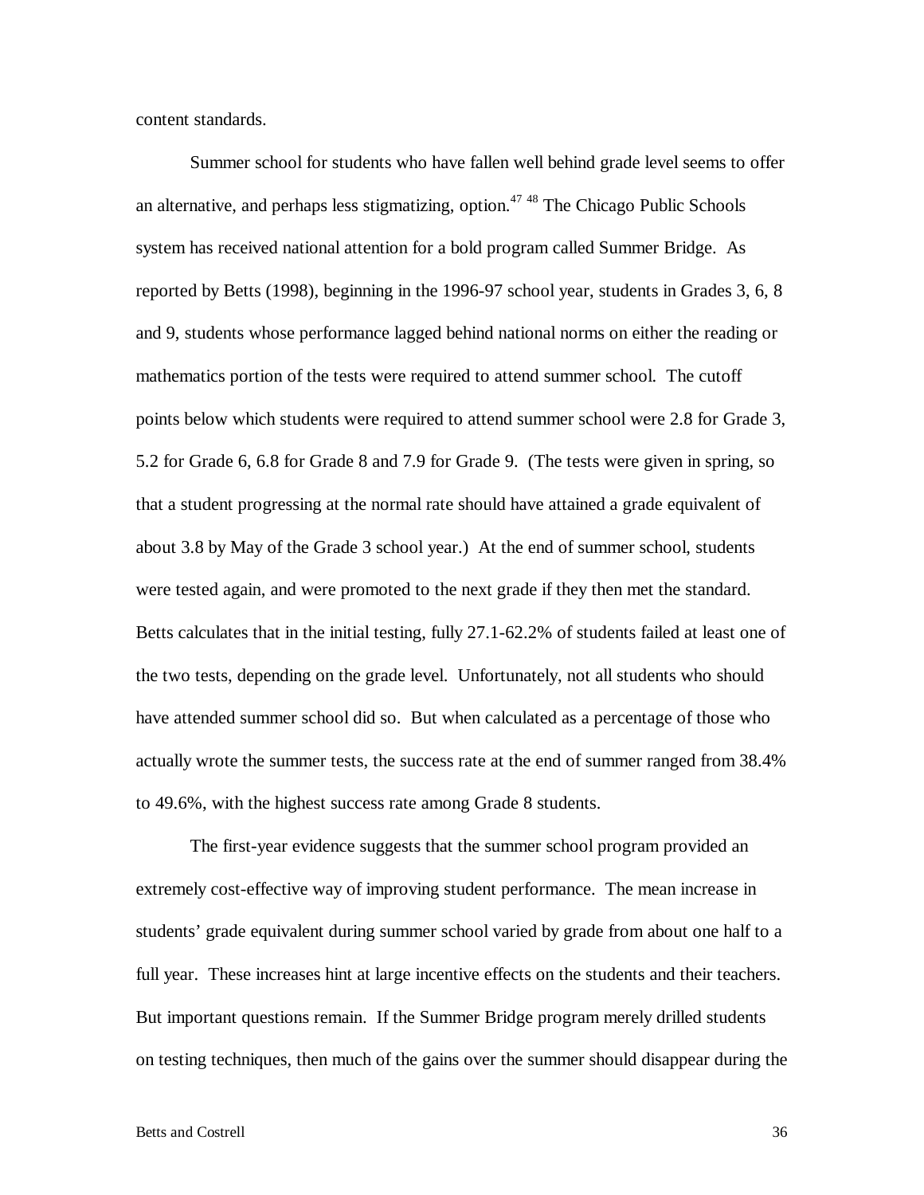content standards.

Summer school for students who have fallen well behind grade level seems to offer an alternative, and perhaps less stigmatizing, option.[47] [48] The Chicago Public Schools system has received national attention for a bold program called Summer Bridge. As reported by Betts (1998), beginning in the 1996-97 school year, students in Grades 3, 6, 8 and 9, students whose performance lagged behind national norms on either the reading or mathematics portion of the tests were required to attend summer school. The cutoff points below which students were required to attend summer school were 2.8 for Grade 3, 5.2 for Grade 6, 6.8 for Grade 8 and 7.9 for Grade 9. (The tests were given in spring, so that a student progressing at the normal rate should have attained a grade equivalent of about 3.8 by May of the Grade 3 school year.) At the end of summer school, students were tested again, and were promoted to the next grade if they then met the standard. Betts calculates that in the initial testing, fully 27.1-62.2% of students failed at least one of the two tests, depending on the grade level. Unfortunately, not all students who should have attended summer school did so. But when calculated as a percentage of those who actually wrote the summer tests, the success rate at the end of summer ranged from 38.4% to 49.6%, with the highest success rate among Grade 8 students.

The first-year evidence suggests that the summer school program provided an extremely cost-effective way of improving student performance. The mean increase in students' grade equivalent during summer school varied by grade from about one half to a full year. These increases hint at large incentive effects on the students and their teachers. But important questions remain. If the Summer Bridge program merely drilled students on testing techniques, then much of the gains over the summer should disappear during the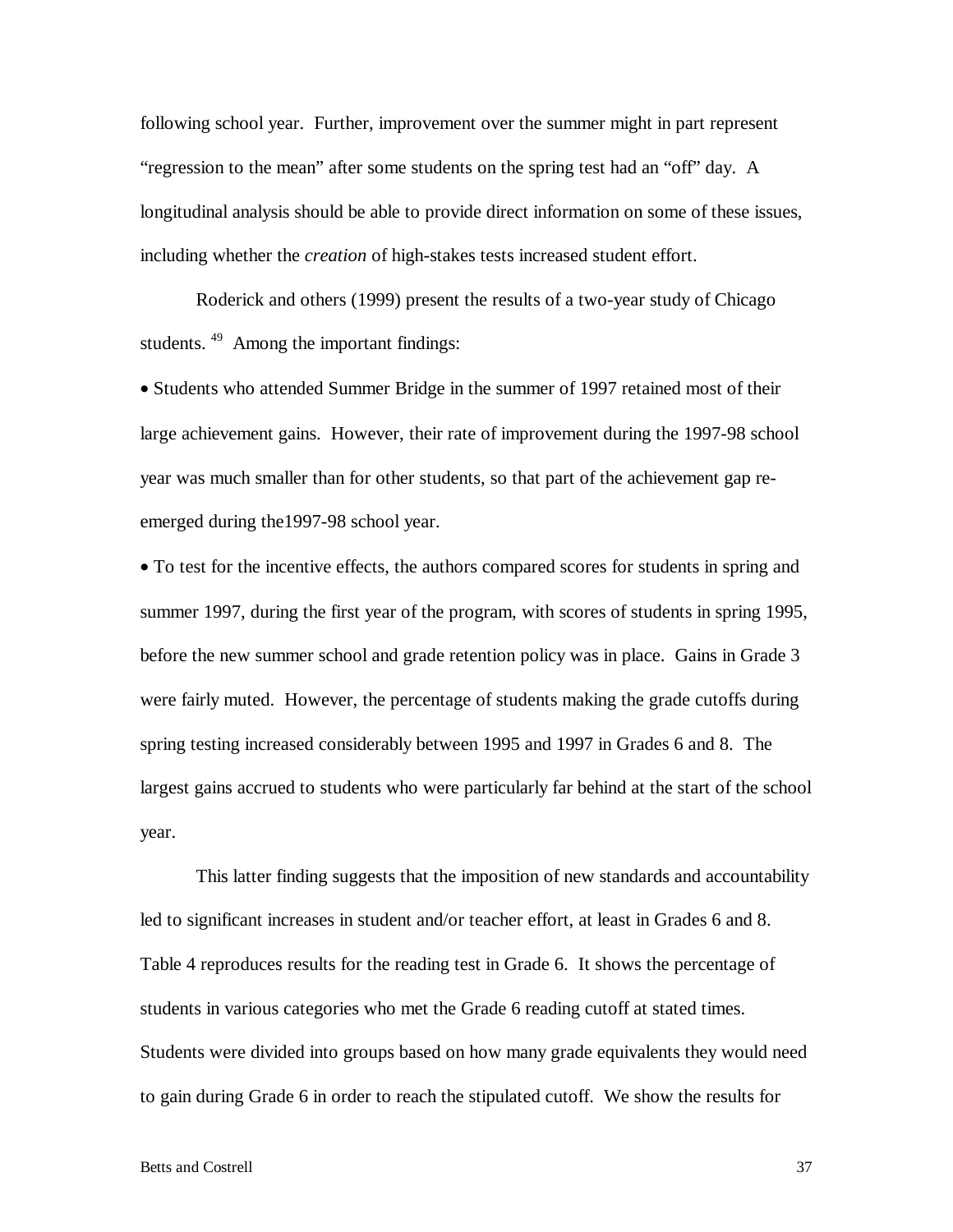following school year. Further, improvement over the summer might in part represent "regression to the mean" after some students on the spring test had an "off" day. A longitudinal analysis should be able to provide direct information on some of these issues, including whether the *creation* of high-stakes tests increased student effort.

Roderick and others (1999) present the results of a two-year study of Chicago students. [49] Among the important findings:

- Students who attended Summer Bridge in the summer of 1997 retained most of their large achievement gains. However, their rate of improvement during the 1997-98 school year was much smaller than for other students, so that part of the achievement gap re-emerged during the1997-98 school year.
- To test for the incentive effects, the authors compared scores for students in spring and summer 1997, during the first year of the program, with scores of students in spring 1995, before the new summer school and grade retention policy was in place. Gains in Grade 3 were fairly muted. However, the percentage of students making the grade cutoffs during spring testing increased considerably between 1995 and 1997 in Grades 6 and 8. The largest gains accrued to students who were particularly far behind at the start of the school year.

This latter finding suggests that the imposition of new standards and accountability led to significant increases in student and/or teacher effort, at least in Grades 6 and 8. Table 4 reproduces results for the reading test in Grade 6. It shows the percentage of students in various categories who met the Grade 6 reading cutoff at stated times. Students were divided into groups based on how many grade equivalents they would need to gain during Grade 6 in order to reach the stipulated cutoff. We show the results for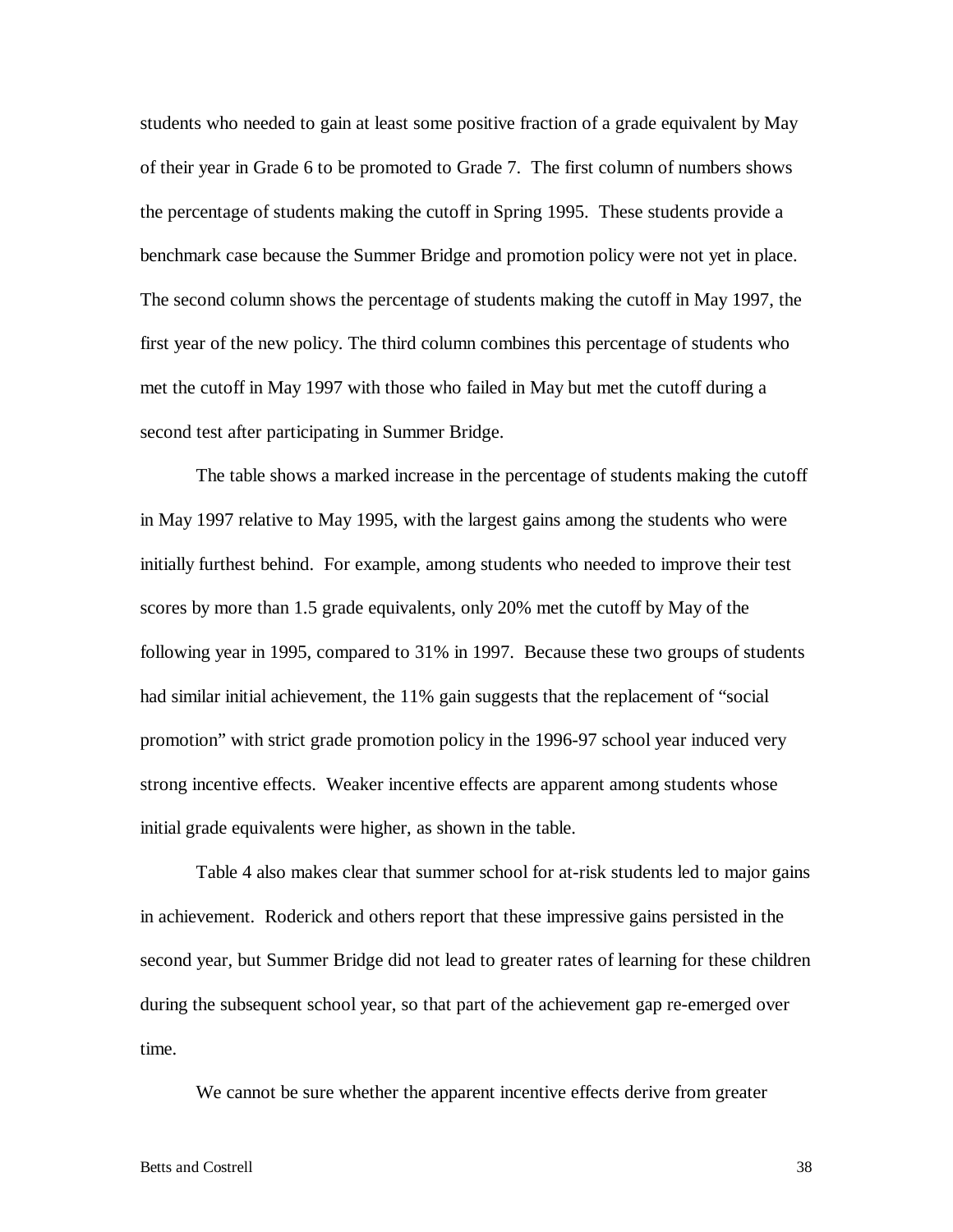students who needed to gain at least some positive fraction of a grade equivalent by May of their year in Grade 6 to be promoted to Grade 7. The first column of numbers shows the percentage of students making the cutoff in Spring 1995. These students provide a benchmark case because the Summer Bridge and promotion policy were not yet in place. The second column shows the percentage of students making the cutoff in May 1997, the first year of the new policy. The third column combines this percentage of students who met the cutoff in May 1997 with those who failed in May but met the cutoff during a second test after participating in Summer Bridge.

The table shows a marked increase in the percentage of students making the cutoff in May 1997 relative to May 1995, with the largest gains among the students who were initially furthest behind. For example, among students who needed to improve their test scores by more than 1.5 grade equivalents, only 20% met the cutoff by May of the following year in 1995, compared to 31% in 1997. Because these two groups of students had similar initial achievement, the 11% gain suggests that the replacement of "social promotion" with strict grade promotion policy in the 1996-97 school year induced very strong incentive effects. Weaker incentive effects are apparent among students whose initial grade equivalents were higher, as shown in the table.

Table 4 also makes clear that summer school for at-risk students led to major gains in achievement. Roderick and others report that these impressive gains persisted in the second year, but Summer Bridge did not lead to greater rates of learning for these children during the subsequent school year, so that part of the achievement gap re-emerged over time.

We cannot be sure whether the apparent incentive effects derive from greater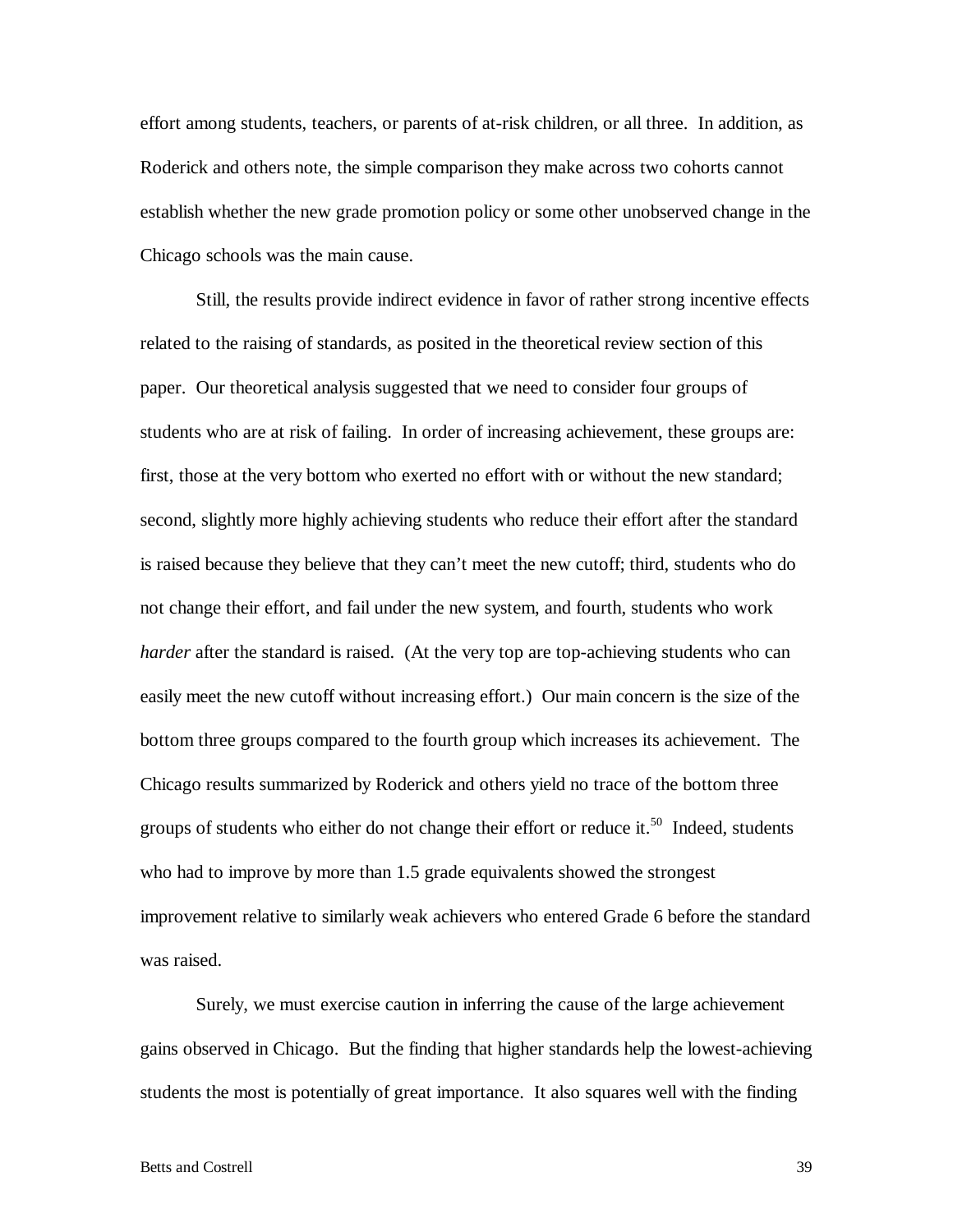effort among students, teachers, or parents of at-risk children, or all three. In addition, as Roderick and others note, the simple comparison they make across two cohorts cannot establish whether the new grade promotion policy or some other unobserved change in the Chicago schools was the main cause.

Still, the results provide indirect evidence in favor of rather strong incentive effects related to the raising of standards, as posited in the theoretical review section of this paper. Our theoretical analysis suggested that we need to consider four groups of students who are at risk of failing. In order of increasing achievement, these groups are: first, those at the very bottom who exerted no effort with or without the new standard; second, slightly more highly achieving students who reduce their effort after the standard is raised because they believe that they can't meet the new cutoff; third, students who do not change their effort, and fail under the new system, and fourth, students who work *harder* after the standard is raised. (At the very top are top-achieving students who can easily meet the new cutoff without increasing effort.) Our main concern is the size of the bottom three groups compared to the fourth group which increases its achievement. The Chicago results summarized by Roderick and others yield no trace of the bottom three groups of students who either do not change their effort or reduce it.[50] Indeed, students who had to improve by more than 1.5 grade equivalents showed the strongest improvement relative to similarly weak achievers who entered Grade 6 before the standard was raised.

Surely, we must exercise caution in inferring the cause of the large achievement gains observed in Chicago. But the finding that higher standards help the lowest-achieving students the most is potentially of great importance. It also squares well with the finding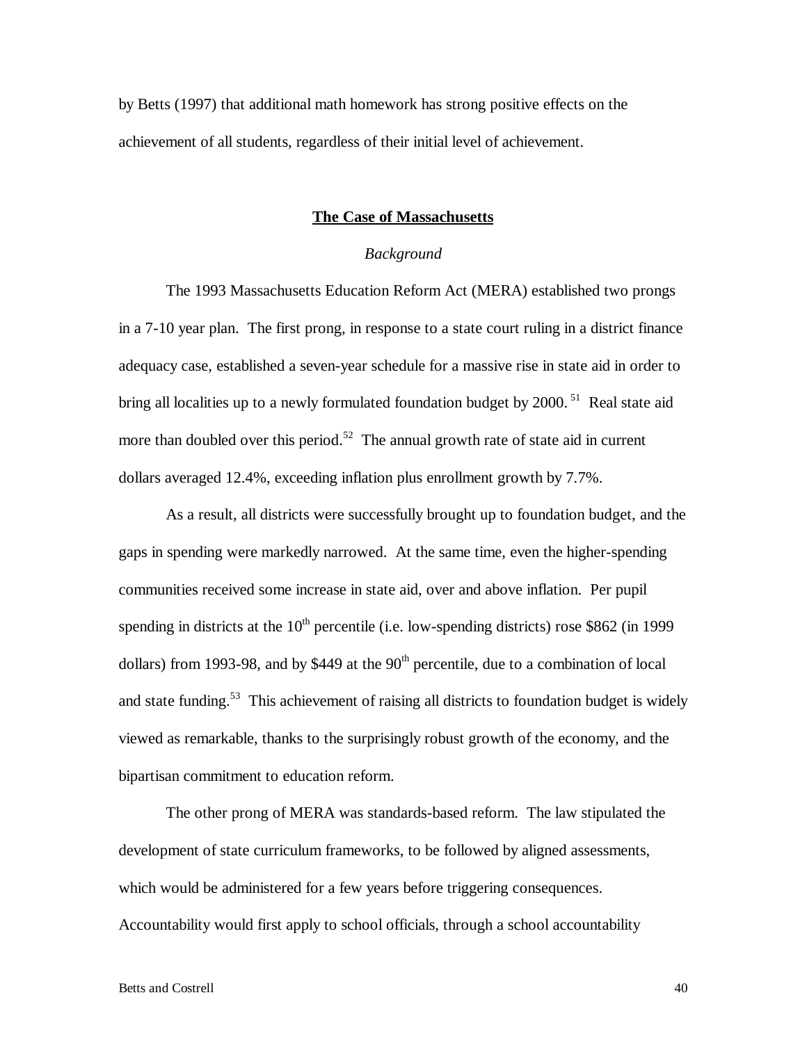by Betts (1997) that additional math homework has strong positive effects on the achievement of all students, regardless of their initial level of achievement.

## The Case of Massachusetts

### *Background*

The 1993 Massachusetts Education Reform Act (MERA) established two prongs in a 7-10 year plan. The first prong, in response to a state court ruling in a district finance adequacy case, established a seven-year schedule for a massive rise in state aid in order to bring all localities up to a newly formulated foundation budget by 2000.[51] Real state aid more than doubled over this period.[52] The annual growth rate of state aid in current dollars averaged 12.4%, exceeding inflation plus enrollment growth by 7.7%.

As a result, all districts were successfully brought up to foundation budget, and the gaps in spending were markedly narrowed. At the same time, even the higher-spending communities received some increase in state aid, over and above inflation. Per pupil spending in districts at the 10th percentile (i.e. low-spending districts) rose $862 (in 1999 dollars) from 1993-98, and by $449 at the 90th percentile, due to a combination of local and state funding.[53] This achievement of raising all districts to foundation budget is widely viewed as remarkable, thanks to the surprisingly robust growth of the economy, and the bipartisan commitment to education reform.

The other prong of MERA was standards-based reform. The law stipulated the development of state curriculum frameworks, to be followed by aligned assessments, which would be administered for a few years before triggering consequences. Accountability would first apply to school officials, through a school accountability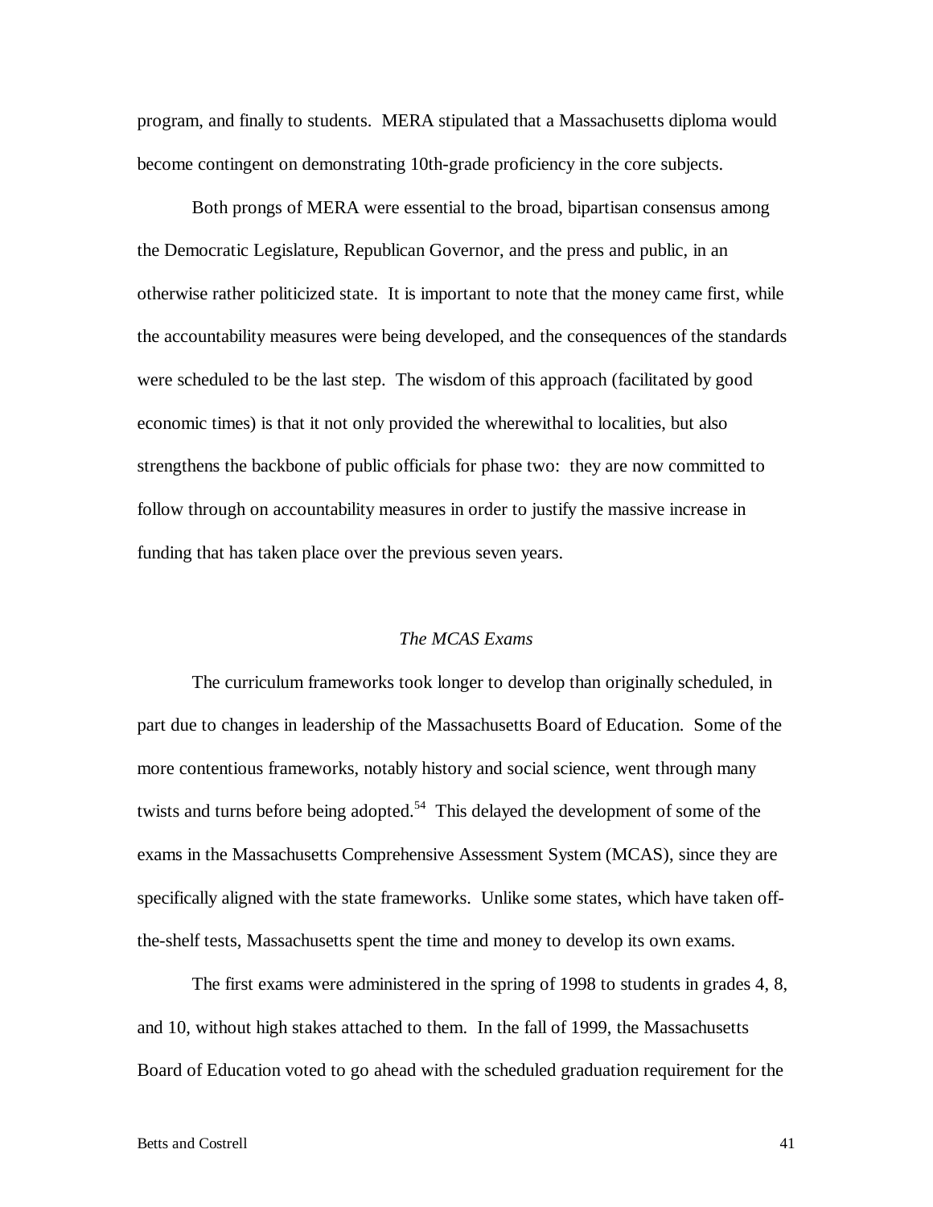program, and finally to students. MERA stipulated that a Massachusetts diploma would become contingent on demonstrating 10th-grade proficiency in the core subjects.

Both prongs of MERA were essential to the broad, bipartisan consensus among the Democratic Legislature, Republican Governor, and the press and public, in an otherwise rather politicized state. It is important to note that the money came first, while the accountability measures were being developed, and the consequences of the standards were scheduled to be the last step. The wisdom of this approach (facilitated by good economic times) is that it not only provided the wherewithal to localities, but also strengthens the backbone of public officials for phase two: they are now committed to follow through on accountability measures in order to justify the massive increase in funding that has taken place over the previous seven years.

### *The MCAS Exams*

The curriculum frameworks took longer to develop than originally scheduled, in part due to changes in leadership of the Massachusetts Board of Education. Some of the more contentious frameworks, notably history and social science, went through many twists and turns before being adopted.[54] This delayed the development of some of the exams in the Massachusetts Comprehensive Assessment System (MCAS), since they are specifically aligned with the state frameworks. Unlike some states, which have taken off-the-shelf tests, Massachusetts spent the time and money to develop its own exams.

The first exams were administered in the spring of 1998 to students in grades 4, 8, and 10, without high stakes attached to them. In the fall of 1999, the Massachusetts Board of Education voted to go ahead with the scheduled graduation requirement for the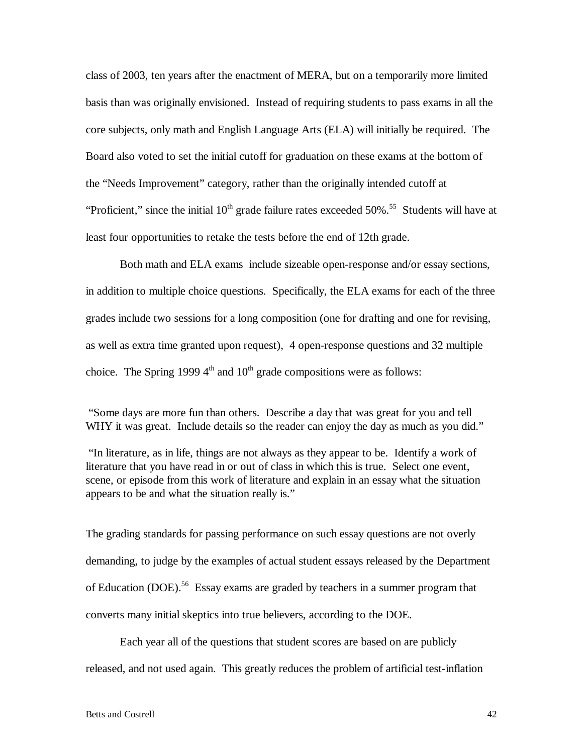class of 2003, ten years after the enactment of MERA, but on a temporarily more limited basis than was originally envisioned. Instead of requiring students to pass exams in all the core subjects, only math and English Language Arts (ELA) will initially be required. The Board also voted to set the initial cutoff for graduation on these exams at the bottom of the "Needs Improvement" category, rather than the originally intended cutoff at "Proficient," since the initial 10th grade failure rates exceeded 50%.[55] Students will have at least four opportunities to retake the tests before the end of 12th grade.

Both math and ELA exams include sizeable open-response and/or essay sections, in addition to multiple choice questions. Specifically, the ELA exams for each of the three grades include two sessions for a long composition (one for drafting and one for revising, as well as extra time granted upon request), 4 open-response questions and 32 multiple choice. The Spring 1999 4th and 10th grade compositions were as follows:

"Some days are more fun than others. Describe a day that was great for you and tell WHY it was great. Include details so the reader can enjoy the day as much as you did."

"In literature, as in life, things are not always as they appear to be. Identify a work of literature that you have read in or out of class in which this is true. Select one event, scene, or episode from this work of literature and explain in an essay what the situation appears to be and what the situation really is."

The grading standards for passing performance on such essay questions are not overly demanding, to judge by the examples of actual student essays released by the Department of Education (DOE).[56] Essay exams are graded by teachers in a summer program that converts many initial skeptics into true believers, according to the DOE.

Each year all of the questions that student scores are based on are publicly released, and not used again. This greatly reduces the problem of artificial test-inflation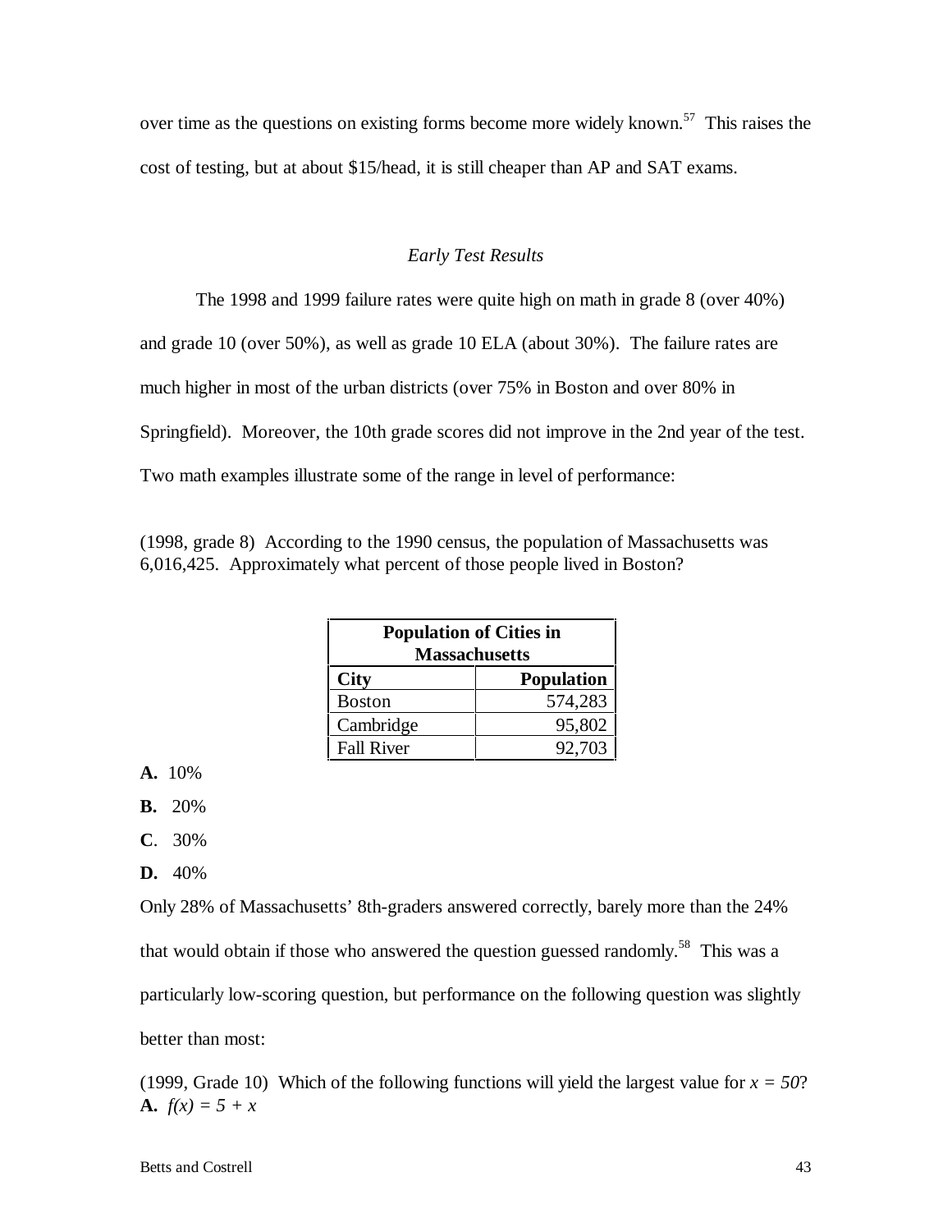over time as the questions on existing forms become more widely known.[57] This raises the cost of testing, but at about $15/head, it is still cheaper than AP and SAT exams.

*Early Test Results*

The 1998 and 1999 failure rates were quite high on math in grade 8 (over 40%) and grade 10 (over 50%), as well as grade 10 ELA (about 30%). The failure rates are much higher in most of the urban districts (over 75% in Boston and over 80% in Springfield). Moreover, the 10th grade scores did not improve in the 2nd year of the test. Two math examples illustrate some of the range in level of performance:

(1998, grade 8) According to the 1990 census, the population of Massachusetts was 6,016,425. Approximately what percent of those people lived in Boston?

| Population of Cities in Massachusetts | |
|---|---|
| **City** | **Population** |
| Boston | 574,283 |
| Cambridge | 95,802 |
| Fall River | 92,703 |

**A.** 10%

**B.** 20%

**C**. 30%

**D.** 40%

Only 28% of Massachusetts' 8th-graders answered correctly, barely more than the 24% that would obtain if those who answered the question guessed randomly.[58] This was a particularly low-scoring question, but performance on the following question was slightly better than most:

(1999, Grade 10) Which of the following functions will yield the largest value for $x = 50$?
**A.** $f(x) = 5 + x$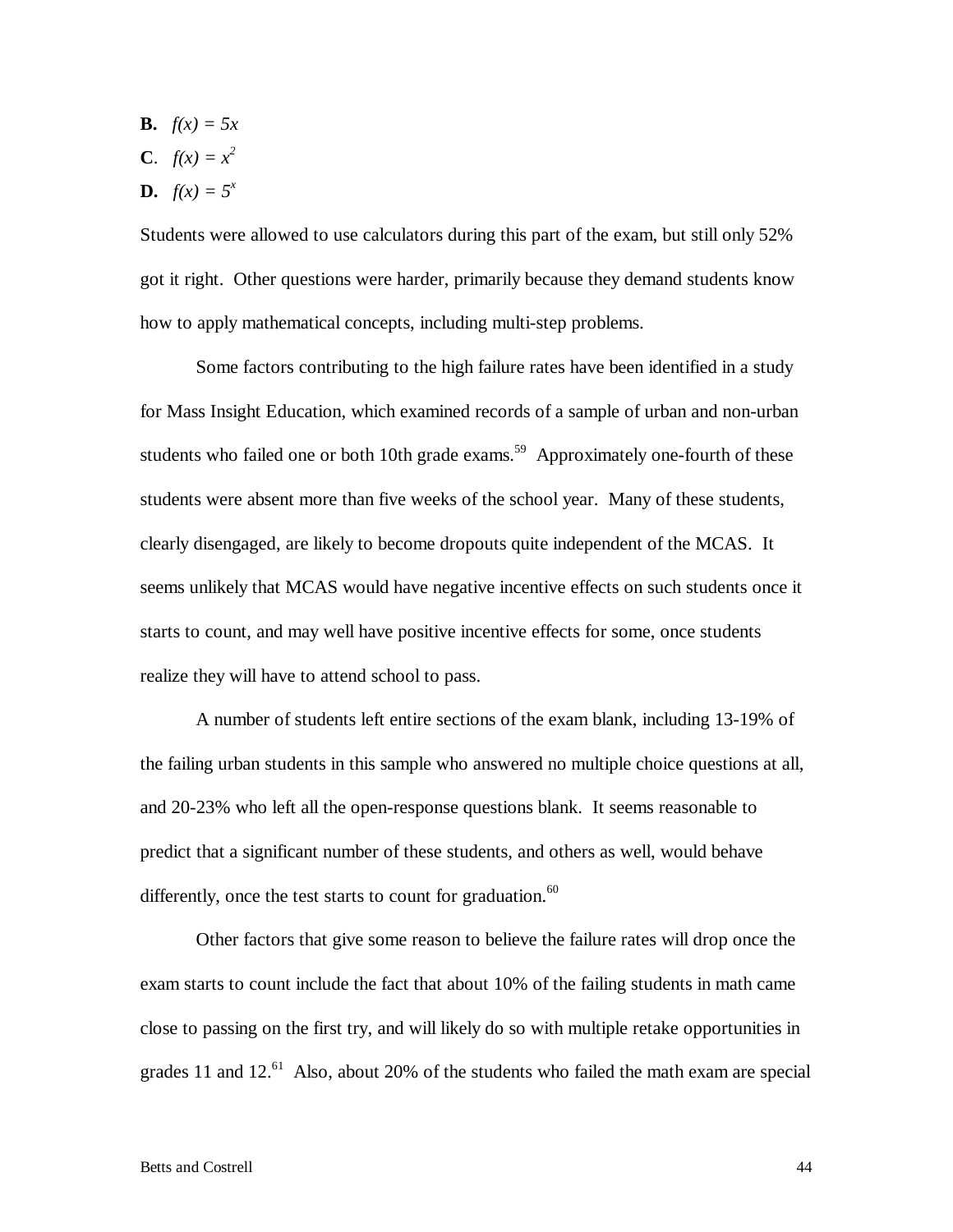**B.** $f(x) = 5x$

**C**. $f(x) = x^2$

**D.** $f(x) = 5^x$

Students were allowed to use calculators during this part of the exam, but still only 52% got it right. Other questions were harder, primarily because they demand students know how to apply mathematical concepts, including multi-step problems.

Some factors contributing to the high failure rates have been identified in a study for Mass Insight Education, which examined records of a sample of urban and non-urban students who failed one or both 10th grade exams.[59] Approximately one-fourth of these students were absent more than five weeks of the school year. Many of these students, clearly disengaged, are likely to become dropouts quite independent of the MCAS. It seems unlikely that MCAS would have negative incentive effects on such students once it starts to count, and may well have positive incentive effects for some, once students realize they will have to attend school to pass.

A number of students left entire sections of the exam blank, including 13-19% of the failing urban students in this sample who answered no multiple choice questions at all, and 20-23% who left all the open-response questions blank. It seems reasonable to predict that a significant number of these students, and others as well, would behave differently, once the test starts to count for graduation.[60]

Other factors that give some reason to believe the failure rates will drop once the exam starts to count include the fact that about 10% of the failing students in math came close to passing on the first try, and will likely do so with multiple retake opportunities in grades 11 and 12.[61] Also, about 20% of the students who failed the math exam are special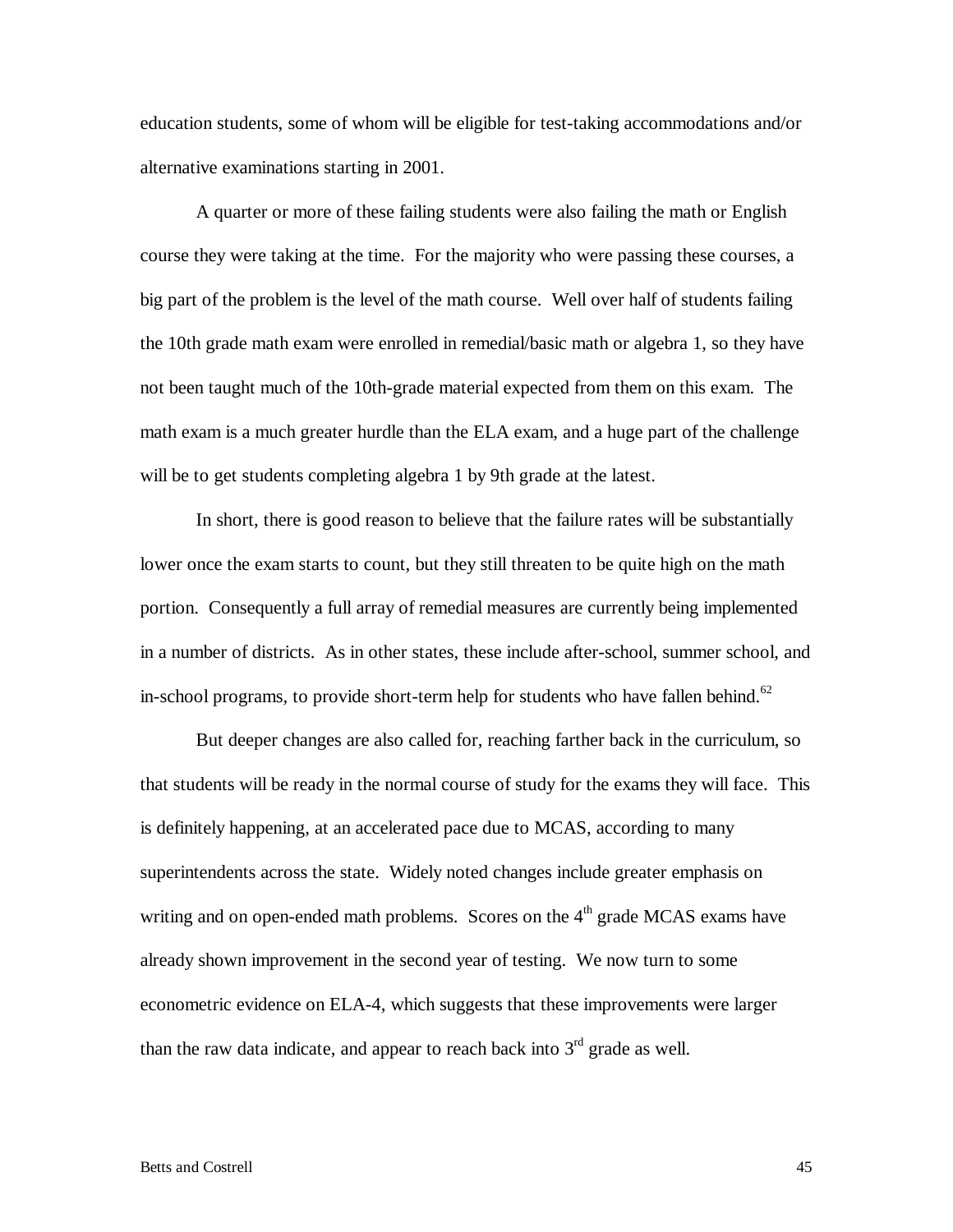education students, some of whom will be eligible for test-taking accommodations and/or alternative examinations starting in 2001.

A quarter or more of these failing students were also failing the math or English course they were taking at the time. For the majority who were passing these courses, a big part of the problem is the level of the math course. Well over half of students failing the 10th grade math exam were enrolled in remedial/basic math or algebra 1, so they have not been taught much of the 10th-grade material expected from them on this exam. The math exam is a much greater hurdle than the ELA exam, and a huge part of the challenge will be to get students completing algebra 1 by 9th grade at the latest.

In short, there is good reason to believe that the failure rates will be substantially lower once the exam starts to count, but they still threaten to be quite high on the math portion. Consequently a full array of remedial measures are currently being implemented in a number of districts. As in other states, these include after-school, summer school, and in-school programs, to provide short-term help for students who have fallen behind.[62]

But deeper changes are also called for, reaching farther back in the curriculum, so that students will be ready in the normal course of study for the exams they will face. This is definitely happening, at an accelerated pace due to MCAS, according to many superintendents across the state. Widely noted changes include greater emphasis on writing and on open-ended math problems. Scores on the 4th grade MCAS exams have already shown improvement in the second year of testing. We now turn to some econometric evidence on ELA-4, which suggests that these improvements were larger than the raw data indicate, and appear to reach back into 3rd grade as well.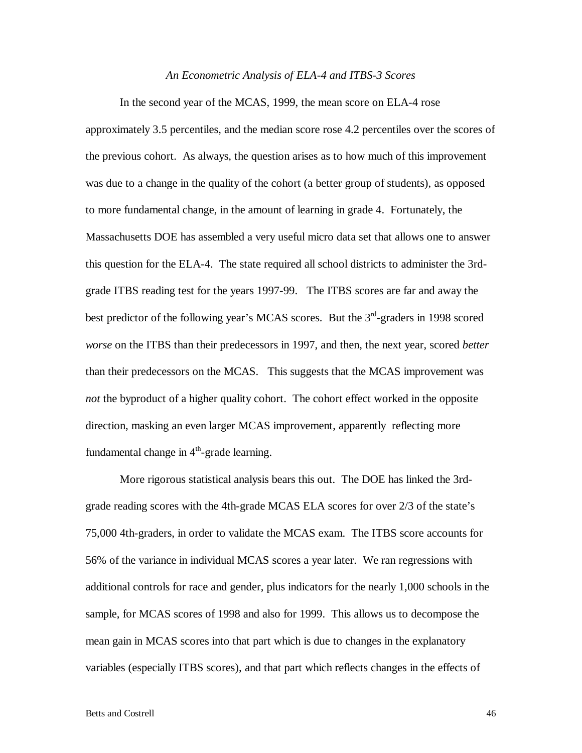*An Econometric Analysis of ELA-4 and ITBS-3 Scores*

In the second year of the MCAS, 1999, the mean score on ELA-4 rose approximately 3.5 percentiles, and the median score rose 4.2 percentiles over the scores of the previous cohort. As always, the question arises as to how much of this improvement was due to a change in the quality of the cohort (a better group of students), as opposed to more fundamental change, in the amount of learning in grade 4. Fortunately, the Massachusetts DOE has assembled a very useful micro data set that allows one to answer this question for the ELA-4. The state required all school districts to administer the 3rd-grade ITBS reading test for the years 1997-99. The ITBS scores are far and away the best predictor of the following year's MCAS scores. But the 3rd-graders in 1998 scored *worse* on the ITBS than their predecessors in 1997, and then, the next year, scored *better* than their predecessors on the MCAS. This suggests that the MCAS improvement was *not* the byproduct of a higher quality cohort. The cohort effect worked in the opposite direction, masking an even larger MCAS improvement, apparently reflecting more fundamental change in 4th-grade learning.

More rigorous statistical analysis bears this out. The DOE has linked the 3rd-grade reading scores with the 4th-grade MCAS ELA scores for over 2/3 of the state's 75,000 4th-graders, in order to validate the MCAS exam. The ITBS score accounts for 56% of the variance in individual MCAS scores a year later. We ran regressions with additional controls for race and gender, plus indicators for the nearly 1,000 schools in the sample, for MCAS scores of 1998 and also for 1999. This allows us to decompose the mean gain in MCAS scores into that part which is due to changes in the explanatory variables (especially ITBS scores), and that part which reflects changes in the effects of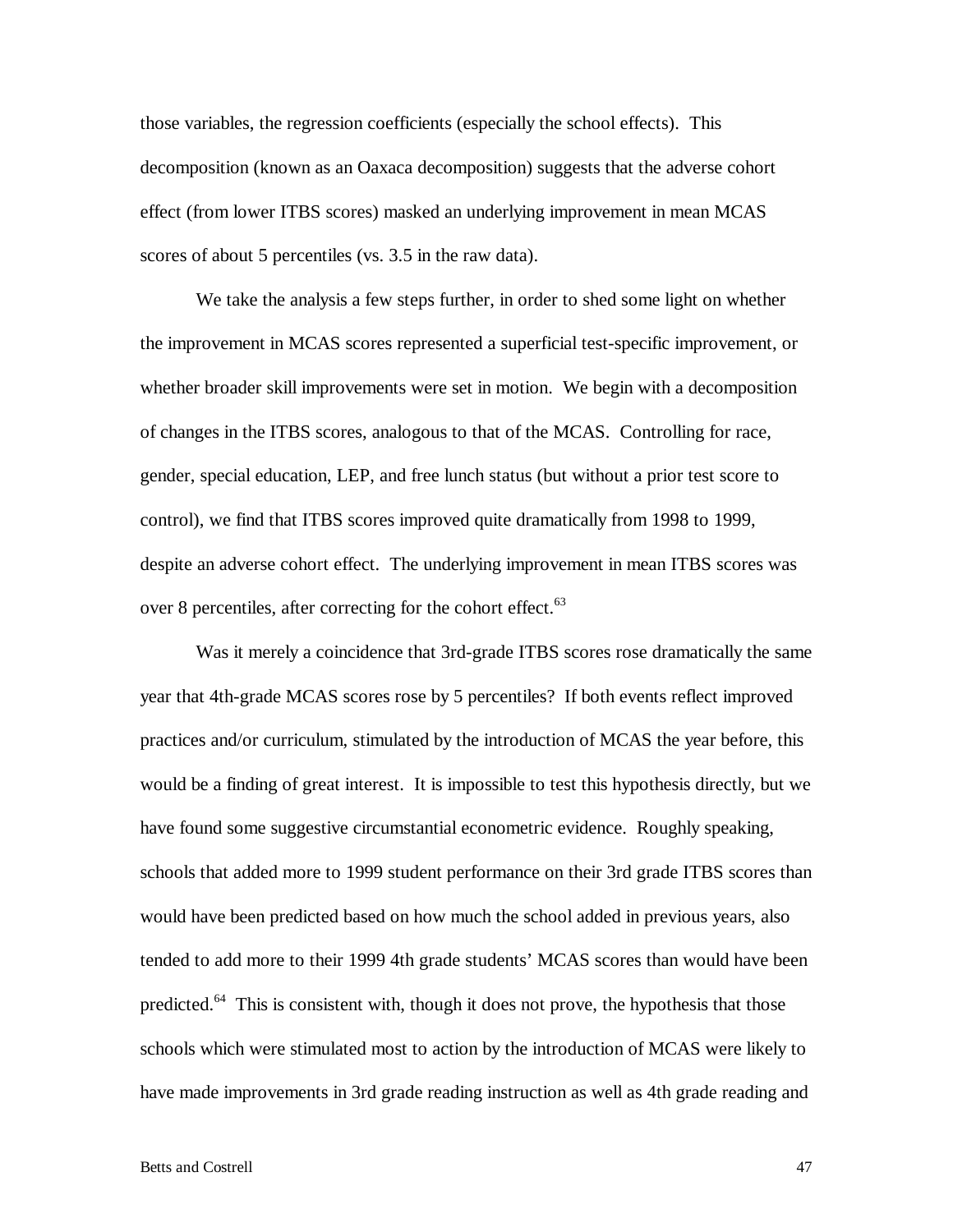those variables, the regression coefficients (especially the school effects). This decomposition (known as an Oaxaca decomposition) suggests that the adverse cohort effect (from lower ITBS scores) masked an underlying improvement in mean MCAS scores of about 5 percentiles (vs. 3.5 in the raw data).

We take the analysis a few steps further, in order to shed some light on whether the improvement in MCAS scores represented a superficial test-specific improvement, or whether broader skill improvements were set in motion. We begin with a decomposition of changes in the ITBS scores, analogous to that of the MCAS. Controlling for race, gender, special education, LEP, and free lunch status (but without a prior test score to control), we find that ITBS scores improved quite dramatically from 1998 to 1999, despite an adverse cohort effect. The underlying improvement in mean ITBS scores was over 8 percentiles, after correcting for the cohort effect.[63]

Was it merely a coincidence that 3rd-grade ITBS scores rose dramatically the same year that 4th-grade MCAS scores rose by 5 percentiles? If both events reflect improved practices and/or curriculum, stimulated by the introduction of MCAS the year before, this would be a finding of great interest. It is impossible to test this hypothesis directly, but we have found some suggestive circumstantial econometric evidence. Roughly speaking, schools that added more to 1999 student performance on their 3rd grade ITBS scores than would have been predicted based on how much the school added in previous years, also tended to add more to their 1999 4th grade students' MCAS scores than would have been predicted.[64] This is consistent with, though it does not prove, the hypothesis that those schools which were stimulated most to action by the introduction of MCAS were likely to have made improvements in 3rd grade reading instruction as well as 4th grade reading and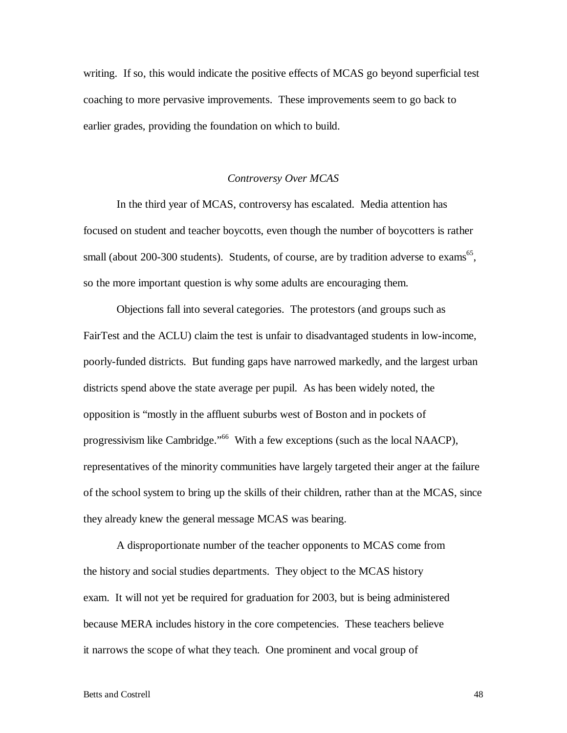writing. If so, this would indicate the positive effects of MCAS go beyond superficial test coaching to more pervasive improvements. These improvements seem to go back to earlier grades, providing the foundation on which to build.

### *Controversy Over MCAS*

In the third year of MCAS, controversy has escalated. Media attention has focused on student and teacher boycotts, even though the number of boycotters is rather small (about 200-300 students). Students, of course, are by tradition adverse to exams[65], so the more important question is why some adults are encouraging them.

Objections fall into several categories. The protestors (and groups such as FairTest and the ACLU) claim the test is unfair to disadvantaged students in low-income, poorly-funded districts. But funding gaps have narrowed markedly, and the largest urban districts spend above the state average per pupil. As has been widely noted, the opposition is "mostly in the affluent suburbs west of Boston and in pockets of progressivism like Cambridge."[66] With a few exceptions (such as the local NAACP), representatives of the minority communities have largely targeted their anger at the failure of the school system to bring up the skills of their children, rather than at the MCAS, since they already knew the general message MCAS was bearing.

A disproportionate number of the teacher opponents to MCAS come from the history and social studies departments. They object to the MCAS history exam. It will not yet be required for graduation for 2003, but is being administered because MERA includes history in the core competencies. These teachers believe it narrows the scope of what they teach. One prominent and vocal group of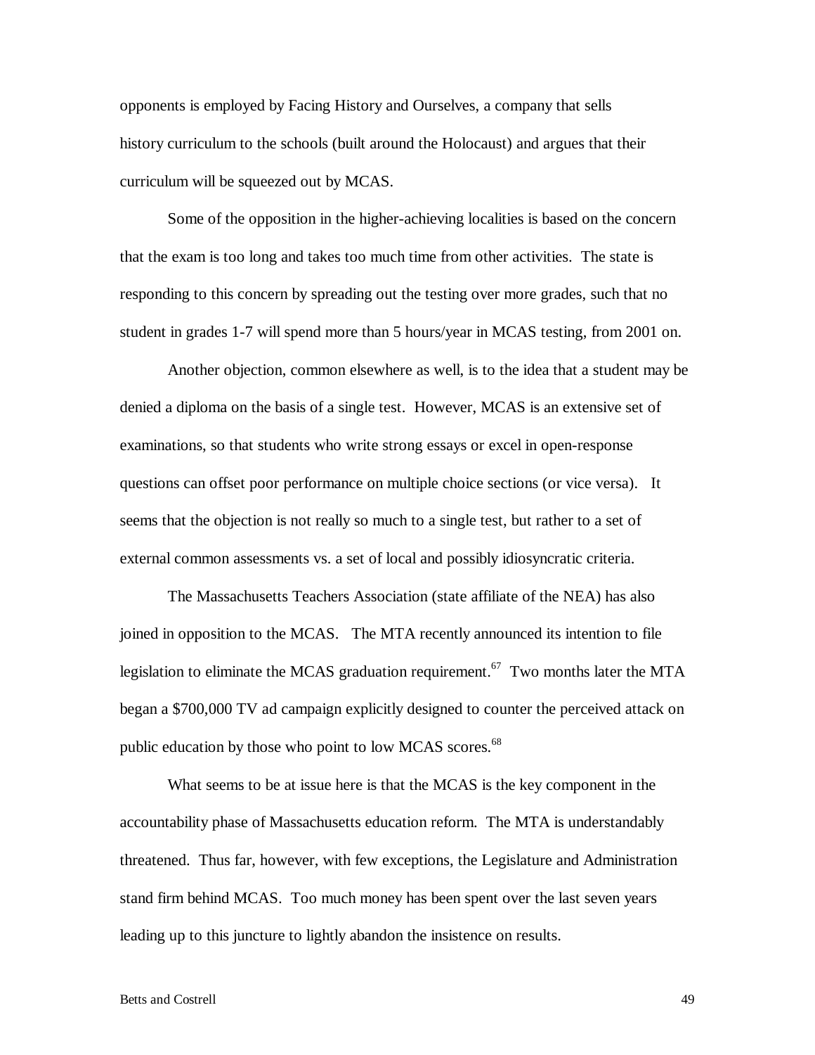opponents is employed by Facing History and Ourselves, a company that sells history curriculum to the schools (built around the Holocaust) and argues that their curriculum will be squeezed out by MCAS.

Some of the opposition in the higher-achieving localities is based on the concern that the exam is too long and takes too much time from other activities. The state is responding to this concern by spreading out the testing over more grades, such that no student in grades 1-7 will spend more than 5 hours/year in MCAS testing, from 2001 on.

Another objection, common elsewhere as well, is to the idea that a student may be denied a diploma on the basis of a single test. However, MCAS is an extensive set of examinations, so that students who write strong essays or excel in open-response questions can offset poor performance on multiple choice sections (or vice versa). It seems that the objection is not really so much to a single test, but rather to a set of external common assessments vs. a set of local and possibly idiosyncratic criteria.

The Massachusetts Teachers Association (state affiliate of the NEA) has also joined in opposition to the MCAS. The MTA recently announced its intention to file legislation to eliminate the MCAS graduation requirement.[67] Two months later the MTA began a $700,000 TV ad campaign explicitly designed to counter the perceived attack on public education by those who point to low MCAS scores.[68]

What seems to be at issue here is that the MCAS is the key component in the accountability phase of Massachusetts education reform. The MTA is understandably threatened. Thus far, however, with few exceptions, the Legislature and Administration stand firm behind MCAS. Too much money has been spent over the last seven years leading up to this juncture to lightly abandon the insistence on results.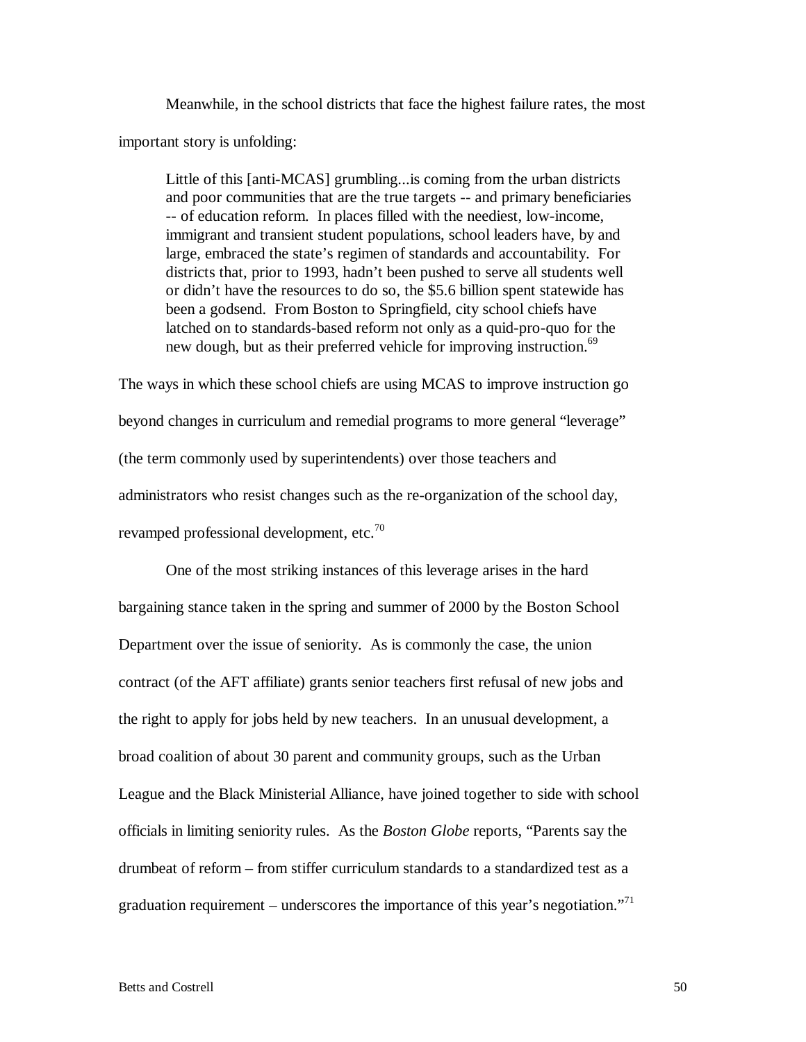Meanwhile, in the school districts that face the highest failure rates, the most important story is unfolding:

> Little of this [anti-MCAS] grumbling...is coming from the urban districts and poor communities that are the true targets -- and primary beneficiaries -- of education reform. In places filled with the neediest, low-income, immigrant and transient student populations, school leaders have, by and large, embraced the state's regimen of standards and accountability. For districts that, prior to 1993, hadn't been pushed to serve all students well or didn't have the resources to do so, the $5.6 billion spent statewide has been a godsend. From Boston to Springfield, city school chiefs have latched on to standards-based reform not only as a quid-pro-quo for the new dough, but as their preferred vehicle for improving instruction.[69]

The ways in which these school chiefs are using MCAS to improve instruction go beyond changes in curriculum and remedial programs to more general "leverage" (the term commonly used by superintendents) over those teachers and administrators who resist changes such as the re-organization of the school day, revamped professional development, etc.[70]

One of the most striking instances of this leverage arises in the hard bargaining stance taken in the spring and summer of 2000 by the Boston School Department over the issue of seniority. As is commonly the case, the union contract (of the AFT affiliate) grants senior teachers first refusal of new jobs and the right to apply for jobs held by new teachers. In an unusual development, a broad coalition of about 30 parent and community groups, such as the Urban League and the Black Ministerial Alliance, have joined together to side with school officials in limiting seniority rules. As the *Boston Globe* reports, "Parents say the drumbeat of reform – from stiffer curriculum standards to a standardized test as a graduation requirement – underscores the importance of this year's negotiation."[71]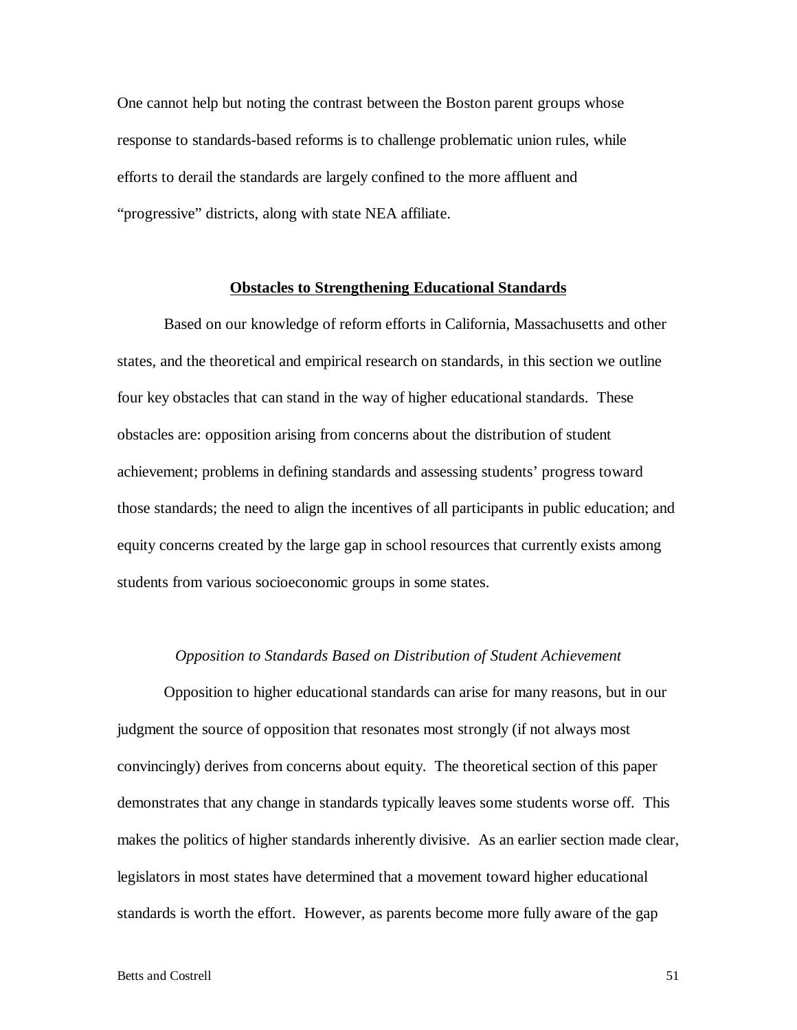One cannot help but noting the contrast between the Boston parent groups whose response to standards-based reforms is to challenge problematic union rules, while efforts to derail the standards are largely confined to the more affluent and "progressive" districts, along with state NEA affiliate.

## Obstacles to Strengthening Educational Standards

Based on our knowledge of reform efforts in California, Massachusetts and other states, and the theoretical and empirical research on standards, in this section we outline four key obstacles that can stand in the way of higher educational standards. These obstacles are: opposition arising from concerns about the distribution of student achievement; problems in defining standards and assessing students' progress toward those standards; the need to align the incentives of all participants in public education; and equity concerns created by the large gap in school resources that currently exists among students from various socioeconomic groups in some states.

### *Opposition to Standards Based on Distribution of Student Achievement*

Opposition to higher educational standards can arise for many reasons, but in our judgment the source of opposition that resonates most strongly (if not always most convincingly) derives from concerns about equity. The theoretical section of this paper demonstrates that any change in standards typically leaves some students worse off. This makes the politics of higher standards inherently divisive. As an earlier section made clear, legislators in most states have determined that a movement toward higher educational standards is worth the effort. However, as parents become more fully aware of the gap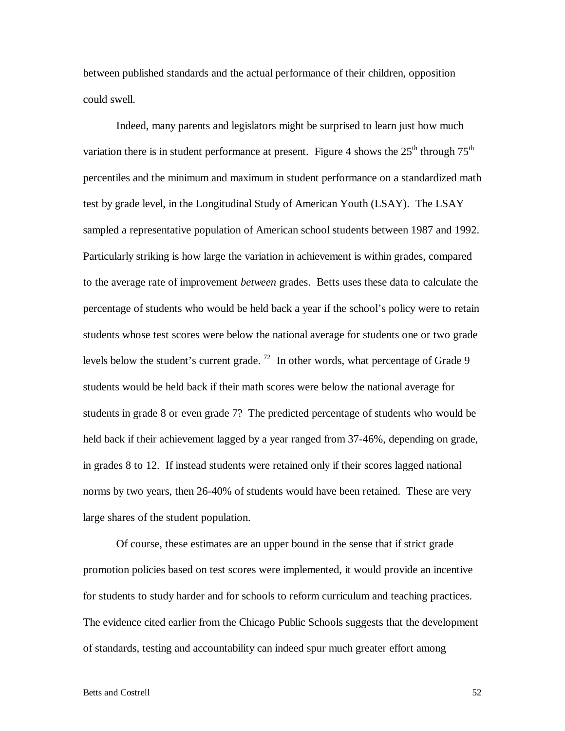between published standards and the actual performance of their children, opposition could swell.

Indeed, many parents and legislators might be surprised to learn just how much variation there is in student performance at present. Figure 4 shows the 25th through 75th percentiles and the minimum and maximum in student performance on a standardized math test by grade level, in the Longitudinal Study of American Youth (LSAY). The LSAY sampled a representative population of American school students between 1987 and 1992. Particularly striking is how large the variation in achievement is within grades, compared to the average rate of improvement *between* grades. Betts uses these data to calculate the percentage of students who would be held back a year if the school's policy were to retain students whose test scores were below the national average for students one or two grade levels below the student's current grade. [72] In other words, what percentage of Grade 9 students would be held back if their math scores were below the national average for students in grade 8 or even grade 7? The predicted percentage of students who would be held back if their achievement lagged by a year ranged from 37-46%, depending on grade, in grades 8 to 12. If instead students were retained only if their scores lagged national norms by two years, then 26-40% of students would have been retained. These are very large shares of the student population.

Of course, these estimates are an upper bound in the sense that if strict grade promotion policies based on test scores were implemented, it would provide an incentive for students to study harder and for schools to reform curriculum and teaching practices. The evidence cited earlier from the Chicago Public Schools suggests that the development of standards, testing and accountability can indeed spur much greater effort among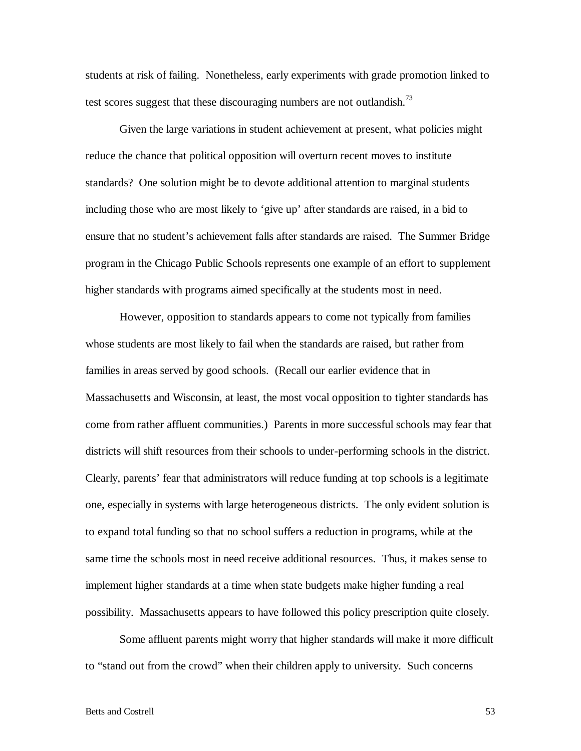students at risk of failing. Nonetheless, early experiments with grade promotion linked to test scores suggest that these discouraging numbers are not outlandish.[73]

Given the large variations in student achievement at present, what policies might reduce the chance that political opposition will overturn recent moves to institute standards? One solution might be to devote additional attention to marginal students including those who are most likely to 'give up' after standards are raised, in a bid to ensure that no student's achievement falls after standards are raised. The Summer Bridge program in the Chicago Public Schools represents one example of an effort to supplement higher standards with programs aimed specifically at the students most in need.

However, opposition to standards appears to come not typically from families whose students are most likely to fail when the standards are raised, but rather from families in areas served by good schools. (Recall our earlier evidence that in Massachusetts and Wisconsin, at least, the most vocal opposition to tighter standards has come from rather affluent communities.) Parents in more successful schools may fear that districts will shift resources from their schools to under-performing schools in the district. Clearly, parents' fear that administrators will reduce funding at top schools is a legitimate one, especially in systems with large heterogeneous districts. The only evident solution is to expand total funding so that no school suffers a reduction in programs, while at the same time the schools most in need receive additional resources. Thus, it makes sense to implement higher standards at a time when state budgets make higher funding a real possibility. Massachusetts appears to have followed this policy prescription quite closely.

Some affluent parents might worry that higher standards will make it more difficult to "stand out from the crowd" when their children apply to university. Such concerns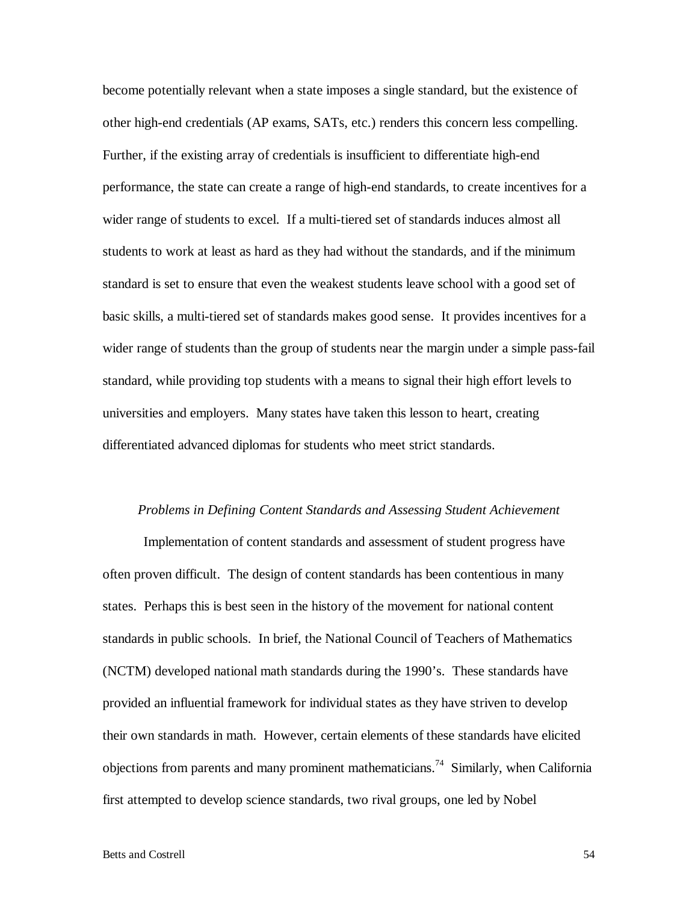become potentially relevant when a state imposes a single standard, but the existence of other high-end credentials (AP exams, SATs, etc.) renders this concern less compelling. Further, if the existing array of credentials is insufficient to differentiate high-end performance, the state can create a range of high-end standards, to create incentives for a wider range of students to excel. If a multi-tiered set of standards induces almost all students to work at least as hard as they had without the standards, and if the minimum standard is set to ensure that even the weakest students leave school with a good set of basic skills, a multi-tiered set of standards makes good sense. It provides incentives for a wider range of students than the group of students near the margin under a simple pass-fail standard, while providing top students with a means to signal their high effort levels to universities and employers. Many states have taken this lesson to heart, creating differentiated advanced diplomas for students who meet strict standards.

*Problems in Defining Content Standards and Assessing Student Achievement*

Implementation of content standards and assessment of student progress have often proven difficult. The design of content standards has been contentious in many states. Perhaps this is best seen in the history of the movement for national content standards in public schools. In brief, the National Council of Teachers of Mathematics (NCTM) developed national math standards during the 1990's. These standards have provided an influential framework for individual states as they have striven to develop their own standards in math. However, certain elements of these standards have elicited objections from parents and many prominent mathematicians.[74] Similarly, when California first attempted to develop science standards, two rival groups, one led by Nobel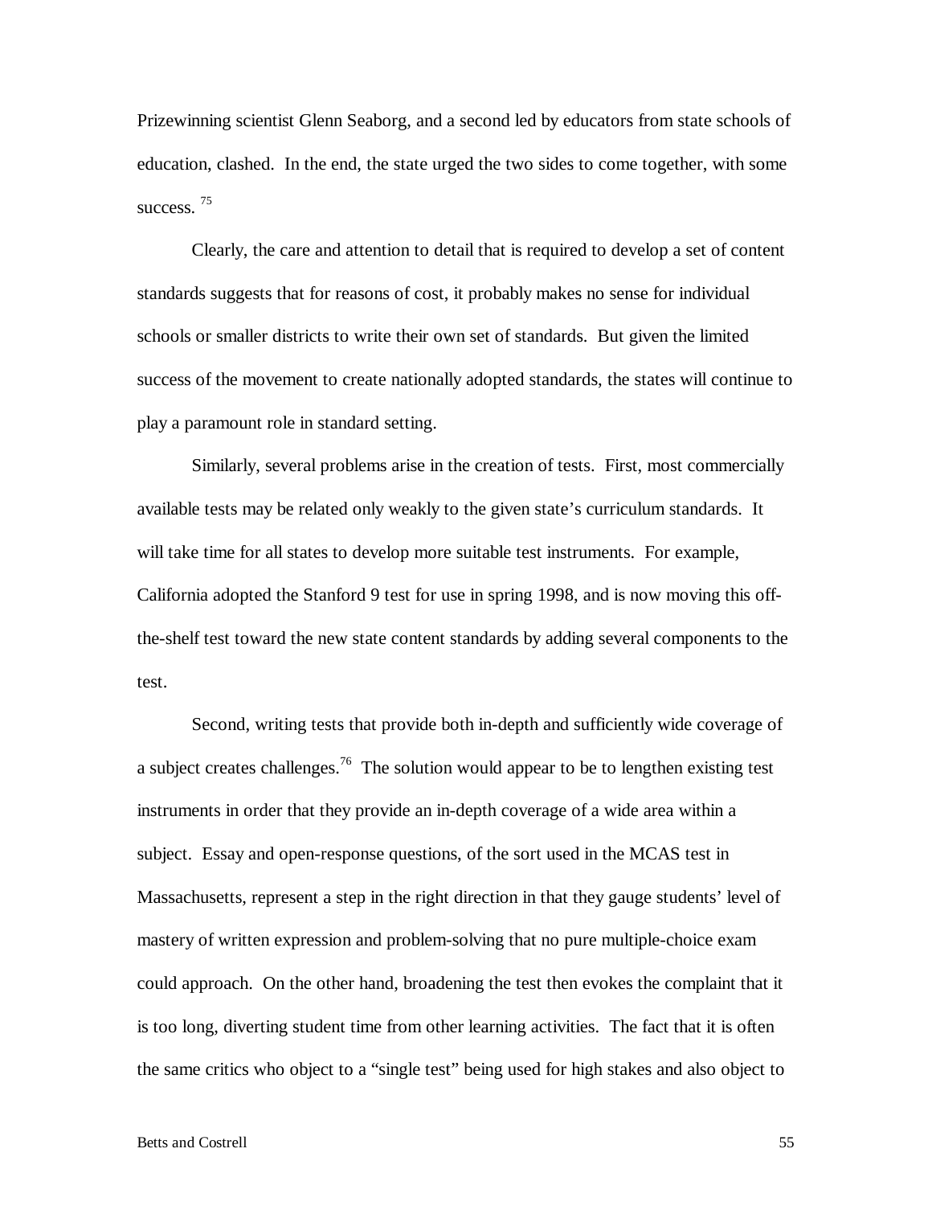Prizewinning scientist Glenn Seaborg, and a second led by educators from state schools of education, clashed. In the end, the state urged the two sides to come together, with some success. [75]

Clearly, the care and attention to detail that is required to develop a set of content standards suggests that for reasons of cost, it probably makes no sense for individual schools or smaller districts to write their own set of standards. But given the limited success of the movement to create nationally adopted standards, the states will continue to play a paramount role in standard setting.

Similarly, several problems arise in the creation of tests. First, most commercially available tests may be related only weakly to the given state's curriculum standards. It will take time for all states to develop more suitable test instruments. For example, California adopted the Stanford 9 test for use in spring 1998, and is now moving this off-the-shelf test toward the new state content standards by adding several components to the test.

Second, writing tests that provide both in-depth and sufficiently wide coverage of a subject creates challenges.[76] The solution would appear to be to lengthen existing test instruments in order that they provide an in-depth coverage of a wide area within a subject. Essay and open-response questions, of the sort used in the MCAS test in Massachusetts, represent a step in the right direction in that they gauge students' level of mastery of written expression and problem-solving that no pure multiple-choice exam could approach. On the other hand, broadening the test then evokes the complaint that it is too long, diverting student time from other learning activities. The fact that it is often the same critics who object to a "single test" being used for high stakes and also object to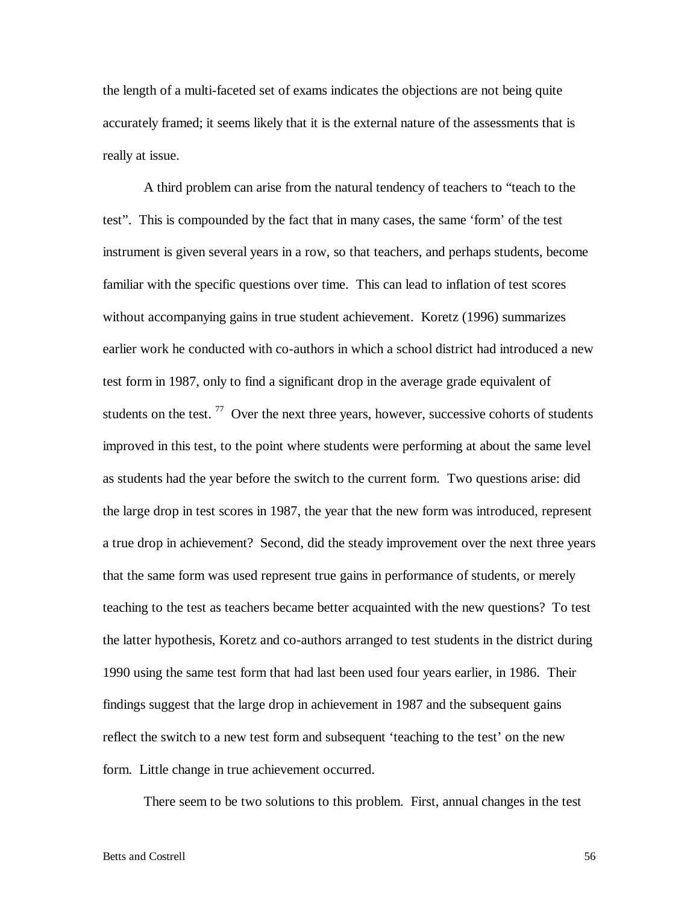the length of a multi-faceted set of exams indicates the objections are not being quite accurately framed; it seems likely that it is the external nature of the assessments that is really at issue.

A third problem can arise from the natural tendency of teachers to "teach to the test". This is compounded by the fact that in many cases, the same 'form' of the test instrument is given several years in a row, so that teachers, and perhaps students, become familiar with the specific questions over time. This can lead to inflation of test scores without accompanying gains in true student achievement. Koretz (1996) summarizes earlier work he conducted with co-authors in which a school district had introduced a new test form in 1987, only to find a significant drop in the average grade equivalent of students on the test. [77] Over the next three years, however, successive cohorts of students improved in this test, to the point where students were performing at about the same level as students had the year before the switch to the current form. Two questions arise: did the large drop in test scores in 1987, the year that the new form was introduced, represent a true drop in achievement? Second, did the steady improvement over the next three years that the same form was used represent true gains in performance of students, or merely teaching to the test as teachers became better acquainted with the new questions? To test the latter hypothesis, Koretz and co-authors arranged to test students in the district during 1990 using the same test form that had last been used four years earlier, in 1986. Their findings suggest that the large drop in achievement in 1987 and the subsequent gains reflect the switch to a new test form and subsequent 'teaching to the test' on the new form. Little change in true achievement occurred.

There seem to be two solutions to this problem. First, annual changes in the test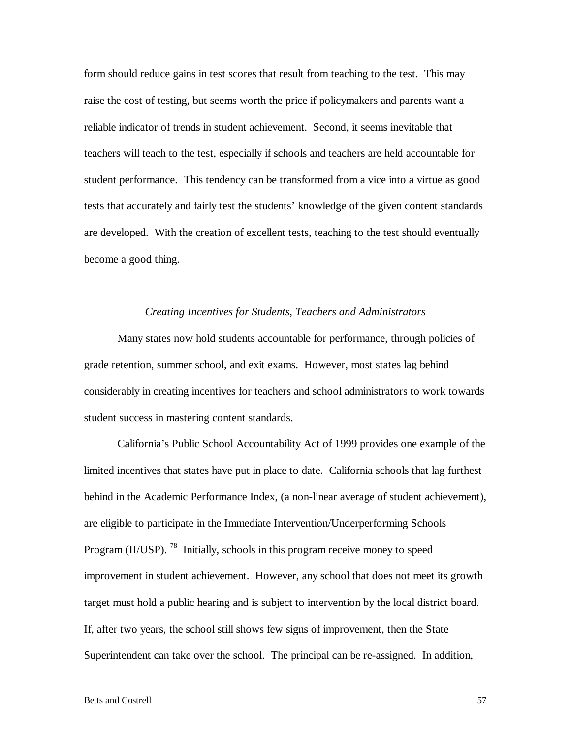form should reduce gains in test scores that result from teaching to the test. This may raise the cost of testing, but seems worth the price if policymakers and parents want a reliable indicator of trends in student achievement. Second, it seems inevitable that teachers will teach to the test, especially if schools and teachers are held accountable for student performance. This tendency can be transformed from a vice into a virtue as good tests that accurately and fairly test the students' knowledge of the given content standards are developed. With the creation of excellent tests, teaching to the test should eventually become a good thing.

### *Creating Incentives for Students, Teachers and Administrators*

Many states now hold students accountable for performance, through policies of grade retention, summer school, and exit exams. However, most states lag behind considerably in creating incentives for teachers and school administrators to work towards student success in mastering content standards.

California's Public School Accountability Act of 1999 provides one example of the limited incentives that states have put in place to date. California schools that lag furthest behind in the Academic Performance Index, (a non-linear average of student achievement), are eligible to participate in the Immediate Intervention/Underperforming Schools Program (II/USP). [78] Initially, schools in this program receive money to speed improvement in student achievement. However, any school that does not meet its growth target must hold a public hearing and is subject to intervention by the local district board. If, after two years, the school still shows few signs of improvement, then the State Superintendent can take over the school. The principal can be re-assigned. In addition,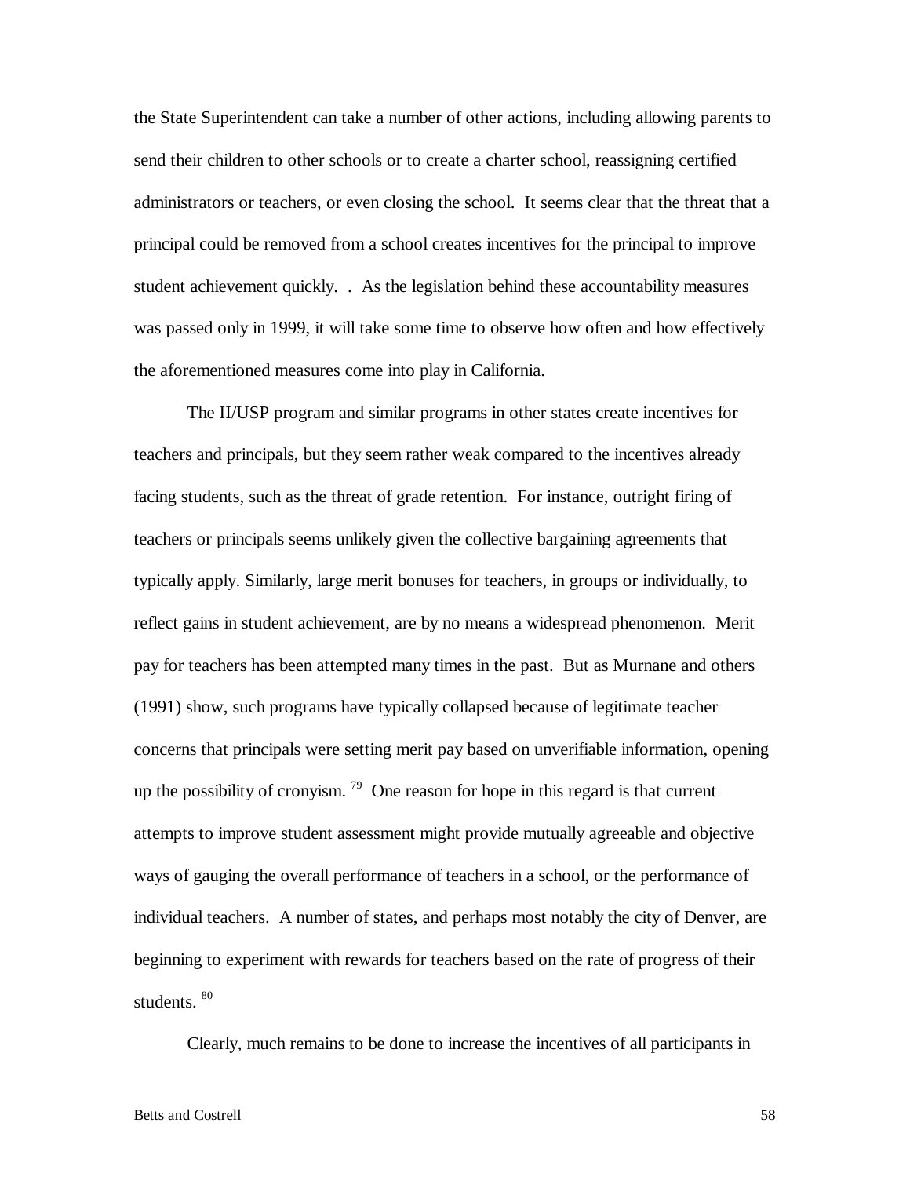the State Superintendent can take a number of other actions, including allowing parents to send their children to other schools or to create a charter school, reassigning certified administrators or teachers, or even closing the school. It seems clear that the threat that a principal could be removed from a school creates incentives for the principal to improve student achievement quickly. . As the legislation behind these accountability measures was passed only in 1999, it will take some time to observe how often and how effectively the aforementioned measures come into play in California.

The II/USP program and similar programs in other states create incentives for teachers and principals, but they seem rather weak compared to the incentives already facing students, such as the threat of grade retention. For instance, outright firing of teachers or principals seems unlikely given the collective bargaining agreements that typically apply. Similarly, large merit bonuses for teachers, in groups or individually, to reflect gains in student achievement, are by no means a widespread phenomenon. Merit pay for teachers has been attempted many times in the past. But as Murnane and others (1991) show, such programs have typically collapsed because of legitimate teacher concerns that principals were setting merit pay based on unverifiable information, opening up the possibility of cronyism. [79] One reason for hope in this regard is that current attempts to improve student assessment might provide mutually agreeable and objective ways of gauging the overall performance of teachers in a school, or the performance of individual teachers. A number of states, and perhaps most notably the city of Denver, are beginning to experiment with rewards for teachers based on the rate of progress of their students. [80]

Clearly, much remains to be done to increase the incentives of all participants in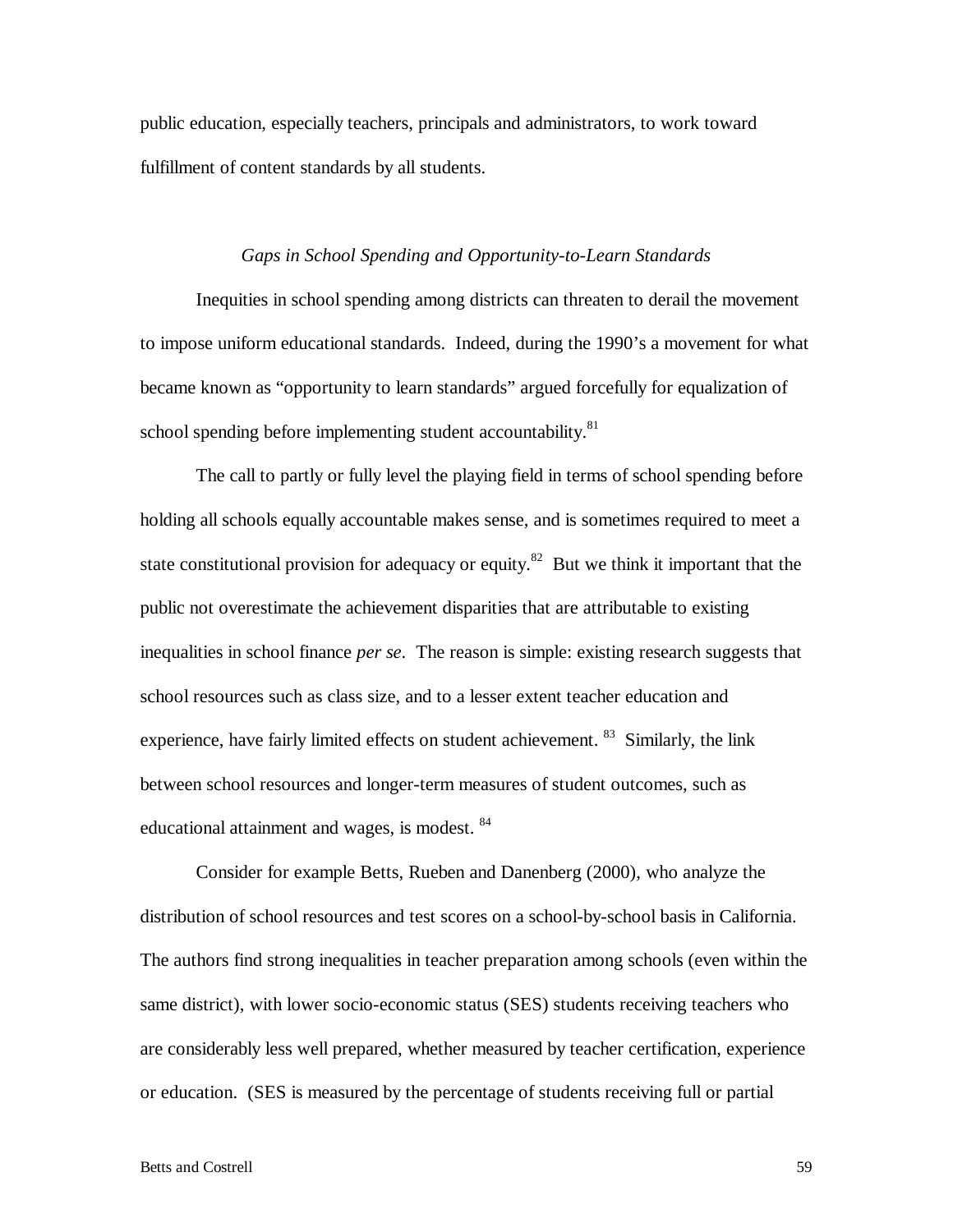public education, especially teachers, principals and administrators, to work toward fulfillment of content standards by all students.

### *Gaps in School Spending and Opportunity-to-Learn Standards*

Inequities in school spending among districts can threaten to derail the movement to impose uniform educational standards. Indeed, during the 1990's a movement for what became known as "opportunity to learn standards" argued forcefully for equalization of school spending before implementing student accountability.[81]

The call to partly or fully level the playing field in terms of school spending before holding all schools equally accountable makes sense, and is sometimes required to meet a state constitutional provision for adequacy or equity.[82] But we think it important that the public not overestimate the achievement disparities that are attributable to existing inequalities in school finance *per se*. The reason is simple: existing research suggests that school resources such as class size, and to a lesser extent teacher education and experience, have fairly limited effects on student achievement.[83] Similarly, the link between school resources and longer-term measures of student outcomes, such as educational attainment and wages, is modest.[84]

Consider for example Betts, Rueben and Danenberg (2000), who analyze the distribution of school resources and test scores on a school-by-school basis in California. The authors find strong inequalities in teacher preparation among schools (even within the same district), with lower socio-economic status (SES) students receiving teachers who are considerably less well prepared, whether measured by teacher certification, experience or education. (SES is measured by the percentage of students receiving full or partial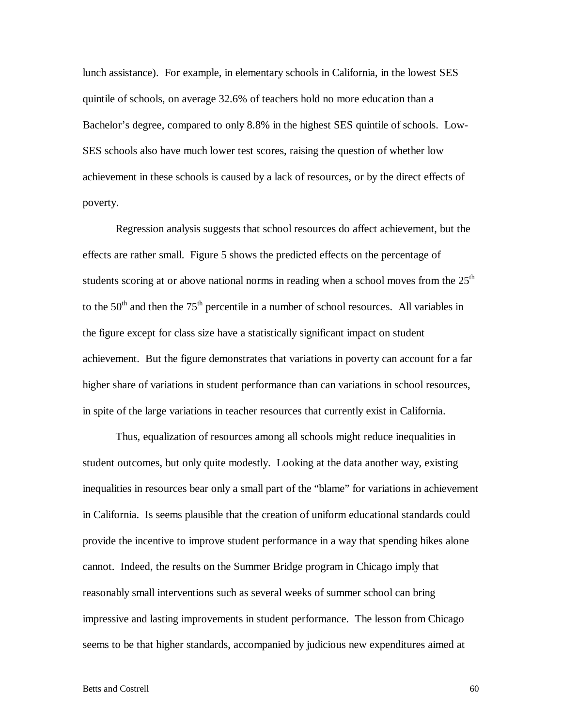lunch assistance). For example, in elementary schools in California, in the lowest SES quintile of schools, on average 32.6% of teachers hold no more education than a Bachelor's degree, compared to only 8.8% in the highest SES quintile of schools. Low-SES schools also have much lower test scores, raising the question of whether low achievement in these schools is caused by a lack of resources, or by the direct effects of poverty.

Regression analysis suggests that school resources do affect achievement, but the effects are rather small. Figure 5 shows the predicted effects on the percentage of students scoring at or above national norms in reading when a school moves from the 25th to the 50th and then the 75th percentile in a number of school resources. All variables in the figure except for class size have a statistically significant impact on student achievement. But the figure demonstrates that variations in poverty can account for a far higher share of variations in student performance than can variations in school resources, in spite of the large variations in teacher resources that currently exist in California.

Thus, equalization of resources among all schools might reduce inequalities in student outcomes, but only quite modestly. Looking at the data another way, existing inequalities in resources bear only a small part of the "blame" for variations in achievement in California. Is seems plausible that the creation of uniform educational standards could provide the incentive to improve student performance in a way that spending hikes alone cannot. Indeed, the results on the Summer Bridge program in Chicago imply that reasonably small interventions such as several weeks of summer school can bring impressive and lasting improvements in student performance. The lesson from Chicago seems to be that higher standards, accompanied by judicious new expenditures aimed at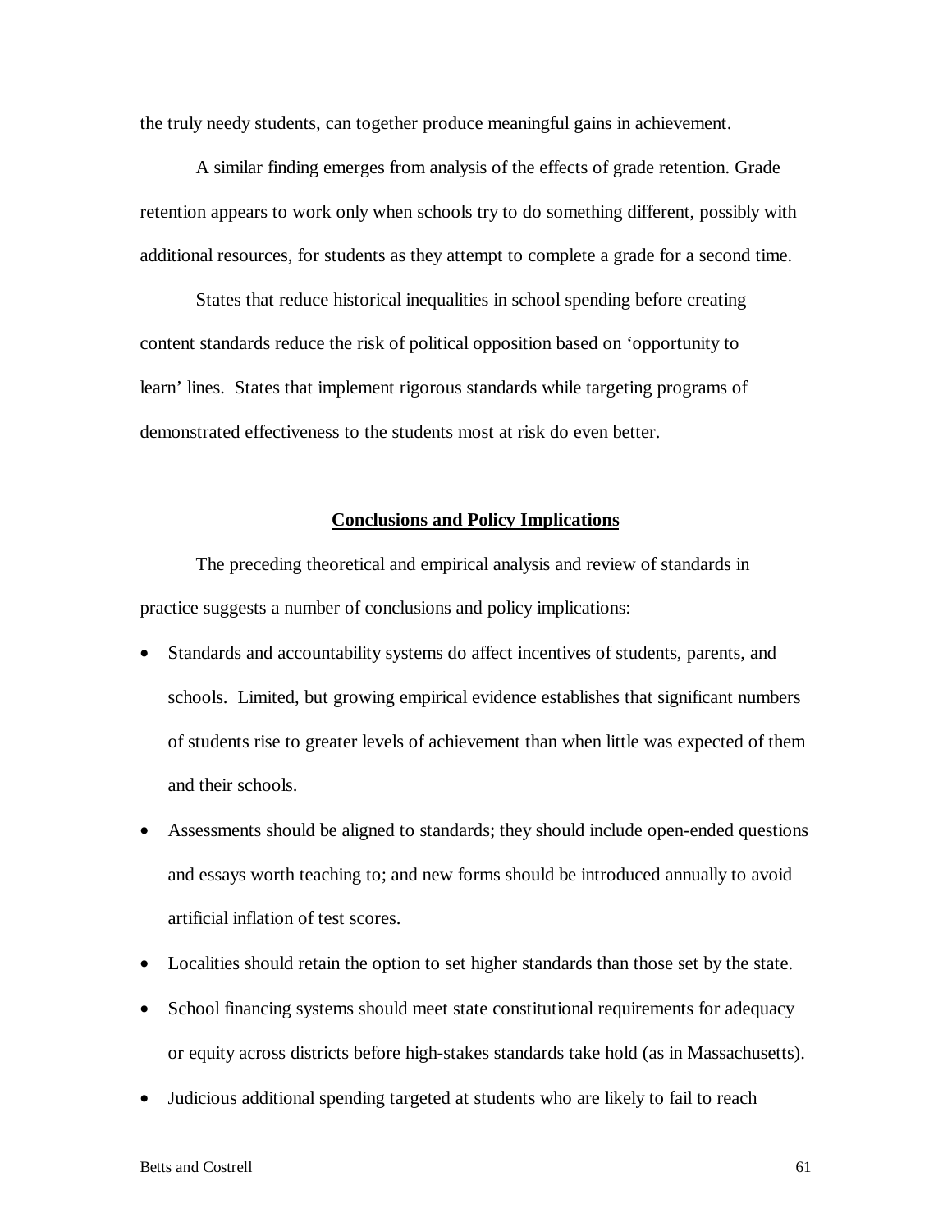the truly needy students, can together produce meaningful gains in achievement.

A similar finding emerges from analysis of the effects of grade retention. Grade retention appears to work only when schools try to do something different, possibly with additional resources, for students as they attempt to complete a grade for a second time.

States that reduce historical inequalities in school spending before creating content standards reduce the risk of political opposition based on 'opportunity to learn' lines. States that implement rigorous standards while targeting programs of demonstrated effectiveness to the students most at risk do even better.

## Conclusions and Policy Implications

The preceding theoretical and empirical analysis and review of standards in practice suggests a number of conclusions and policy implications:

- Standards and accountability systems do affect incentives of students, parents, and schools. Limited, but growing empirical evidence establishes that significant numbers of students rise to greater levels of achievement than when little was expected of them and their schools.
- Assessments should be aligned to standards; they should include open-ended questions and essays worth teaching to; and new forms should be introduced annually to avoid artificial inflation of test scores.
- Localities should retain the option to set higher standards than those set by the state.
- School financing systems should meet state constitutional requirements for adequacy or equity across districts before high-stakes standards take hold (as in Massachusetts).
- Judicious additional spending targeted at students who are likely to fail to reach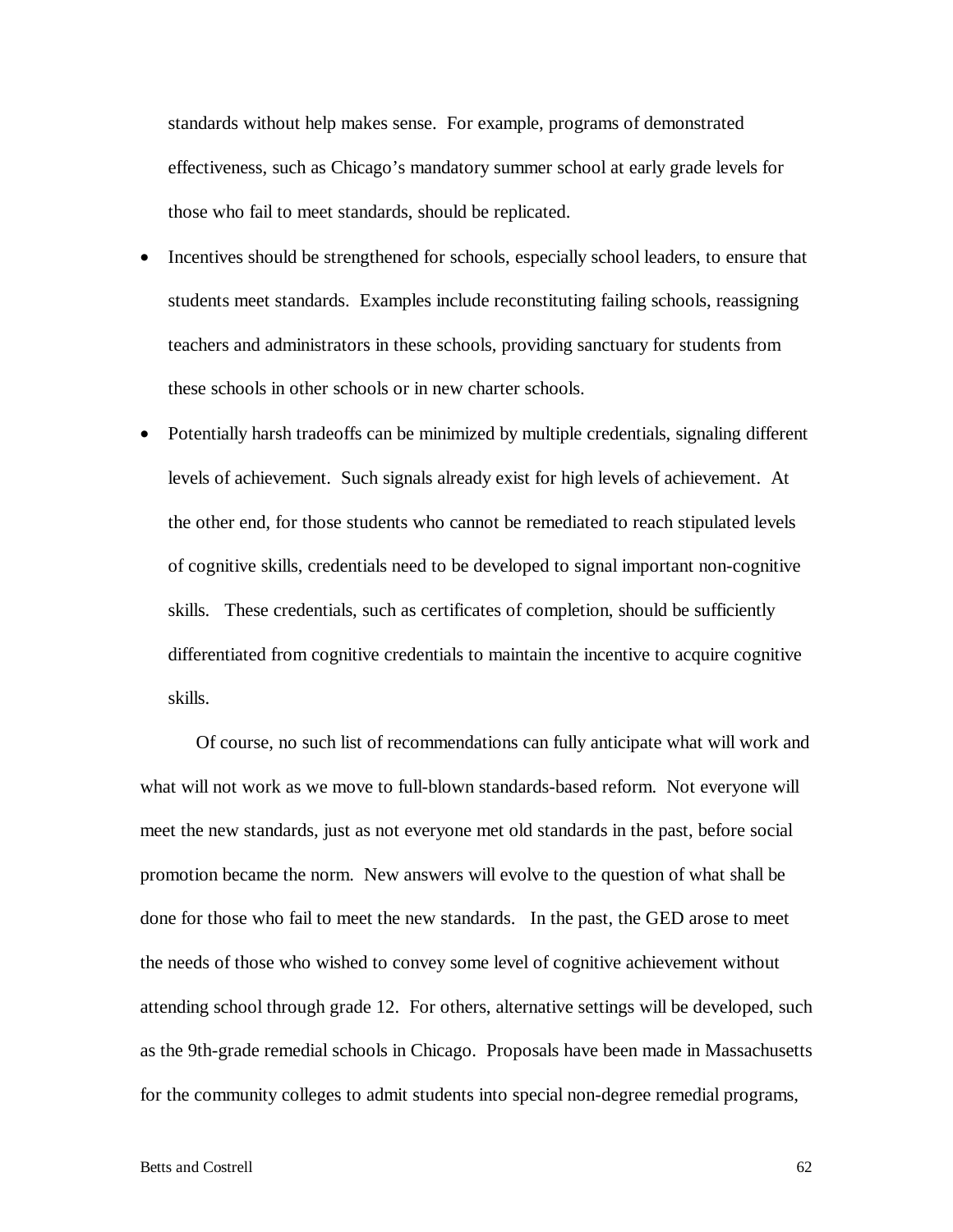standards without help makes sense. For example, programs of demonstrated effectiveness, such as Chicago's mandatory summer school at early grade levels for those who fail to meet standards, should be replicated.

- Incentives should be strengthened for schools, especially school leaders, to ensure that students meet standards. Examples include reconstituting failing schools, reassigning teachers and administrators in these schools, providing sanctuary for students from these schools in other schools or in new charter schools.
- Potentially harsh tradeoffs can be minimized by multiple credentials, signaling different levels of achievement. Such signals already exist for high levels of achievement. At the other end, for those students who cannot be remediated to reach stipulated levels of cognitive skills, credentials need to be developed to signal important non-cognitive skills. These credentials, such as certificates of completion, should be sufficiently differentiated from cognitive credentials to maintain the incentive to acquire cognitive skills.

Of course, no such list of recommendations can fully anticipate what will work and what will not work as we move to full-blown standards-based reform. Not everyone will meet the new standards, just as not everyone met old standards in the past, before social promotion became the norm. New answers will evolve to the question of what shall be done for those who fail to meet the new standards. In the past, the GED arose to meet the needs of those who wished to convey some level of cognitive achievement without attending school through grade 12. For others, alternative settings will be developed, such as the 9th-grade remedial schools in Chicago. Proposals have been made in Massachusetts for the community colleges to admit students into special non-degree remedial programs,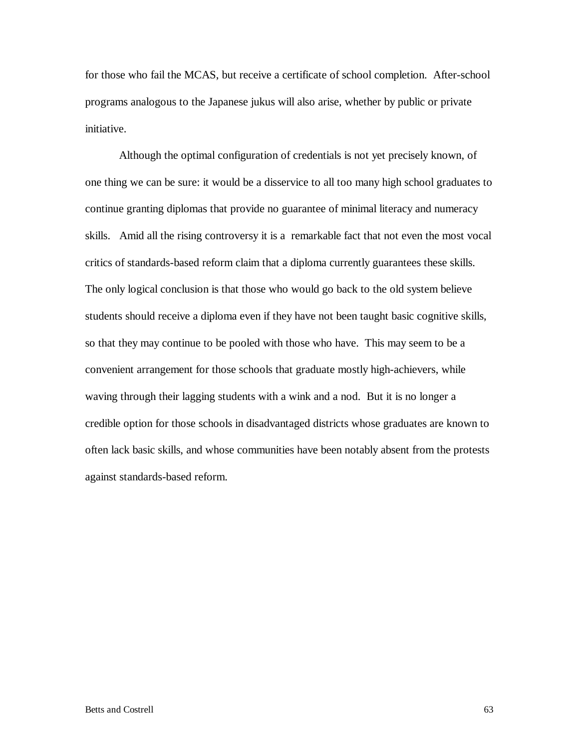for those who fail the MCAS, but receive a certificate of school completion. After-school programs analogous to the Japanese jukus will also arise, whether by public or private initiative.

Although the optimal configuration of credentials is not yet precisely known, of one thing we can be sure: it would be a disservice to all too many high school graduates to continue granting diplomas that provide no guarantee of minimal literacy and numeracy skills. Amid all the rising controversy it is a remarkable fact that not even the most vocal critics of standards-based reform claim that a diploma currently guarantees these skills. The only logical conclusion is that those who would go back to the old system believe students should receive a diploma even if they have not been taught basic cognitive skills, so that they may continue to be pooled with those who have. This may seem to be a convenient arrangement for those schools that graduate mostly high-achievers, while waving through their lagging students with a wink and a nod. But it is no longer a credible option for those schools in disadvantaged districts whose graduates are known to often lack basic skills, and whose communities have been notably absent from the protests against standards-based reform.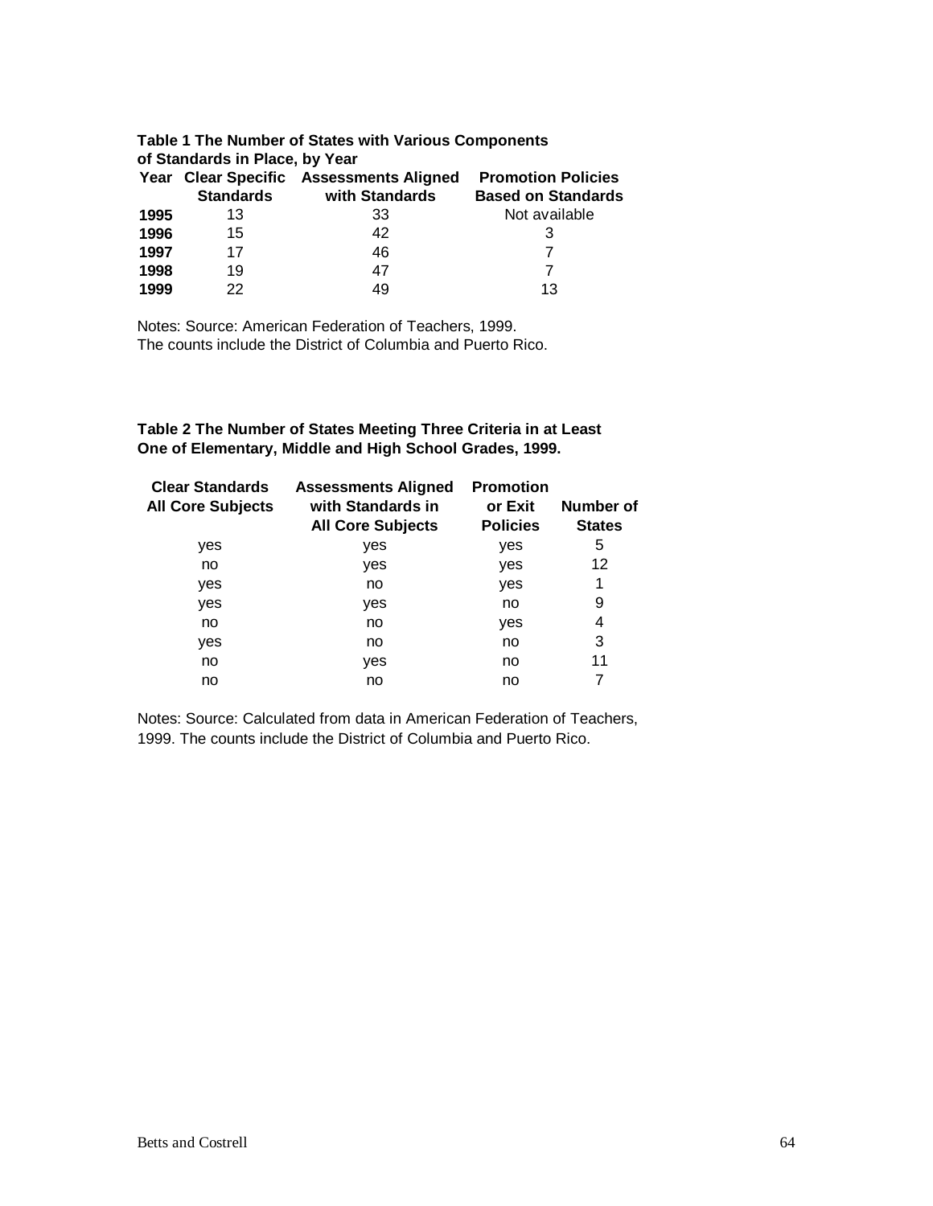**Table 1 The Number of States with Various Components of Standards in Place, by Year**

| Year | Clear Specific Standards | Assessments Aligned with Standards | Promotion Policies Based on Standards |
|---|---|---|---|
| **1995** | 13 | 33 | Not available |
| **1996** | 15 | 42 | 3 |
| **1997** | 17 | 46 | 7 |
| **1998** | 19 | 47 | 7 |
| **1999** | 22 | 49 | 13 |

Notes: Source: American Federation of Teachers, 1999.
The counts include the District of Columbia and Puerto Rico.

**Table 2 The Number of States Meeting Three Criteria in at Least One of Elementary, Middle and High School Grades, 1999.**

| Clear Standards All Core Subjects | Assessments Aligned with Standards in All Core Subjects | Promotion or Exit Policies | Number of States |
|---|---|---|---|
| yes | yes | yes | 5 |
| no | yes | yes | 12 |
| yes | no | yes | 1 |
| yes | yes | no | 9 |
| no | no | yes | 4 |
| yes | no | no | 3 |
| no | yes | no | 11 |
| no | no | no | 7 |

Notes: Source: Calculated from data in American Federation of Teachers, 1999. The counts include the District of Columbia and Puerto Rico.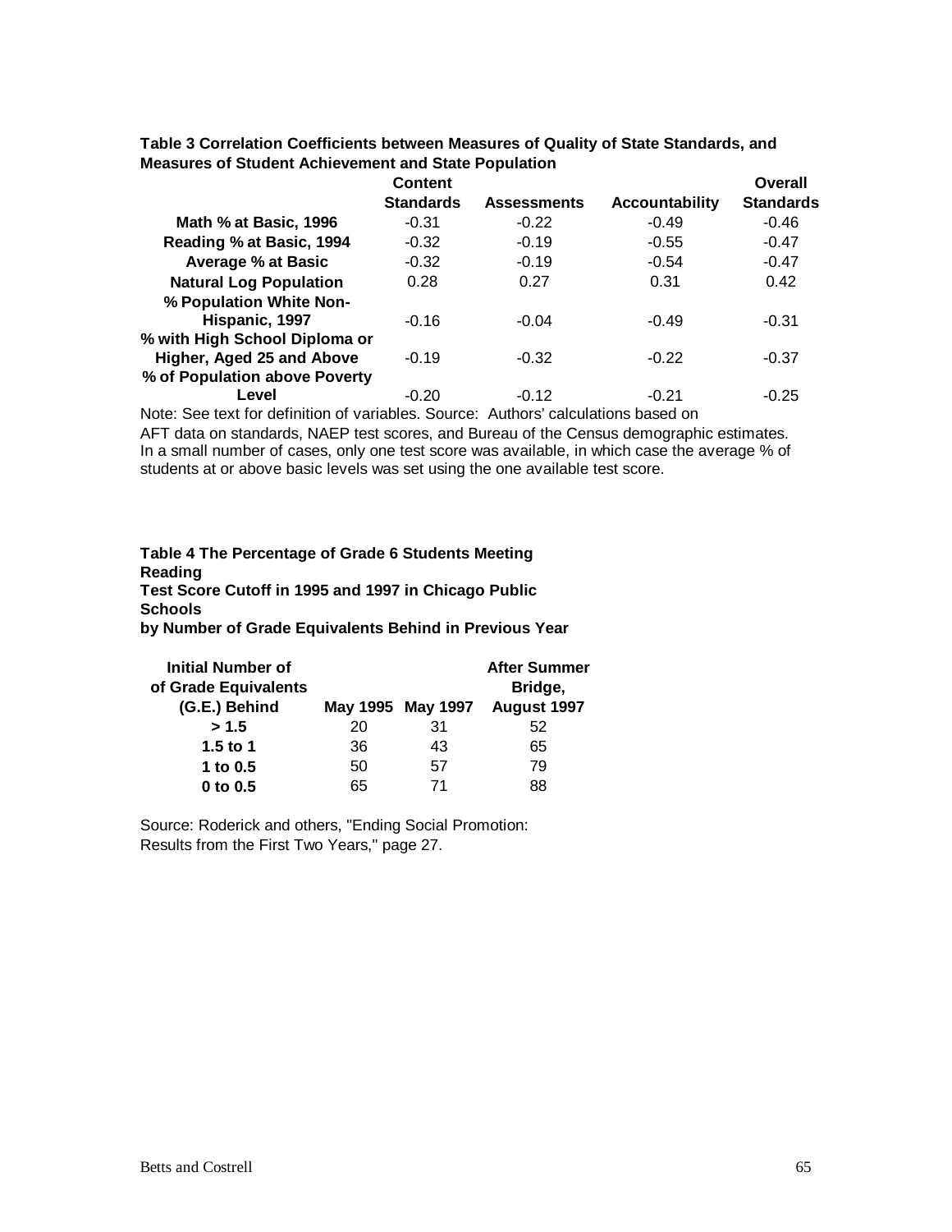**Table 3 Correlation Coefficients between Measures of Quality of State Standards, and Measures of Student Achievement and State Population**

| | Content Standards | Assessments | Accountability | Overall Standards |
|---|---|---|---|---|
| **Math % at Basic, 1996** | -0.31 | -0.22 | -0.49 | -0.46 |
| **Reading % at Basic, 1994** | -0.32 | -0.19 | -0.55 | -0.47 |
| **Average % at Basic** | -0.32 | -0.19 | -0.54 | -0.47 |
| **Natural Log Population** | 0.28 | 0.27 | 0.31 | 0.42 |
| **% Population White Non-Hispanic, 1997** | -0.16 | -0.04 | -0.49 | -0.31 |
| **% with High School Diploma or Higher, Aged 25 and Above** | -0.19 | -0.32 | -0.22 | -0.37 |
| **% of Population above Poverty Level** | -0.20 | -0.12 | -0.21 | -0.25 |

Note: See text for definition of variables. Source: Authors' calculations based on AFT data on standards, NAEP test scores, and Bureau of the Census demographic estimates. In a small number of cases, only one test score was available, in which case the average % of students at or above basic levels was set using the one available test score.

**Table 4 The Percentage of Grade 6 Students Meeting Reading Test Score Cutoff in 1995 and 1997 in Chicago Public Schools by Number of Grade Equivalents Behind in Previous Year**

| Initial Number of of Grade Equivalents (G.E.) Behind | May 1995 | May 1997 | After Summer Bridge, August 1997 |
|---|---|---|---|
| **> 1.5** | 20 | 31 | 52 |
| **1.5 to 1** | 36 | 43 | 65 |
| **1 to 0.5** | 50 | 57 | 79 |
| **0 to 0.5** | 65 | 71 | 88 |

Source: Roderick and others, "Ending Social Promotion: Results from the First Two Years," page 27.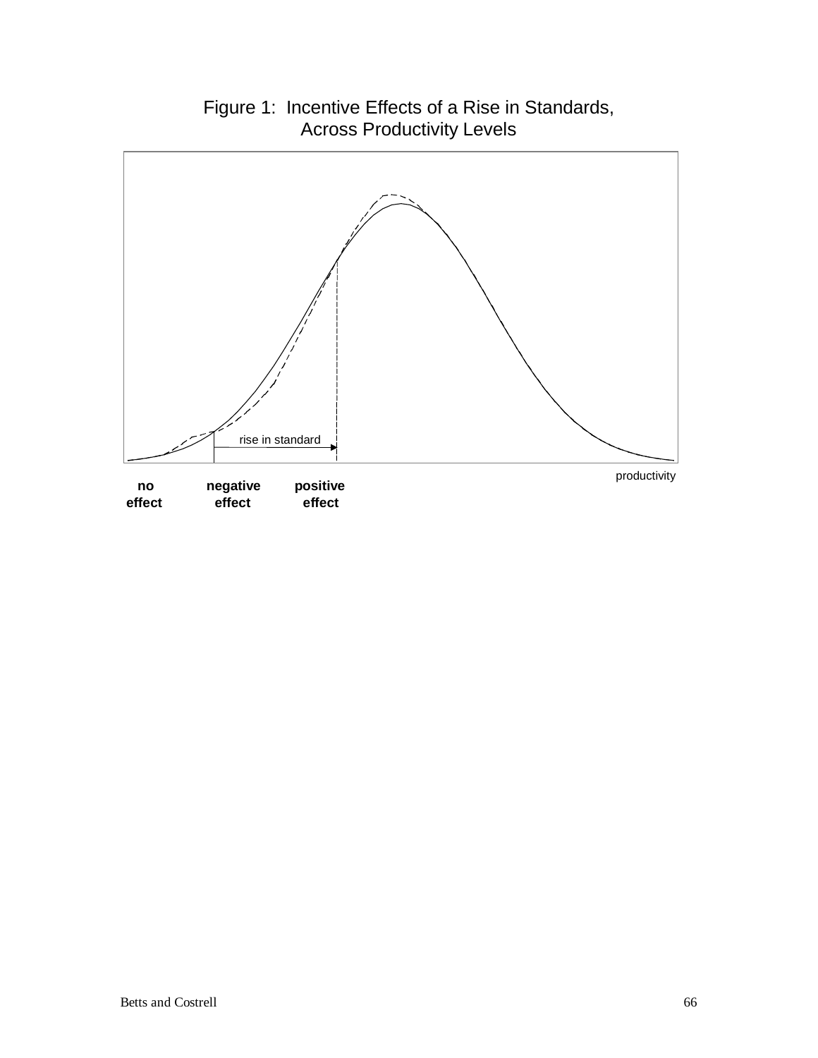Figure 1: Incentive Effects of a Rise in Standards, Across Productivity Levels

rise in standard

productivity

**no effect** **negative effect** **positive effect**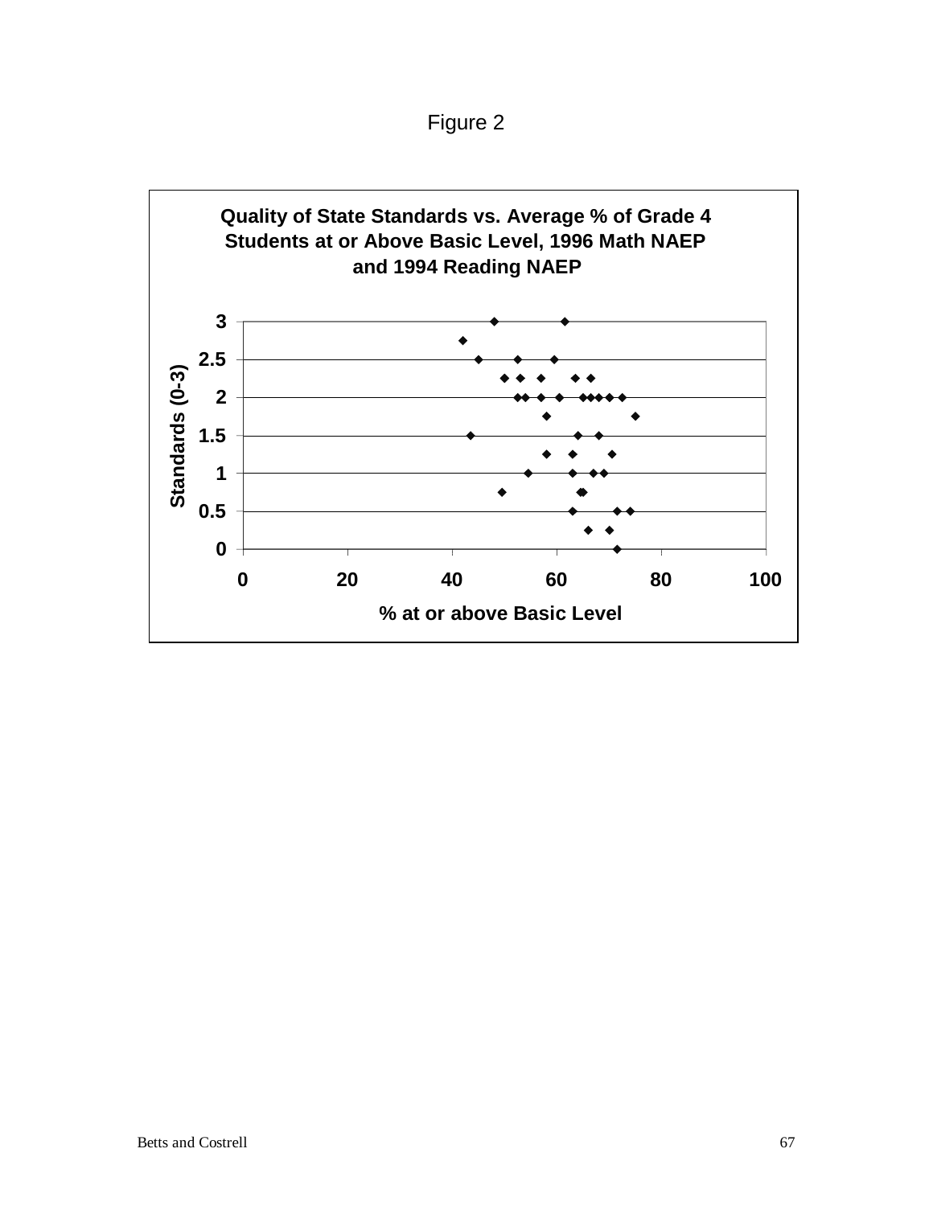Figure 2

**Quality of State Standards vs. Average % of Grade 4 Students at or Above Basic Level, 1996 Math NAEP and 1994 Reading NAEP**

Standards (0-3)

% at or above Basic Level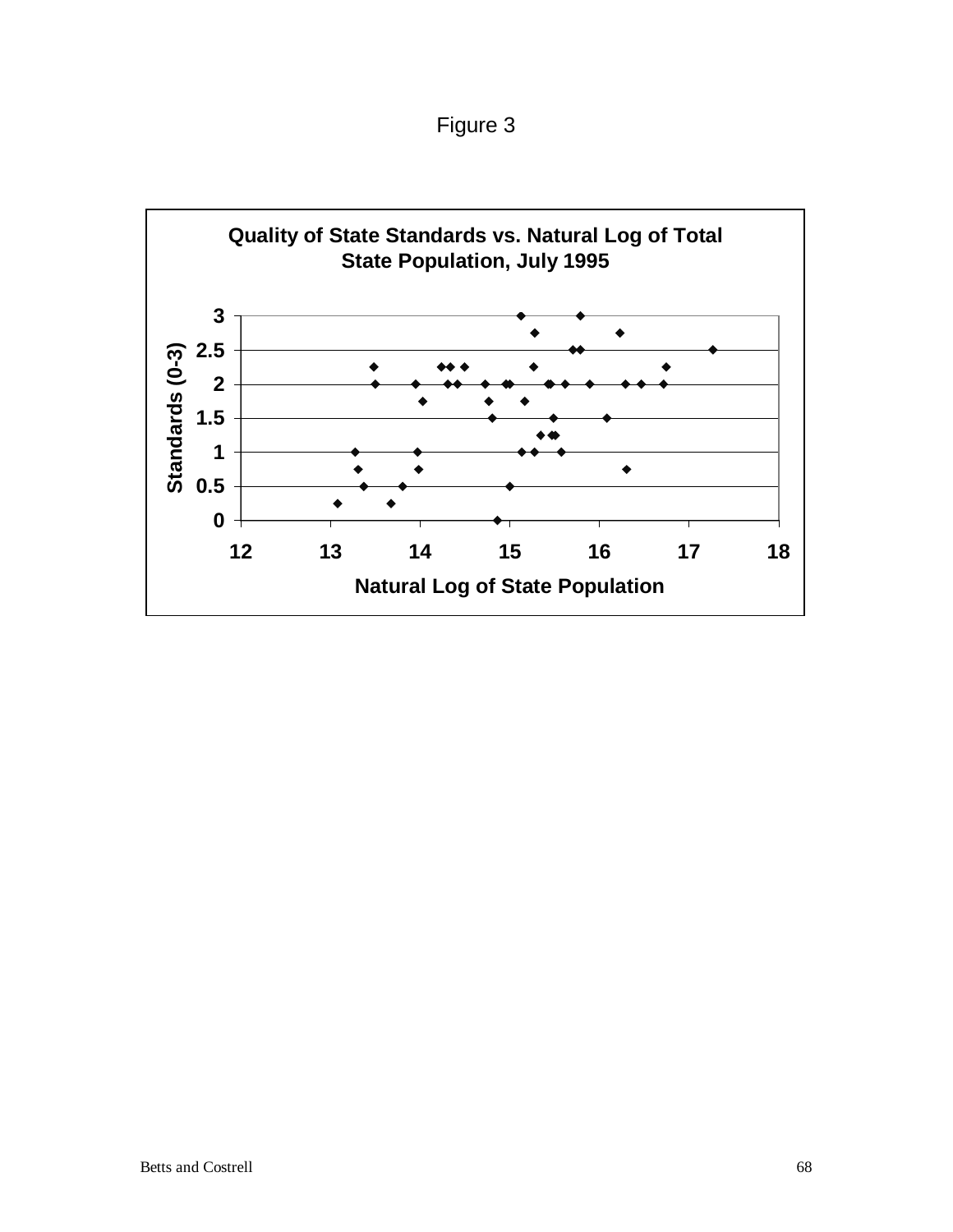Figure 3

**Quality of State Standards vs. Natural Log of Total State Population, July 1995**

Standards (0-3)

Natural Log of State Population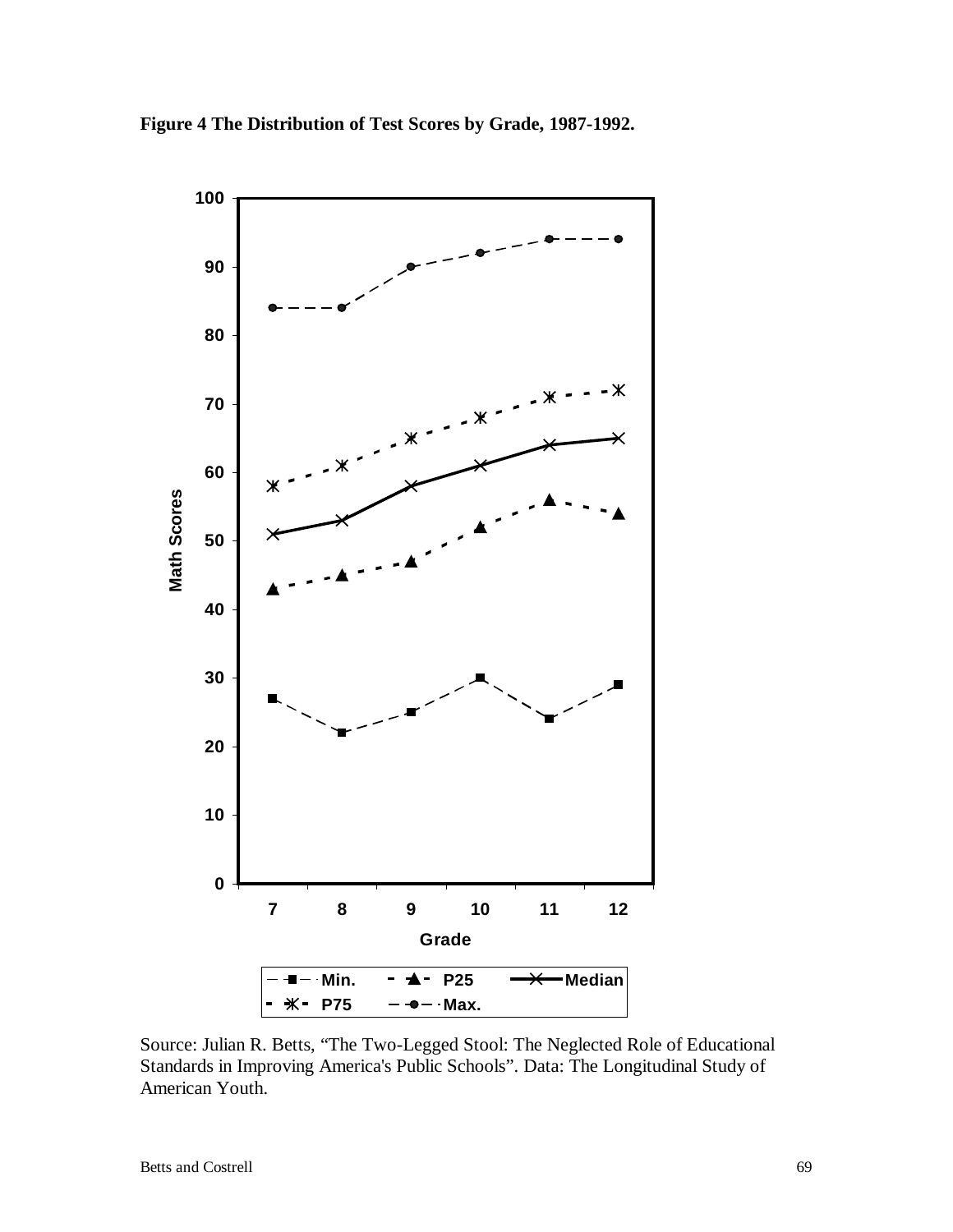**Figure 4 The Distribution of Test Scores by Grade, 1987-1992.**

Source: Julian R. Betts, “The Two-Legged Stool: The Neglected Role of Educational Standards in Improving America's Public Schools”. Data: The Longitudinal Study of American Youth.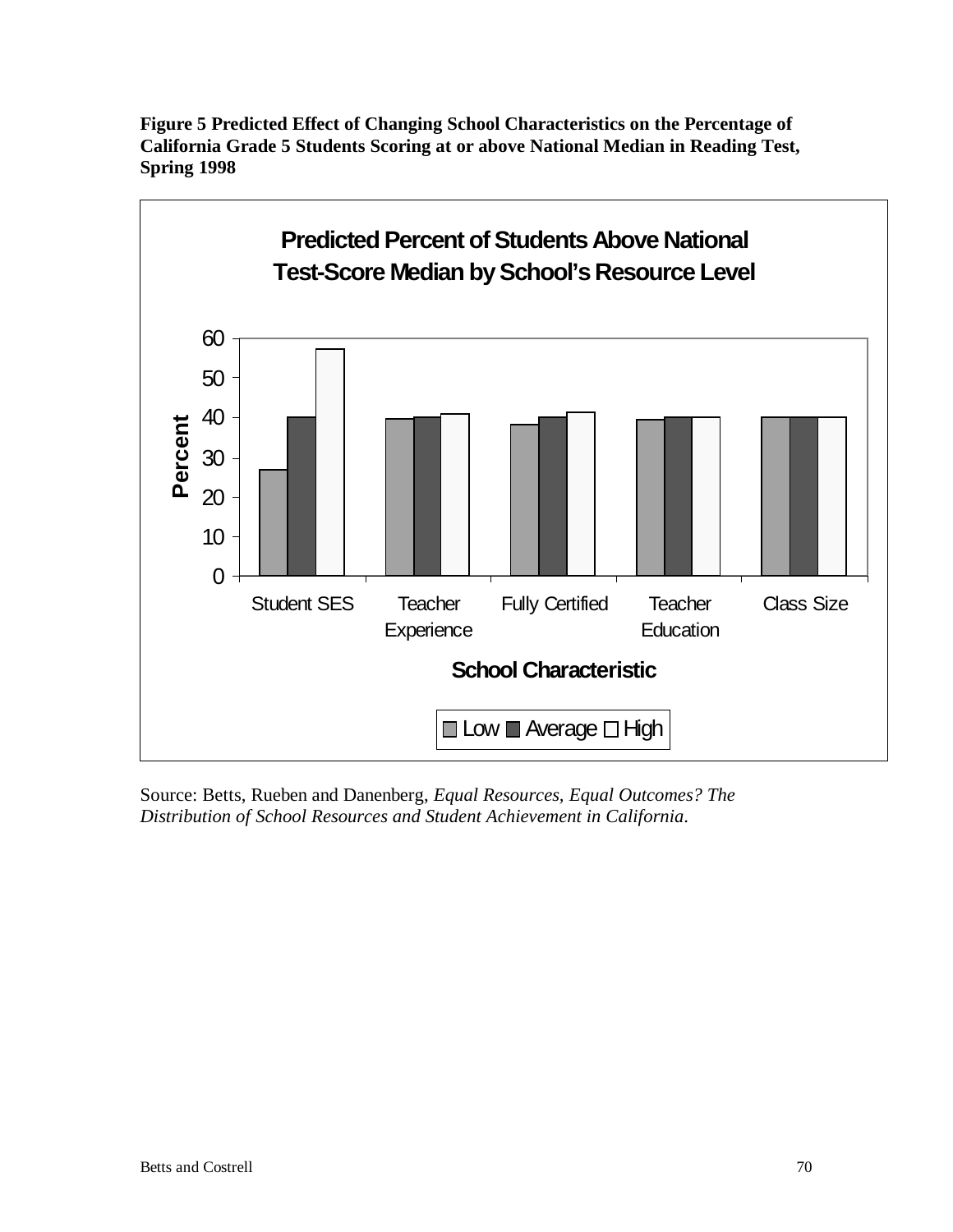**Figure 5 Predicted Effect of Changing School Characteristics on the Percentage of California Grade 5 Students Scoring at or above National Median in Reading Test, Spring 1998**

**Predicted Percent of Students Above National Test-Score Median by School's Resource Level**

Source: Betts, Rueben and Danenberg, *Equal Resources, Equal Outcomes? The Distribution of School Resources and Student Achievement in California*.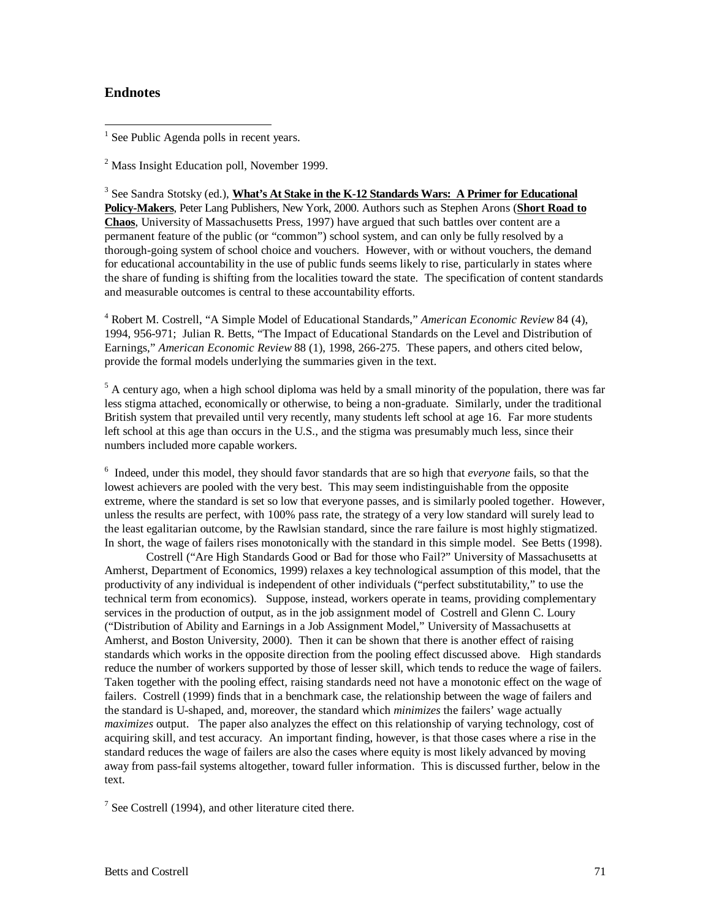## Endnotes

[1] See Public Agenda polls in recent years.

[2] Mass Insight Education poll, November 1999.

[3] See Sandra Stotsky (ed.), **What's At Stake in the K-12 Standards Wars: A Primer for Educational Policy-Makers**, Peter Lang Publishers, New York, 2000. Authors such as Stephen Arons (**Short Road to Chaos**, University of Massachusetts Press, 1997) have argued that such battles over content are a permanent feature of the public (or "common") school system, and can only be fully resolved by a thorough-going system of school choice and vouchers. However, with or without vouchers, the demand for educational accountability in the use of public funds seems likely to rise, particularly in states where the share of funding is shifting from the localities toward the state. The specification of content standards and measurable outcomes is central to these accountability efforts.

[4] Robert M. Costrell, "A Simple Model of Educational Standards," *American Economic Review* 84 (4), 1994, 956-971; Julian R. Betts, "The Impact of Educational Standards on the Level and Distribution of Earnings," *American Economic Review* 88 (1), 1998, 266-275. These papers, and others cited below, provide the formal models underlying the summaries given in the text.

[5] A century ago, when a high school diploma was held by a small minority of the population, there was far less stigma attached, economically or otherwise, to being a non-graduate. Similarly, under the traditional British system that prevailed until very recently, many students left school at age 16. Far more students left school at this age than occurs in the U.S., and the stigma was presumably much less, since their numbers included more capable workers.

[6] Indeed, under this model, they should favor standards that are so high that *everyone* fails, so that the lowest achievers are pooled with the very best. This may seem indistinguishable from the opposite extreme, where the standard is set so low that everyone passes, and is similarly pooled together. However, unless the results are perfect, with 100% pass rate, the strategy of a very low standard will surely lead to the least egalitarian outcome, by the Rawlsian standard, since the rare failure is most highly stigmatized. In short, the wage of failers rises monotonically with the standard in this simple model. See Betts (1998).

Costrell ("Are High Standards Good or Bad for those who Fail?" University of Massachusetts at Amherst, Department of Economics, 1999) relaxes a key technological assumption of this model, that the productivity of any individual is independent of other individuals ("perfect substitutability," to use the technical term from economics). Suppose, instead, workers operate in teams, providing complementary services in the production of output, as in the job assignment model of Costrell and Glenn C. Loury ("Distribution of Ability and Earnings in a Job Assignment Model," University of Massachusetts at Amherst, and Boston University, 2000). Then it can be shown that there is another effect of raising standards which works in the opposite direction from the pooling effect discussed above. High standards reduce the number of workers supported by those of lesser skill, which tends to reduce the wage of failers. Taken together with the pooling effect, raising standards need not have a monotonic effect on the wage of failers. Costrell (1999) finds that in a benchmark case, the relationship between the wage of failers and the standard is U-shaped, and, moreover, the standard which *minimizes* the failers' wage actually *maximizes* output. The paper also analyzes the effect on this relationship of varying technology, cost of acquiring skill, and test accuracy. An important finding, however, is that those cases where a rise in the standard reduces the wage of failers are also the cases where equity is most likely advanced by moving away from pass-fail systems altogether, toward fuller information. This is discussed further, below in the text.

[7] See Costrell (1994), and other literature cited there.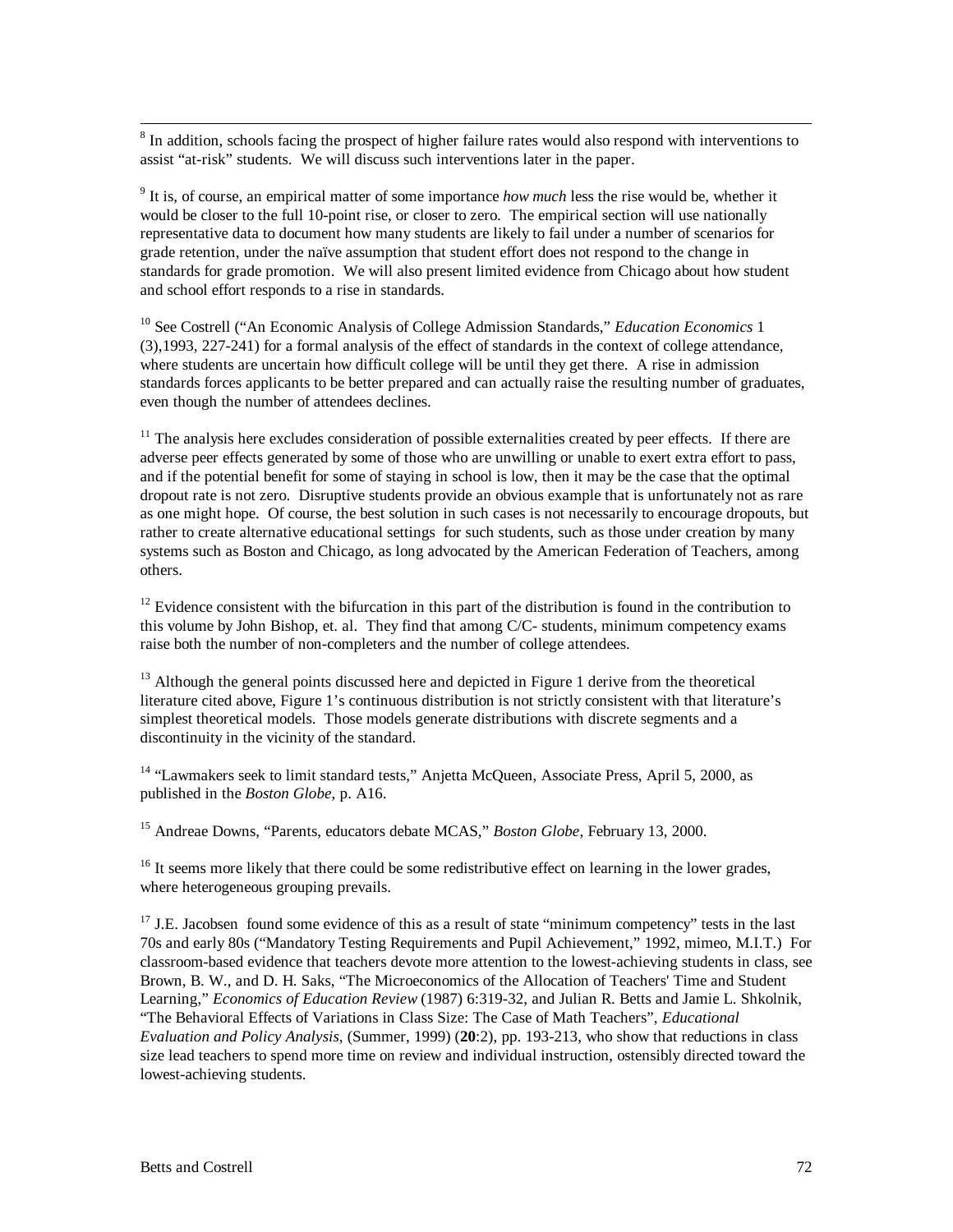[8] In addition, schools facing the prospect of higher failure rates would also respond with interventions to assist "at-risk" students. We will discuss such interventions later in the paper.

[9] It is, of course, an empirical matter of some importance *how much* less the rise would be, whether it would be closer to the full 10-point rise, or closer to zero. The empirical section will use nationally representative data to document how many students are likely to fail under a number of scenarios for grade retention, under the naïve assumption that student effort does not respond to the change in standards for grade promotion. We will also present limited evidence from Chicago about how student and school effort responds to a rise in standards.

[10] See Costrell ("An Economic Analysis of College Admission Standards," *Education Economics* 1 (3),1993, 227-241) for a formal analysis of the effect of standards in the context of college attendance, where students are uncertain how difficult college will be until they get there. A rise in admission standards forces applicants to be better prepared and can actually raise the resulting number of graduates, even though the number of attendees declines.

[11] The analysis here excludes consideration of possible externalities created by peer effects. If there are adverse peer effects generated by some of those who are unwilling or unable to exert extra effort to pass, and if the potential benefit for some of staying in school is low, then it may be the case that the optimal dropout rate is not zero. Disruptive students provide an obvious example that is unfortunately not as rare as one might hope. Of course, the best solution in such cases is not necessarily to encourage dropouts, but rather to create alternative educational settings for such students, such as those under creation by many systems such as Boston and Chicago, as long advocated by the American Federation of Teachers, among others.

[12] Evidence consistent with the bifurcation in this part of the distribution is found in the contribution to this volume by John Bishop, et. al. They find that among C/C- students, minimum competency exams raise both the number of non-completers and the number of college attendees.

[13] Although the general points discussed here and depicted in Figure 1 derive from the theoretical literature cited above, Figure 1's continuous distribution is not strictly consistent with that literature's simplest theoretical models. Those models generate distributions with discrete segments and a discontinuity in the vicinity of the standard.

[14] "Lawmakers seek to limit standard tests," Anjetta McQueen, Associate Press, April 5, 2000, as published in the *Boston Globe*, p. A16.

[15] Andreae Downs, "Parents, educators debate MCAS," *Boston Globe*, February 13, 2000.

[16] It seems more likely that there could be some redistributive effect on learning in the lower grades, where heterogeneous grouping prevails.

[17] J.E. Jacobsen found some evidence of this as a result of state "minimum competency" tests in the last 70s and early 80s ("Mandatory Testing Requirements and Pupil Achievement," 1992, mimeo, M.I.T.) For classroom-based evidence that teachers devote more attention to the lowest-achieving students in class, see Brown, B. W., and D. H. Saks, "The Microeconomics of the Allocation of Teachers' Time and Student Learning," *Economics of Education Review* (1987) 6:319-32, and Julian R. Betts and Jamie L. Shkolnik, "The Behavioral Effects of Variations in Class Size: The Case of Math Teachers", *Educational Evaluation and Policy Analysis*, (Summer, 1999) (**20**:2), pp. 193-213, who show that reductions in class size lead teachers to spend more time on review and individual instruction, ostensibly directed toward the lowest-achieving students.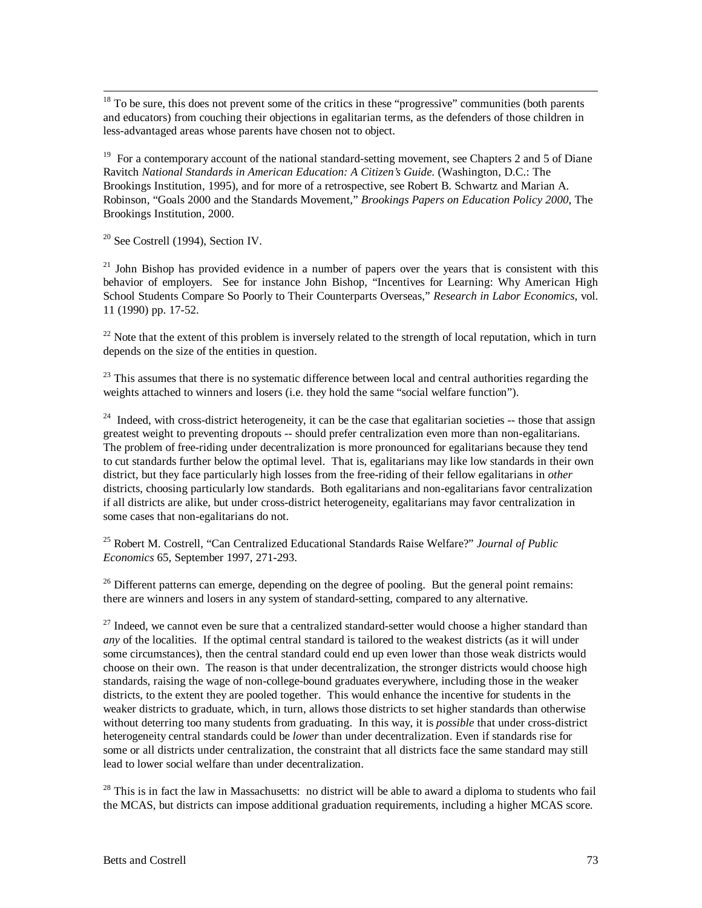[18] To be sure, this does not prevent some of the critics in these "progressive" communities (both parents and educators) from couching their objections in egalitarian terms, as the defenders of those children in less-advantaged areas whose parents have chosen not to object.

[19] For a contemporary account of the national standard-setting movement, see Chapters 2 and 5 of Diane Ravitch *National Standards in American Education: A Citizen's Guide.* (Washington, D.C.: The Brookings Institution, 1995), and for more of a retrospective, see Robert B. Schwartz and Marian A. Robinson, "Goals 2000 and the Standards Movement," *Brookings Papers on Education Policy 2000*, The Brookings Institution, 2000.

[20] See Costrell (1994), Section IV.

[21] John Bishop has provided evidence in a number of papers over the years that is consistent with this behavior of employers. See for instance John Bishop, "Incentives for Learning: Why American High School Students Compare So Poorly to Their Counterparts Overseas," *Research in Labor Economics*, vol. 11 (1990) pp. 17-52.

[22] Note that the extent of this problem is inversely related to the strength of local reputation, which in turn depends on the size of the entities in question.

[23] This assumes that there is no systematic difference between local and central authorities regarding the weights attached to winners and losers (i.e. they hold the same "social welfare function").

[24] Indeed, with cross-district heterogeneity, it can be the case that egalitarian societies -- those that assign greatest weight to preventing dropouts -- should prefer centralization even more than non-egalitarians. The problem of free-riding under decentralization is more pronounced for egalitarians because they tend to cut standards further below the optimal level. That is, egalitarians may like low standards in their own district, but they face particularly high losses from the free-riding of their fellow egalitarians in *other* districts, choosing particularly low standards. Both egalitarians and non-egalitarians favor centralization if all districts are alike, but under cross-district heterogeneity, egalitarians may favor centralization in some cases that non-egalitarians do not.

[25] Robert M. Costrell, "Can Centralized Educational Standards Raise Welfare?" *Journal of Public Economics* 65, September 1997, 271-293.

[26] Different patterns can emerge, depending on the degree of pooling. But the general point remains: there are winners and losers in any system of standard-setting, compared to any alternative.

[27] Indeed, we cannot even be sure that a centralized standard-setter would choose a higher standard than *any* of the localities. If the optimal central standard is tailored to the weakest districts (as it will under some circumstances), then the central standard could end up even lower than those weak districts would choose on their own. The reason is that under decentralization, the stronger districts would choose high standards, raising the wage of non-college-bound graduates everywhere, including those in the weaker districts, to the extent they are pooled together. This would enhance the incentive for students in the weaker districts to graduate, which, in turn, allows those districts to set higher standards than otherwise without deterring too many students from graduating. In this way, it is *possible* that under cross-district heterogeneity central standards could be *lower* than under decentralization. Even if standards rise for some or all districts under centralization, the constraint that all districts face the same standard may still lead to lower social welfare than under decentralization.

[28] This is in fact the law in Massachusetts: no district will be able to award a diploma to students who fail the MCAS, but districts can impose additional graduation requirements, including a higher MCAS score.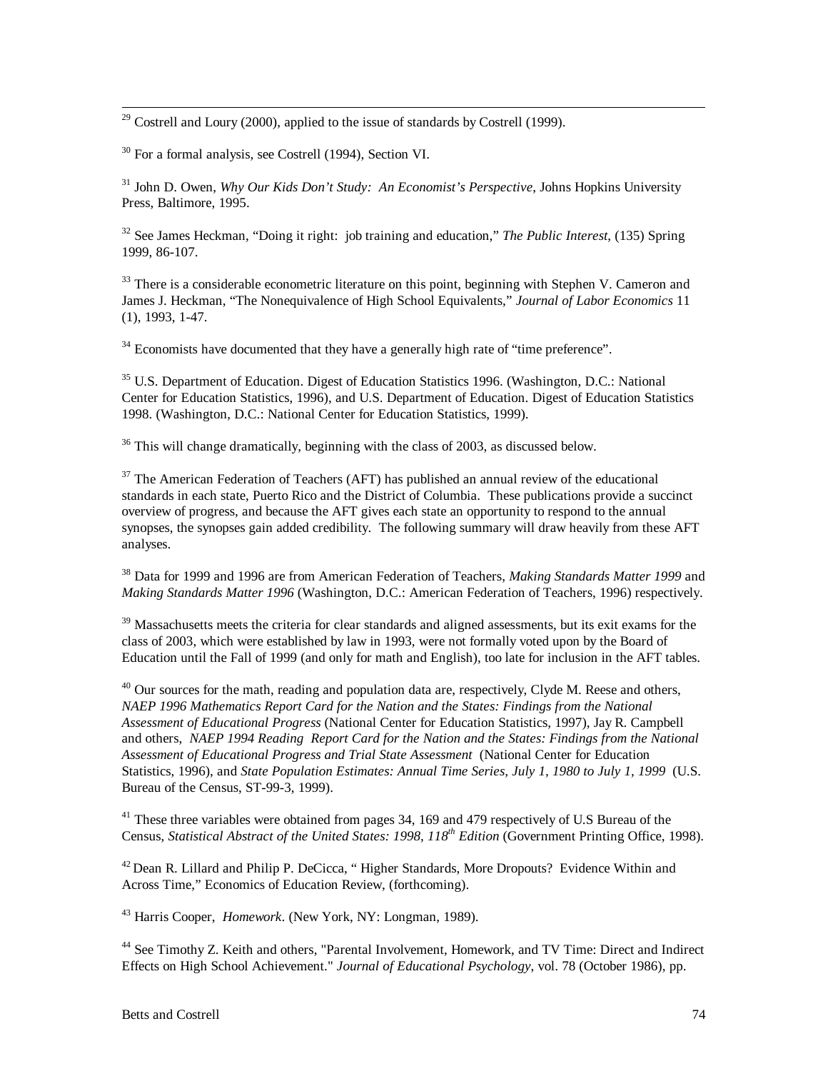[29] Costrell and Loury (2000), applied to the issue of standards by Costrell (1999).

[30] For a formal analysis, see Costrell (1994), Section VI.

[31] John D. Owen, *Why Our Kids Don't Study: An Economist's Perspective*, Johns Hopkins University Press, Baltimore, 1995.

[32] See James Heckman, "Doing it right: job training and education," *The Public Interest*, (135) Spring 1999, 86-107.

[33] There is a considerable econometric literature on this point, beginning with Stephen V. Cameron and James J. Heckman, "The Nonequivalence of High School Equivalents," *Journal of Labor Economics* 11 (1), 1993, 1-47.

[34] Economists have documented that they have a generally high rate of "time preference".

[35] U.S. Department of Education. Digest of Education Statistics 1996. (Washington, D.C.: National Center for Education Statistics, 1996), and U.S. Department of Education. Digest of Education Statistics 1998. (Washington, D.C.: National Center for Education Statistics, 1999).

[36] This will change dramatically, beginning with the class of 2003, as discussed below.

[37] The American Federation of Teachers (AFT) has published an annual review of the educational standards in each state, Puerto Rico and the District of Columbia. These publications provide a succinct overview of progress, and because the AFT gives each state an opportunity to respond to the annual synopses, the synopses gain added credibility. The following summary will draw heavily from these AFT analyses.

[38] Data for 1999 and 1996 are from American Federation of Teachers, *Making Standards Matter 1999* and *Making Standards Matter 1996* (Washington, D.C.: American Federation of Teachers, 1996) respectively.

[39] Massachusetts meets the criteria for clear standards and aligned assessments, but its exit exams for the class of 2003, which were established by law in 1993, were not formally voted upon by the Board of Education until the Fall of 1999 (and only for math and English), too late for inclusion in the AFT tables.

[40] Our sources for the math, reading and population data are, respectively, Clyde M. Reese and others, *NAEP 1996 Mathematics Report Card for the Nation and the States: Findings from the National Assessment of Educational Progress* (National Center for Education Statistics, 1997), Jay R. Campbell and others, *NAEP 1994 Reading Report Card for the Nation and the States: Findings from the National Assessment of Educational Progress and Trial State Assessment* (National Center for Education Statistics, 1996), and *State Population Estimates: Annual Time Series, July 1, 1980 to July 1, 1999* (U.S. Bureau of the Census, ST-99-3, 1999).

[41] These three variables were obtained from pages 34, 169 and 479 respectively of U.S Bureau of the Census, *Statistical Abstract of the United States: 1998, 118th Edition* (Government Printing Office, 1998).

[42] Dean R. Lillard and Philip P. DeCicca, " Higher Standards, More Dropouts? Evidence Within and Across Time," Economics of Education Review, (forthcoming).

[43] Harris Cooper, *Homework*. (New York, NY: Longman, 1989).

[44] See Timothy Z. Keith and others, "Parental Involvement, Homework, and TV Time: Direct and Indirect Effects on High School Achievement." *Journal of Educational Psychology*, vol. 78 (October 1986), pp.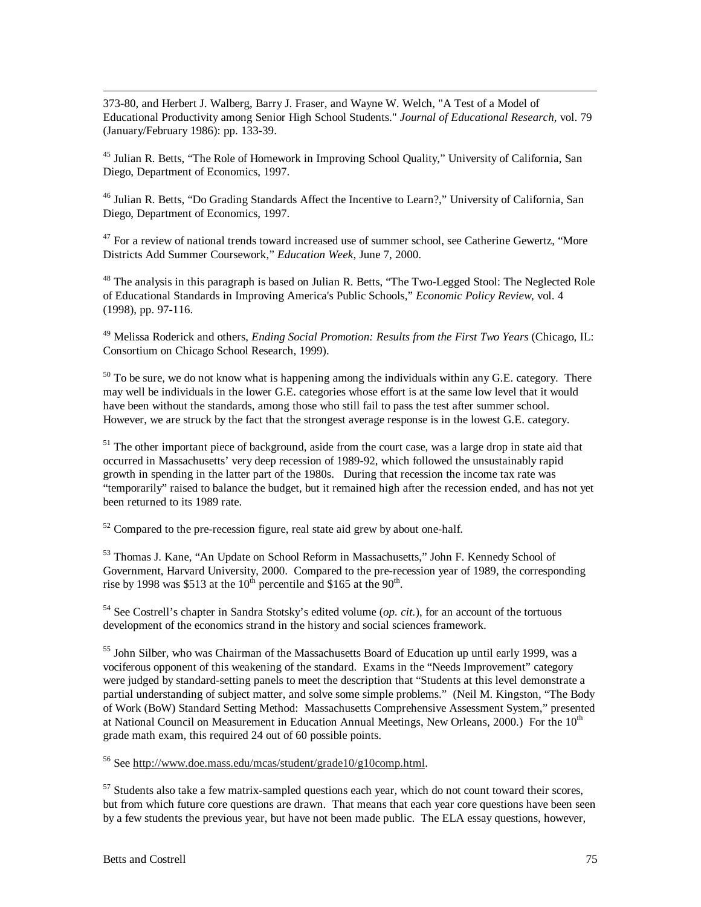373-80, and Herbert J. Walberg, Barry J. Fraser, and Wayne W. Welch, "A Test of a Model of Educational Productivity among Senior High School Students." *Journal of Educational Research*, vol. 79 (January/February 1986): pp. 133-39.

[45] Julian R. Betts, "The Role of Homework in Improving School Quality," University of California, San Diego, Department of Economics, 1997.

[46] Julian R. Betts, "Do Grading Standards Affect the Incentive to Learn?," University of California, San Diego, Department of Economics, 1997.

[47] For a review of national trends toward increased use of summer school, see Catherine Gewertz, "More Districts Add Summer Coursework," *Education Week*, June 7, 2000.

[48] The analysis in this paragraph is based on Julian R. Betts, "The Two-Legged Stool: The Neglected Role of Educational Standards in Improving America's Public Schools," *Economic Policy Review*, vol. 4 (1998), pp. 97-116.

[49] Melissa Roderick and others, *Ending Social Promotion: Results from the First Two Years* (Chicago, IL: Consortium on Chicago School Research, 1999).

[50] To be sure, we do not know what is happening among the individuals within any G.E. category. There may well be individuals in the lower G.E. categories whose effort is at the same low level that it would have been without the standards, among those who still fail to pass the test after summer school. However, we are struck by the fact that the strongest average response is in the lowest G.E. category.

[51] The other important piece of background, aside from the court case, was a large drop in state aid that occurred in Massachusetts' very deep recession of 1989-92, which followed the unsustainably rapid growth in spending in the latter part of the 1980s. During that recession the income tax rate was "temporarily" raised to balance the budget, but it remained high after the recession ended, and has not yet been returned to its 1989 rate.

[52] Compared to the pre-recession figure, real state aid grew by about one-half.

[53] Thomas J. Kane, "An Update on School Reform in Massachusetts," John F. Kennedy School of Government, Harvard University, 2000. Compared to the pre-recession year of 1989, the corresponding rise by 1998 was \$513 at the 10th percentile and \$165 at the 90th.

[54] See Costrell's chapter in Sandra Stotsky's edited volume (*op. cit.*), for an account of the tortuous development of the economics strand in the history and social sciences framework.

[55] John Silber, who was Chairman of the Massachusetts Board of Education up until early 1999, was a vociferous opponent of this weakening of the standard. Exams in the "Needs Improvement" category were judged by standard-setting panels to meet the description that "Students at this level demonstrate a partial understanding of subject matter, and solve some simple problems." (Neil M. Kingston, "The Body of Work (BoW) Standard Setting Method: Massachusetts Comprehensive Assessment System," presented at National Council on Measurement in Education Annual Meetings, New Orleans, 2000.) For the 10th grade math exam, this required 24 out of 60 possible points.

[56] See http://www.doe.mass.edu/mcas/student/grade10/g10comp.html.

[57] Students also take a few matrix-sampled questions each year, which do not count toward their scores, but from which future core questions are drawn. That means that each year core questions have been seen by a few students the previous year, but have not been made public. The ELA essay questions, however,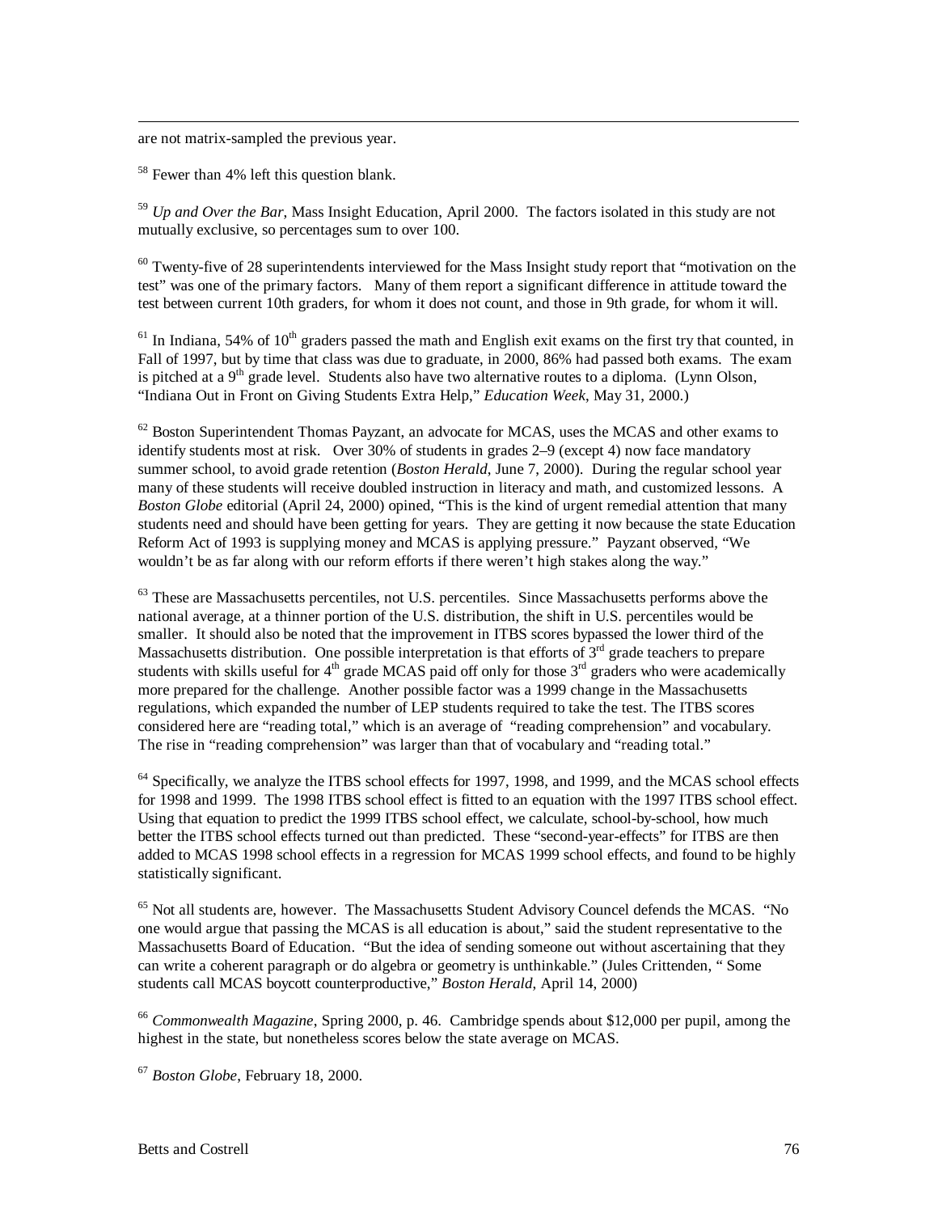are not matrix-sampled the previous year.

[58] Fewer than 4% left this question blank.

[59] *Up and Over the Bar*, Mass Insight Education, April 2000. The factors isolated in this study are not mutually exclusive, so percentages sum to over 100.

[60] Twenty-five of 28 superintendents interviewed for the Mass Insight study report that "motivation on the test" was one of the primary factors. Many of them report a significant difference in attitude toward the test between current 10th graders, for whom it does not count, and those in 9th grade, for whom it will.

[61] In Indiana, 54% of 10th graders passed the math and English exit exams on the first try that counted, in Fall of 1997, but by time that class was due to graduate, in 2000, 86% had passed both exams. The exam is pitched at a 9th grade level. Students also have two alternative routes to a diploma. (Lynn Olson, "Indiana Out in Front on Giving Students Extra Help," *Education Week*, May 31, 2000.)

[62] Boston Superintendent Thomas Payzant, an advocate for MCAS, uses the MCAS and other exams to identify students most at risk. Over 30% of students in grades 2–9 (except 4) now face mandatory summer school, to avoid grade retention (*Boston Herald*, June 7, 2000). During the regular school year many of these students will receive doubled instruction in literacy and math, and customized lessons. A *Boston Globe* editorial (April 24, 2000) opined, "This is the kind of urgent remedial attention that many students need and should have been getting for years. They are getting it now because the state Education Reform Act of 1993 is supplying money and MCAS is applying pressure." Payzant observed, "We wouldn't be as far along with our reform efforts if there weren't high stakes along the way."

[63] These are Massachusetts percentiles, not U.S. percentiles. Since Massachusetts performs above the national average, at a thinner portion of the U.S. distribution, the shift in U.S. percentiles would be smaller. It should also be noted that the improvement in ITBS scores bypassed the lower third of the Massachusetts distribution. One possible interpretation is that efforts of 3rd grade teachers to prepare students with skills useful for 4th grade MCAS paid off only for those 3rd graders who were academically more prepared for the challenge. Another possible factor was a 1999 change in the Massachusetts regulations, which expanded the number of LEP students required to take the test. The ITBS scores considered here are "reading total," which is an average of "reading comprehension" and vocabulary. The rise in "reading comprehension" was larger than that of vocabulary and "reading total."

[64] Specifically, we analyze the ITBS school effects for 1997, 1998, and 1999, and the MCAS school effects for 1998 and 1999. The 1998 ITBS school effect is fitted to an equation with the 1997 ITBS school effect. Using that equation to predict the 1999 ITBS school effect, we calculate, school-by-school, how much better the ITBS school effects turned out than predicted. These "second-year-effects" for ITBS are then added to MCAS 1998 school effects in a regression for MCAS 1999 school effects, and found to be highly statistically significant.

[65] Not all students are, however. The Massachusetts Student Advisory Council defends the MCAS. "No one would argue that passing the MCAS is all education is about," said the student representative to the Massachusetts Board of Education. "But the idea of sending someone out without ascertaining that they can write a coherent paragraph or do algebra or geometry is unthinkable." (Jules Crittenden, " Some students call MCAS boycott counterproductive," *Boston Herald*, April 14, 2000)

[66] *Commonwealth Magazine*, Spring 2000, p. 46. Cambridge spends about $12,000 per pupil, among the highest in the state, but nonetheless scores below the state average on MCAS.

[67] *Boston Globe*, February 18, 2000.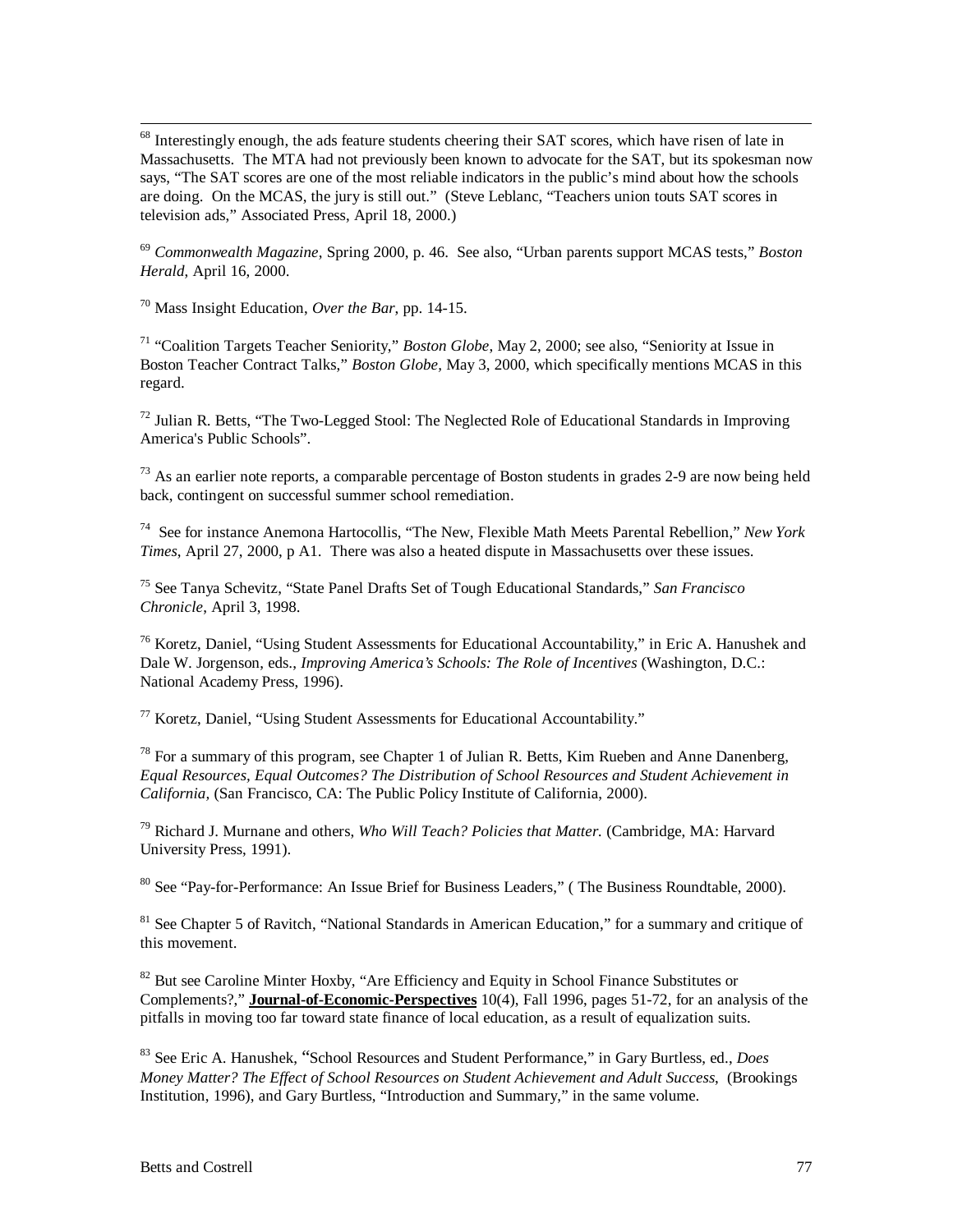[68] Interestingly enough, the ads feature students cheering their SAT scores, which have risen of late in Massachusetts. The MTA had not previously been known to advocate for the SAT, but its spokesman now says, "The SAT scores are one of the most reliable indicators in the public's mind about how the schools are doing. On the MCAS, the jury is still out." (Steve Leblanc, "Teachers union touts SAT scores in television ads," Associated Press, April 18, 2000.)

[69] *Commonwealth Magazine*, Spring 2000, p. 46. See also, "Urban parents support MCAS tests," *Boston Herald*, April 16, 2000.

[70] Mass Insight Education, *Over the Bar*, pp. 14-15.

[71] "Coalition Targets Teacher Seniority," *Boston Globe*, May 2, 2000; see also, "Seniority at Issue in Boston Teacher Contract Talks," *Boston Globe,* May 3, 2000, which specifically mentions MCAS in this regard.

[72] Julian R. Betts, "The Two-Legged Stool: The Neglected Role of Educational Standards in Improving America's Public Schools".

[73] As an earlier note reports, a comparable percentage of Boston students in grades 2-9 are now being held back, contingent on successful summer school remediation.

[74] See for instance Anemona Hartocollis, "The New, Flexible Math Meets Parental Rebellion," *New York Times,* April 27, 2000, p A1. There was also a heated dispute in Massachusetts over these issues.

[75] See Tanya Schevitz, "State Panel Drafts Set of Tough Educational Standards," *San Francisco Chronicle*, April 3, 1998.

[76] Koretz, Daniel, "Using Student Assessments for Educational Accountability," in Eric A. Hanushek and Dale W. Jorgenson, eds., *Improving America's Schools: The Role of Incentives* (Washington, D.C.: National Academy Press, 1996).

[77] Koretz, Daniel, "Using Student Assessments for Educational Accountability."

[78] For a summary of this program, see Chapter 1 of Julian R. Betts, Kim Rueben and Anne Danenberg, *Equal Resources, Equal Outcomes? The Distribution of School Resources and Student Achievement in California,* (San Francisco, CA: The Public Policy Institute of California, 2000).

[79] Richard J. Murnane and others, *Who Will Teach? Policies that Matter.* (Cambridge, MA: Harvard University Press, 1991).

[80] See "Pay-for-Performance: An Issue Brief for Business Leaders," ( The Business Roundtable, 2000).

[81] See Chapter 5 of Ravitch, "National Standards in American Education," for a summary and critique of this movement.

[82] But see Caroline Minter Hoxby, "Are Efficiency and Equity in School Finance Substitutes or Complements?," **Journal-of-Economic-Perspectives** 10(4), Fall 1996, pages 51-72, for an analysis of the pitfalls in moving too far toward state finance of local education, as a result of equalization suits.

[83] See Eric A. Hanushek, "School Resources and Student Performance," in Gary Burtless, ed., *Does Money Matter? The Effect of School Resources on Student Achievement and Adult Success*, (Brookings Institution, 1996), and Gary Burtless, "Introduction and Summary," in the same volume.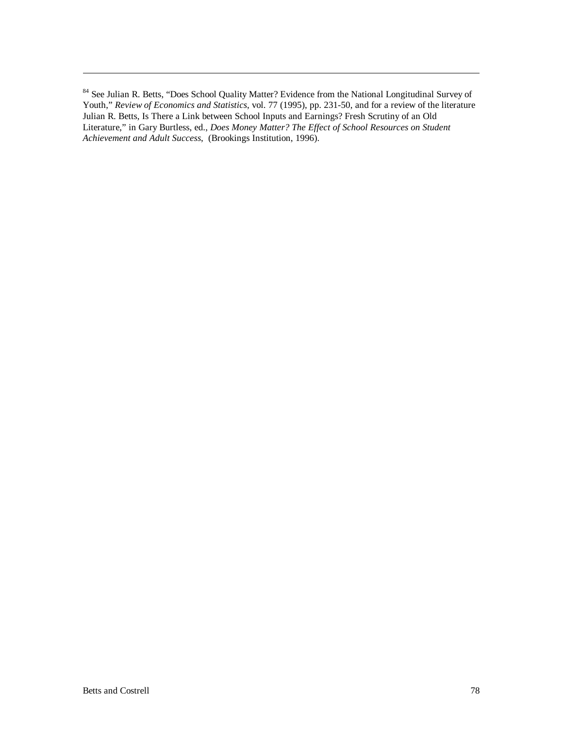[84] See Julian R. Betts, "Does School Quality Matter? Evidence from the National Longitudinal Survey of Youth," *Review of Economics and Statistics*, vol. 77 (1995), pp. 231-50, and for a review of the literature Julian R. Betts, Is There a Link between School Inputs and Earnings? Fresh Scrutiny of an Old Literature," in Gary Burtless, ed., *Does Money Matter? The Effect of School Resources on Student Achievement and Adult Success*, (Brookings Institution, 1996).